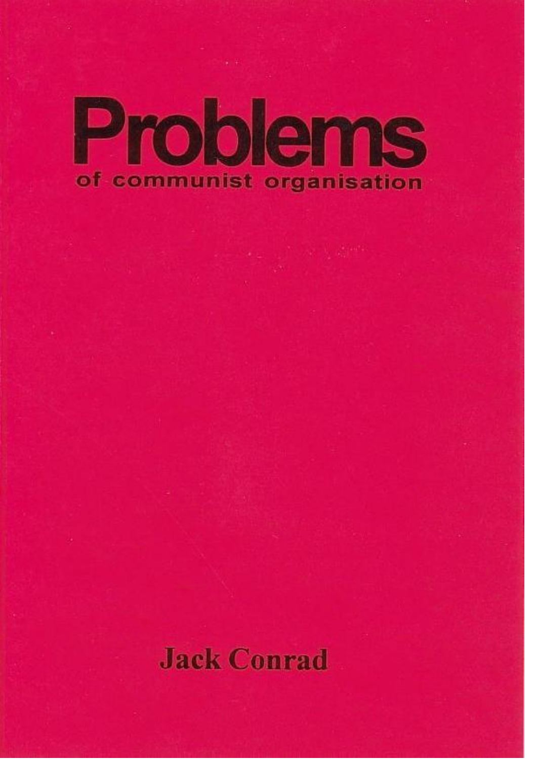# Problems

## of communist organisation

**Jack Conrad**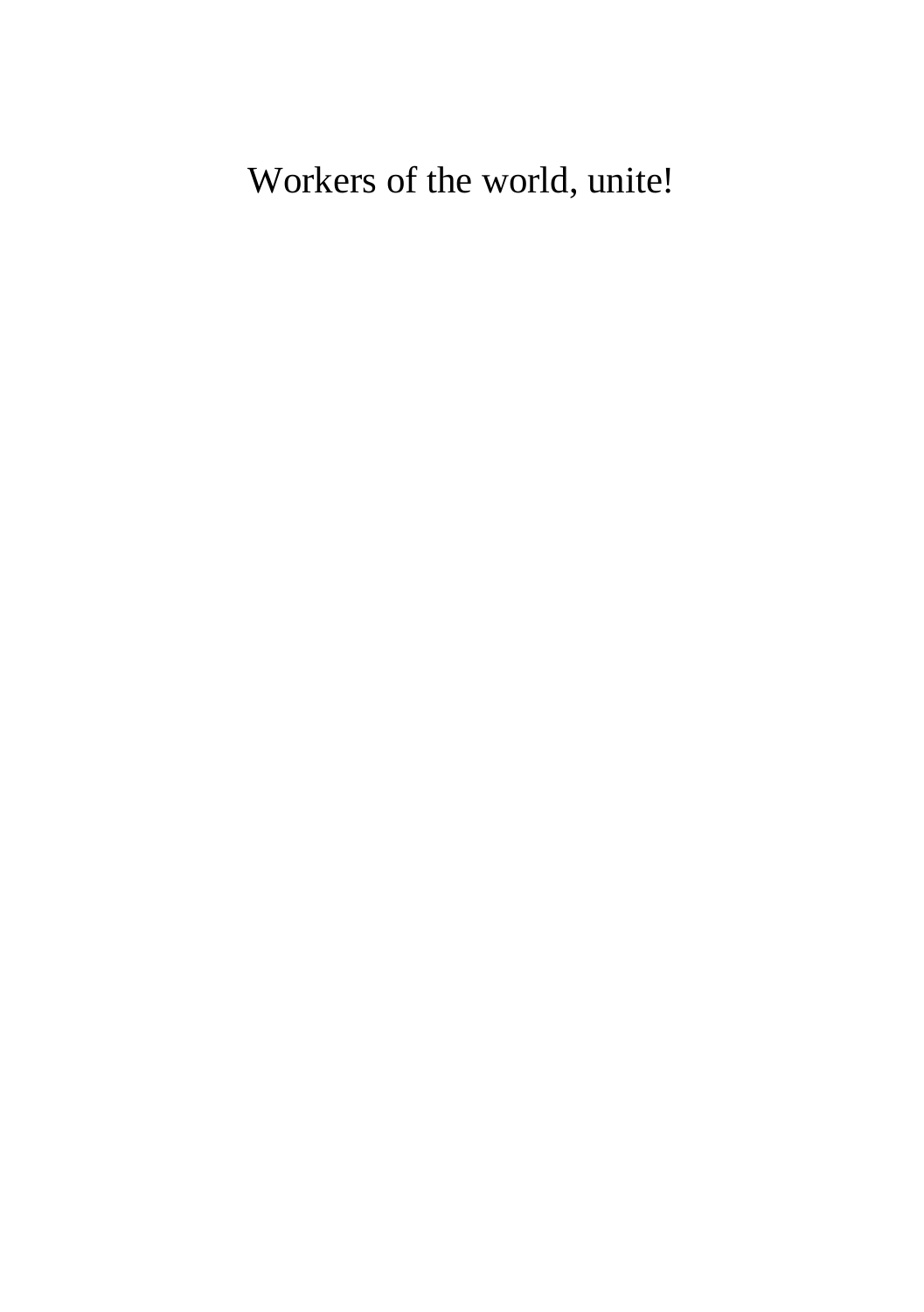Workers of the world, unite!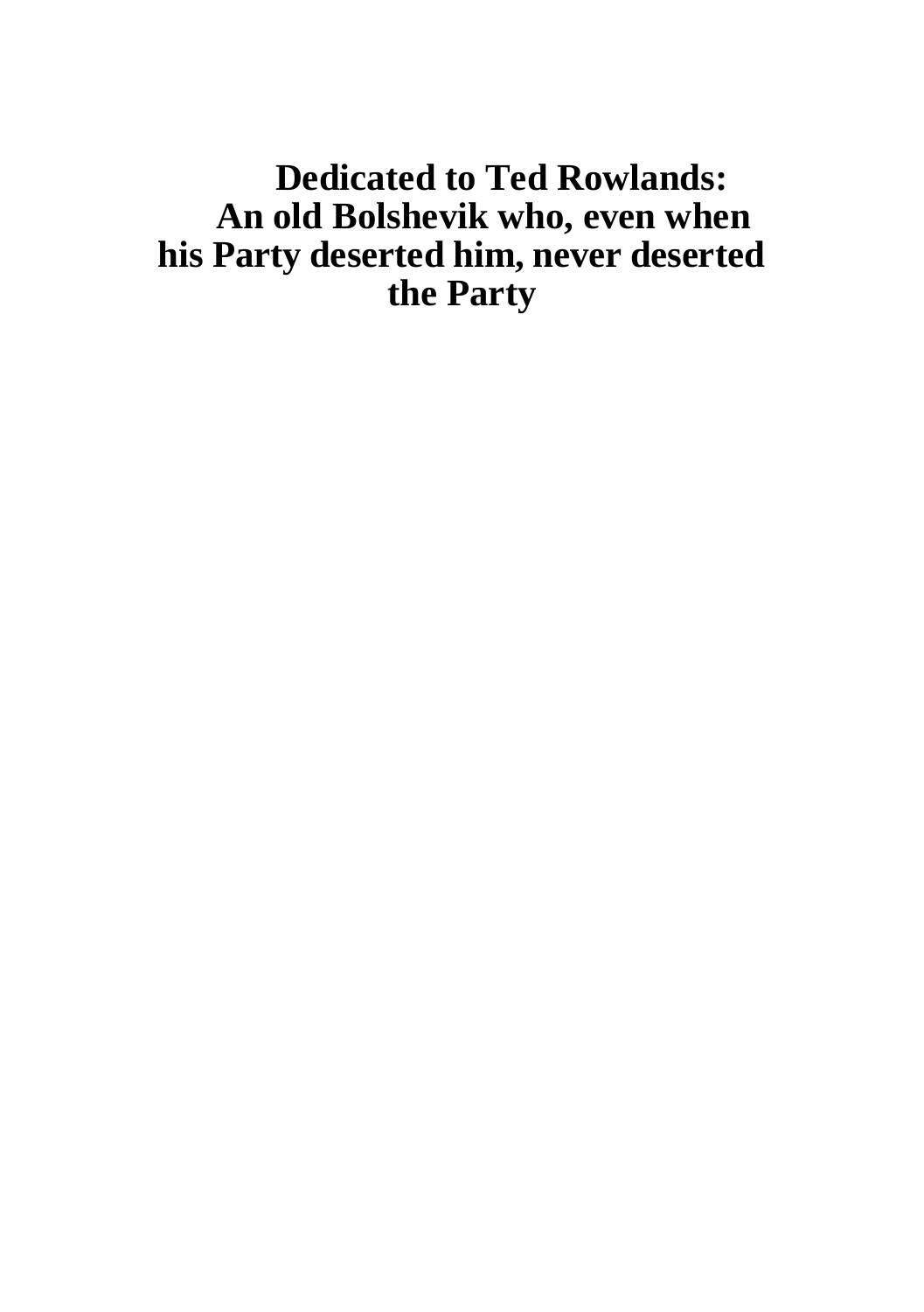**Dedicated to Ted Rowlands:
An old Bolshevik who, even when his Party deserted him, never deserted the Party**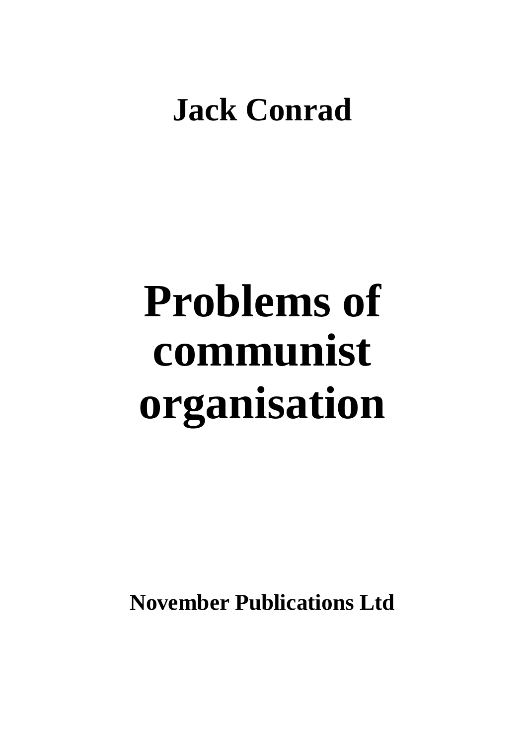**Jack Conrad**

# Problems of communist organisation

**November Publications Ltd**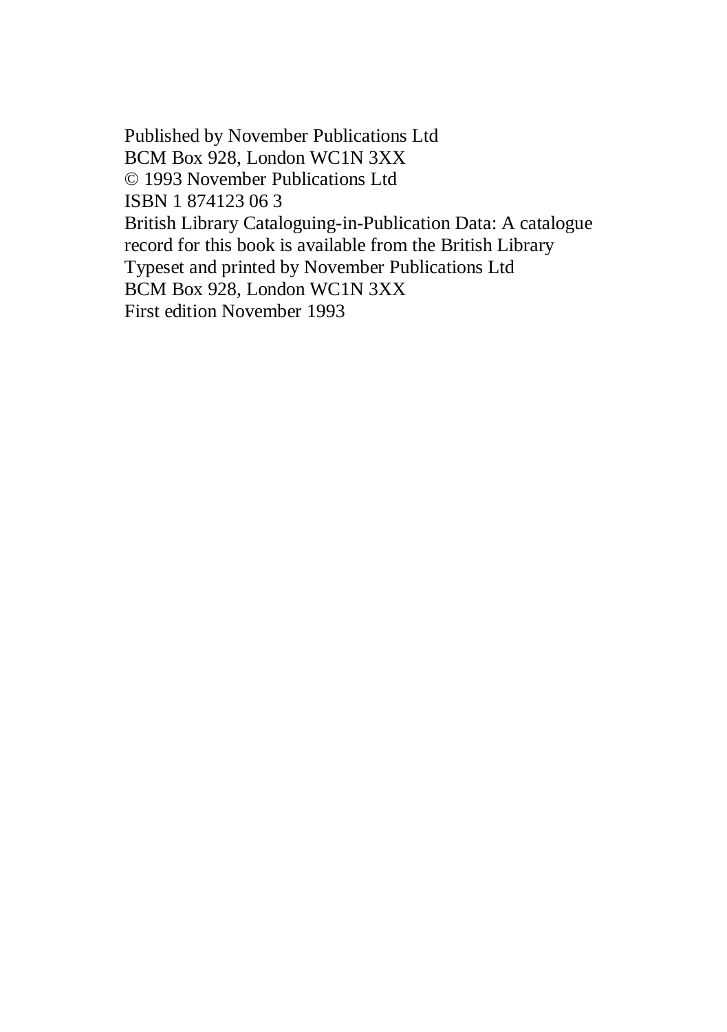Published by November Publications Ltd
BCM Box 928, London WC1N 3XX
© 1993 November Publications Ltd
ISBN 1 874123 06 3
British Library Cataloguing-in-Publication Data: A catalogue record for this book is available from the British Library
Typeset and printed by November Publications Ltd
BCM Box 928, London WC1N 3XX
First edition November 1993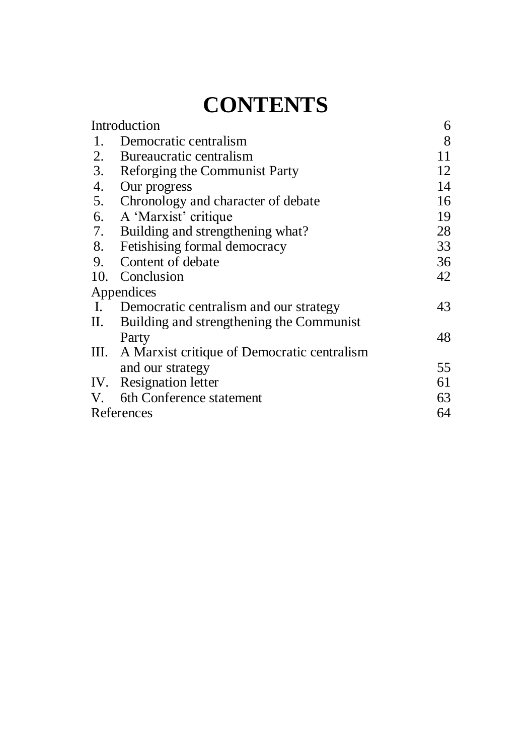# CONTENTS

| | | |
|---|---|---|
| Introduction | | 6 |
| 1. | Democratic centralism | 8 |
| 2. | Bureaucratic centralism | 11 |
| 3. | Reforging the Communist Party | 12 |
| 4. | Our progress | 14 |
| 5. | Chronology and character of debate | 16 |
| 6. | A 'Marxist' critique | 19 |
| 7. | Building and strengthening what? | 28 |
| 8. | Fetishising formal democracy | 33 |
| 9. | Content of debate | 36 |
| 10. | Conclusion | 42 |
| Appendices | | |
| I. | Democratic centralism and our strategy | 43 |
| II. | Building and strengthening the Communist Party | 48 |
| III. | A Marxist critique of Democratic centralism and our strategy | 55 |
| IV. | Resignation letter | 61 |
| V. | 6th Conference statement | 63 |
| References | | 64 |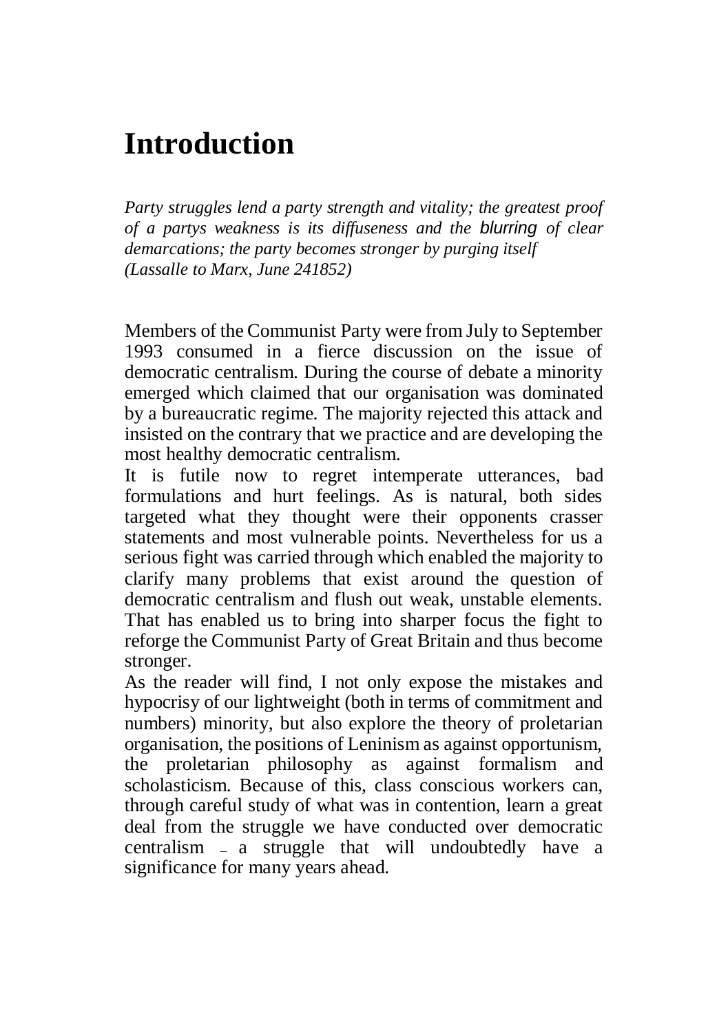# Introduction

*Party struggles lend a party strength and vitality; the greatest proof of a partys weakness is its diffuseness and the blurring of clear demarcations; the party becomes stronger by purging itself*
*(Lassalle to Marx, June 241852)*

Members of the Communist Party were from July to September 1993 consumed in a fierce discussion on the issue of democratic centralism. During the course of debate a minority emerged which claimed that our organisation was dominated by a bureaucratic regime. The majority rejected this attack and insisted on the contrary that we practice and are developing the most healthy democratic centralism.

It is futile now to regret intemperate utterances, bad formulations and hurt feelings. As is natural, both sides targeted what they thought were their opponents crasser statements and most vulnerable points. Nevertheless for us a serious fight was carried through which enabled the majority to clarify many problems that exist around the question of democratic centralism and flush out weak, unstable elements. That has enabled us to bring into sharper focus the fight to reforge the Communist Party of Great Britain and thus become stronger.

As the reader will find, I not only expose the mistakes and hypocrisy of our lightweight (both in terms of commitment and numbers) minority, but also explore the theory of proletarian organisation, the positions of Leninism as against opportunism, the proletarian philosophy as against formalism and scholasticism. Because of this, class conscious workers can, through careful study of what was in contention, learn a great deal from the struggle we have conducted over democratic centralism – a struggle that will undoubtedly have a significance for many years ahead.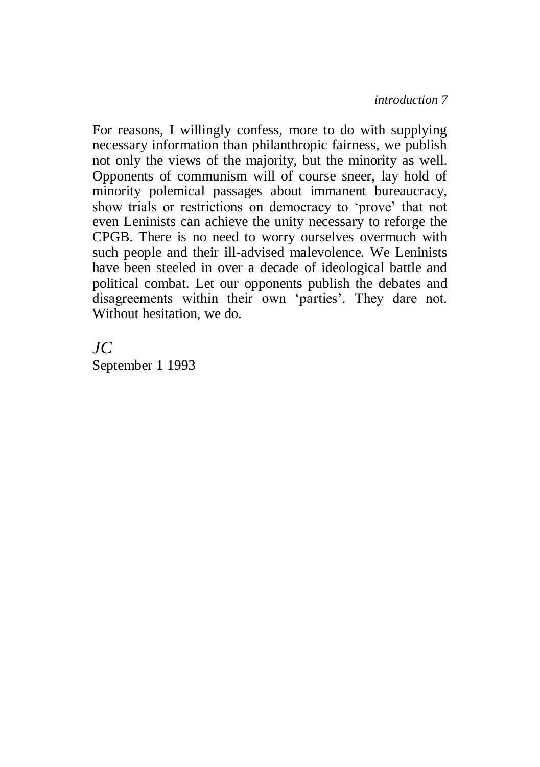For reasons, I willingly confess, more to do with supplying necessary information than philanthropic fairness, we publish not only the views of the majority, but the minority as well. Opponents of communism will of course sneer, lay hold of minority polemical passages about immanent bureaucracy, show trials or restrictions on democracy to 'prove' that not even Leninists can achieve the unity necessary to reforge the CPGB. There is no need to worry ourselves overmuch with such people and their ill-advised malevolence. We Leninists have been steeled in over a decade of ideological battle and political combat. Let our opponents publish the debates and disagreements within their own 'parties'. They dare not. Without hesitation, we do.

*JC*
September 1 1993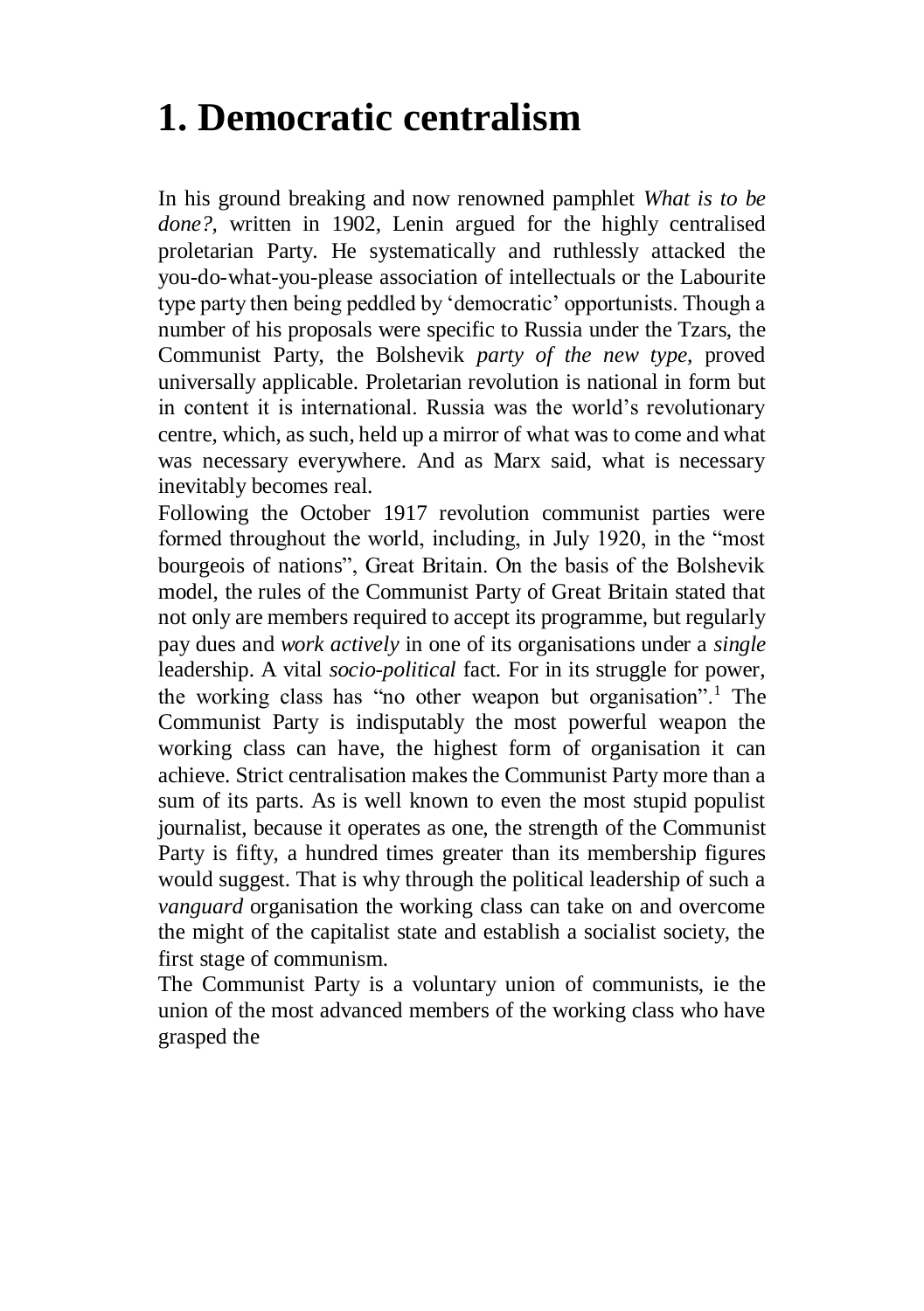# 1. Democratic centralism

In his ground breaking and now renowned pamphlet *What is to be done?*, written in 1902, Lenin argued for the highly centralised proletarian Party. He systematically and ruthlessly attacked the you-do-what-you-please association of intellectuals or the Labourite type party then being peddled by 'democratic' opportunists. Though a number of his proposals were specific to Russia under the Tzars, the Communist Party, the Bolshevik *party of the new type,* proved universally applicable. Proletarian revolution is national in form but in content it is international. Russia was the world's revolutionary centre, which, as such, held up a mirror of what was to come and what was necessary everywhere. And as Marx said, what is necessary inevitably becomes real.

Following the October 1917 revolution communist parties were formed throughout the world, including, in July 1920, in the "most bourgeois of nations", Great Britain. On the basis of the Bolshevik model, the rules of the Communist Party of Great Britain stated that not only are members required to accept its programme, but regularly pay dues and *work actively* in one of its organisations under a *single* leadership. A vital *socio-political* fact. For in its struggle for power, the working class has "no other weapon but organisation".[1] The Communist Party is indisputably the most powerful weapon the working class can have, the highest form of organisation it can achieve. Strict centralisation makes the Communist Party more than a sum of its parts. As is well known to even the most stupid populist journalist, because it operates as one, the strength of the Communist Party is fifty, a hundred times greater than its membership figures would suggest. That is why through the political leadership of such a *vanguard* organisation the working class can take on and overcome the might of the capitalist state and establish a socialist society, the first stage of communism.

The Communist Party is a voluntary union of communists, ie the union of the most advanced members of the working class who have grasped the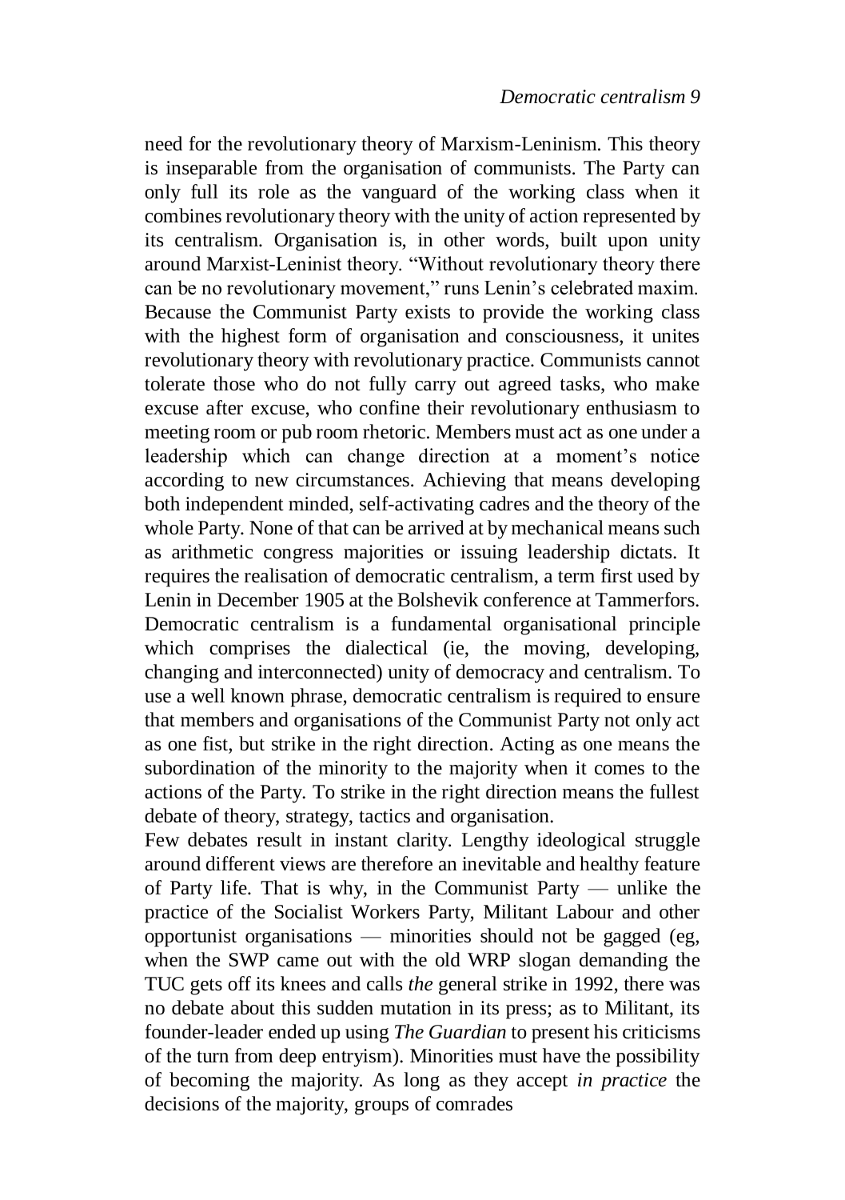need for the revolutionary theory of Marxism-Leninism. This theory is inseparable from the organisation of communists. The Party can only full its role as the vanguard of the working class when it combines revolutionary theory with the unity of action represented by its centralism. Organisation is, in other words, built upon unity around Marxist-Leninist theory. "Without revolutionary theory there can be no revolutionary movement," runs Lenin's celebrated maxim. Because the Communist Party exists to provide the working class with the highest form of organisation and consciousness, it unites revolutionary theory with revolutionary practice. Communists cannot tolerate those who do not fully carry out agreed tasks, who make excuse after excuse, who confine their revolutionary enthusiasm to meeting room or pub room rhetoric. Members must act as one under a leadership which can change direction at a moment's notice according to new circumstances. Achieving that means developing both independent minded, self-activating cadres and the theory of the whole Party. None of that can be arrived at by mechanical means such as arithmetic congress majorities or issuing leadership dictats. It requires the realisation of democratic centralism, a term first used by Lenin in December 1905 at the Bolshevik conference at Tammerfors. Democratic centralism is a fundamental organisational principle which comprises the dialectical (ie, the moving, developing, changing and interconnected) unity of democracy and centralism. To use a well known phrase, democratic centralism is required to ensure that members and organisations of the Communist Party not only act as one fist, but strike in the right direction. Acting as one means the subordination of the minority to the majority when it comes to the actions of the Party. To strike in the right direction means the fullest debate of theory, strategy, tactics and organisation.

Few debates result in instant clarity. Lengthy ideological struggle around different views are therefore an inevitable and healthy feature of Party life. That is why, in the Communist Party — unlike the practice of the Socialist Workers Party, Militant Labour and other opportunist organisations — minorities should not be gagged (eg, when the SWP came out with the old WRP slogan demanding the TUC gets off its knees and calls *the* general strike in 1992, there was no debate about this sudden mutation in its press; as to Militant, its founder-leader ended up using *The Guardian* to present his criticisms of the turn from deep entryism). Minorities must have the possibility of becoming the majority. As long as they accept *in practice* the decisions of the majority, groups of comrades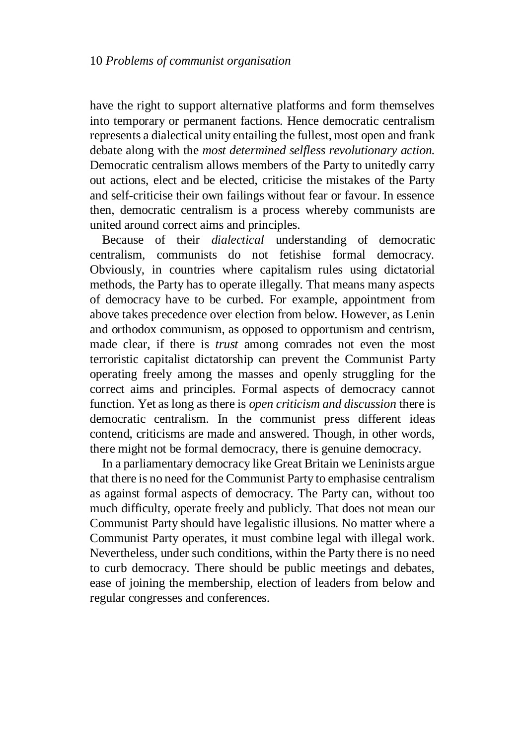have the right to support alternative platforms and form themselves into temporary or permanent factions. Hence democratic centralism represents a dialectical unity entailing the fullest, most open and frank debate along with the *most determined selfless revolutionary action.* Democratic centralism allows members of the Party to unitedly carry out actions, elect and be elected, criticise the mistakes of the Party and self-criticise their own failings without fear or favour. In essence then, democratic centralism is a process whereby communists are united around correct aims and principles.

Because of their *dialectical* understanding of democratic centralism, communists do not fetishise formal democracy. Obviously, in countries where capitalism rules using dictatorial methods, the Party has to operate illegally. That means many aspects of democracy have to be curbed. For example, appointment from above takes precedence over election from below. However, as Lenin and orthodox communism, as opposed to opportunism and centrism, made clear, if there is *trust* among comrades not even the most terroristic capitalist dictatorship can prevent the Communist Party operating freely among the masses and openly struggling for the correct aims and principles. Formal aspects of democracy cannot function. Yet as long as there is *open criticism and discussion* there is democratic centralism. In the communist press different ideas contend, criticisms are made and answered. Though, in other words, there might not be formal democracy, there is genuine democracy.

In a parliamentary democracy like Great Britain we Leninists argue that there is no need for the Communist Party to emphasise centralism as against formal aspects of democracy. The Party can, without too much difficulty, operate freely and publicly. That does not mean our Communist Party should have legalistic illusions. No matter where a Communist Party operates, it must combine legal with illegal work. Nevertheless, under such conditions, within the Party there is no need to curb democracy. There should be public meetings and debates, ease of joining the membership, election of leaders from below and regular congresses and conferences.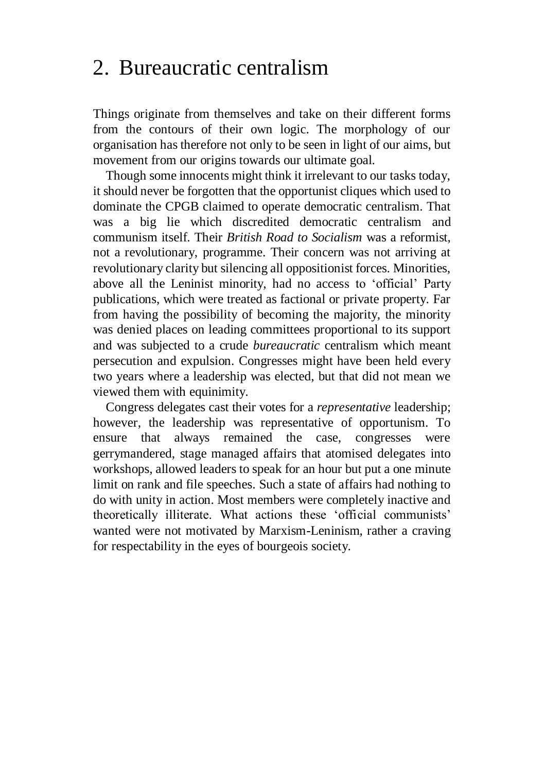## 2. Bureaucratic centralism

Things originate from themselves and take on their different forms from the contours of their own logic. The morphology of our organisation has therefore not only to be seen in light of our aims, but movement from our origins towards our ultimate goal.

Though some innocents might think it irrelevant to our tasks today, it should never be forgotten that the opportunist cliques which used to dominate the CPGB claimed to operate democratic centralism. That was a big lie which discredited democratic centralism and communism itself. Their *British Road to Socialism* was a reformist, not a revolutionary, programme. Their concern was not arriving at revolutionary clarity but silencing all oppositionist forces. Minorities, above all the Leninist minority, had no access to 'official' Party publications, which were treated as factional or private property. Far from having the possibility of becoming the majority, the minority was denied places on leading committees proportional to its support and was subjected to a crude *bureaucratic* centralism which meant persecution and expulsion. Congresses might have been held every two years where a leadership was elected, but that did not mean we viewed them with equinimity.

Congress delegates cast their votes for a *representative* leadership; however, the leadership was representative of opportunism. To ensure that always remained the case, congresses were gerrymandered, stage managed affairs that atomised delegates into workshops, allowed leaders to speak for an hour but put a one minute limit on rank and file speeches. Such a state of affairs had nothing to do with unity in action. Most members were completely inactive and theoretically illiterate. What actions these 'official communists' wanted were not motivated by Marxism-Leninism, rather a craving for respectability in the eyes of bourgeois society.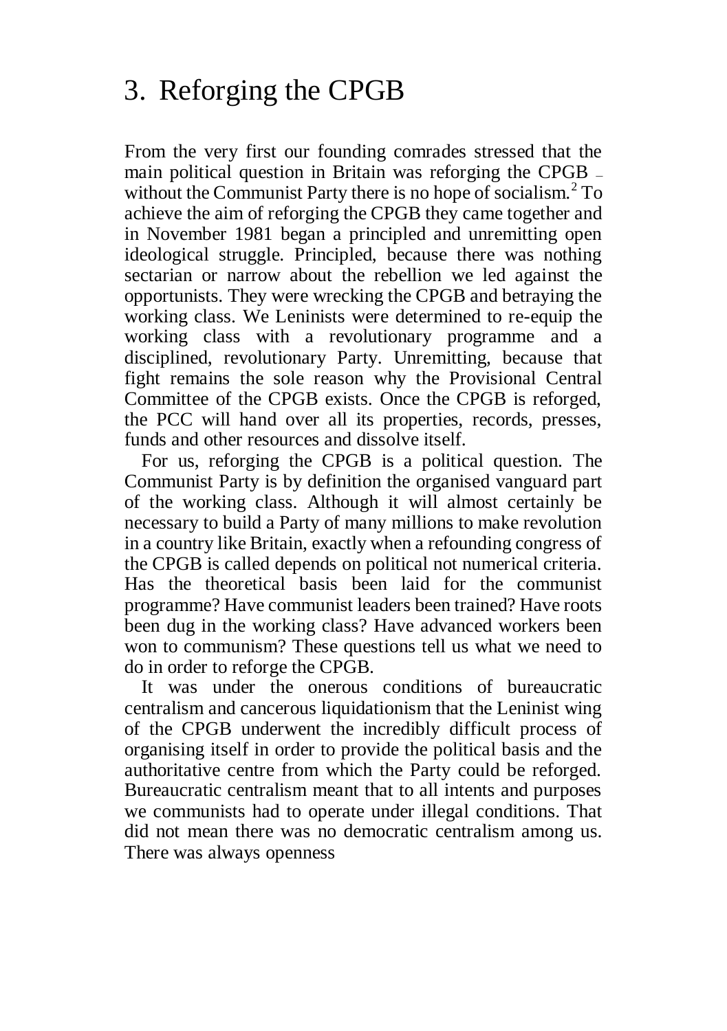# 3. Reforging the CPGB

From the very first our founding comrades stressed that the main political question in Britain was reforging the CPGB – without the Communist Party there is no hope of socialism.[2] To achieve the aim of reforging the CPGB they came together and in November 1981 began a principled and unremitting open ideological struggle. Principled, because there was nothing sectarian or narrow about the rebellion we led against the opportunists. They were wrecking the CPGB and betraying the working class. We Leninists were determined to re-equip the working class with a revolutionary programme and a disciplined, revolutionary Party. Unremitting, because that fight remains the sole reason why the Provisional Central Committee of the CPGB exists. Once the CPGB is reforged, the PCC will hand over all its properties, records, presses, funds and other resources and dissolve itself.

For us, reforging the CPGB is a political question. The Communist Party is by definition the organised vanguard part of the working class. Although it will almost certainly be necessary to build a Party of many millions to make revolution in a country like Britain, exactly when a refounding congress of the CPGB is called depends on political not numerical criteria. Has the theoretical basis been laid for the communist programme? Have communist leaders been trained? Have roots been dug in the working class? Have advanced workers been won to communism? These questions tell us what we need to do in order to reforge the CPGB.

It was under the onerous conditions of bureaucratic centralism and cancerous liquidationism that the Leninist wing of the CPGB underwent the incredibly difficult process of organising itself in order to provide the political basis and the authoritative centre from which the Party could be reforged. Bureaucratic centralism meant that to all intents and purposes we communists had to operate under illegal conditions. That did not mean there was no democratic centralism among us. There was always openness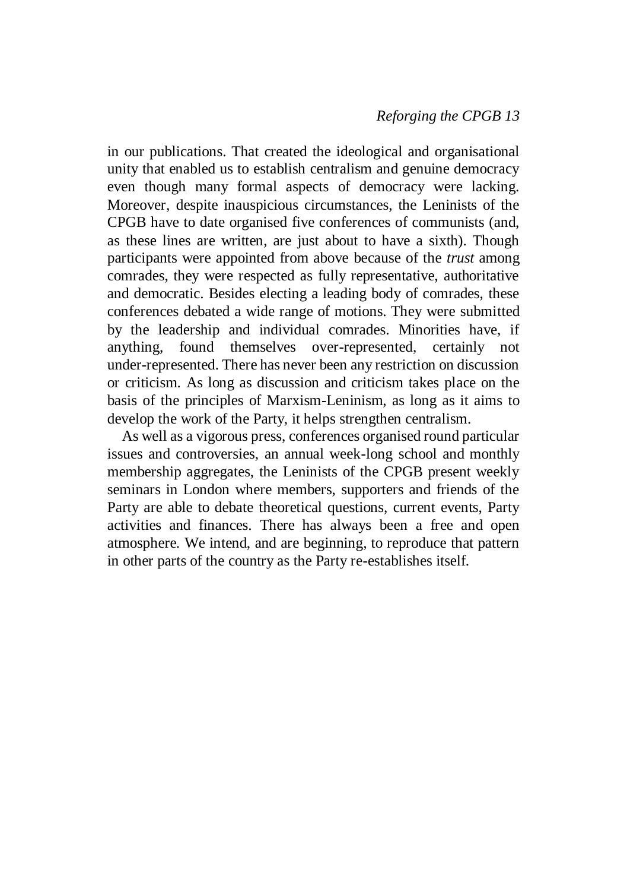in our publications. That created the ideological and organisational unity that enabled us to establish centralism and genuine democracy even though many formal aspects of democracy were lacking. Moreover, despite inauspicious circumstances, the Leninists of the CPGB have to date organised five conferences of communists (and, as these lines are written, are just about to have a sixth). Though participants were appointed from above because of the *trust* among comrades, they were respected as fully representative, authoritative and democratic. Besides electing a leading body of comrades, these conferences debated a wide range of motions. They were submitted by the leadership and individual comrades. Minorities have, if anything, found themselves over-represented, certainly not under-represented. There has never been any restriction on discussion or criticism. As long as discussion and criticism takes place on the basis of the principles of Marxism-Leninism, as long as it aims to develop the work of the Party, it helps strengthen centralism.

As well as a vigorous press, conferences organised round particular issues and controversies, an annual week-long school and monthly membership aggregates, the Leninists of the CPGB present weekly seminars in London where members, supporters and friends of the Party are able to debate theoretical questions, current events, Party activities and finances. There has always been a free and open atmosphere. We intend, and are beginning, to reproduce that pattern in other parts of the country as the Party re-establishes itself.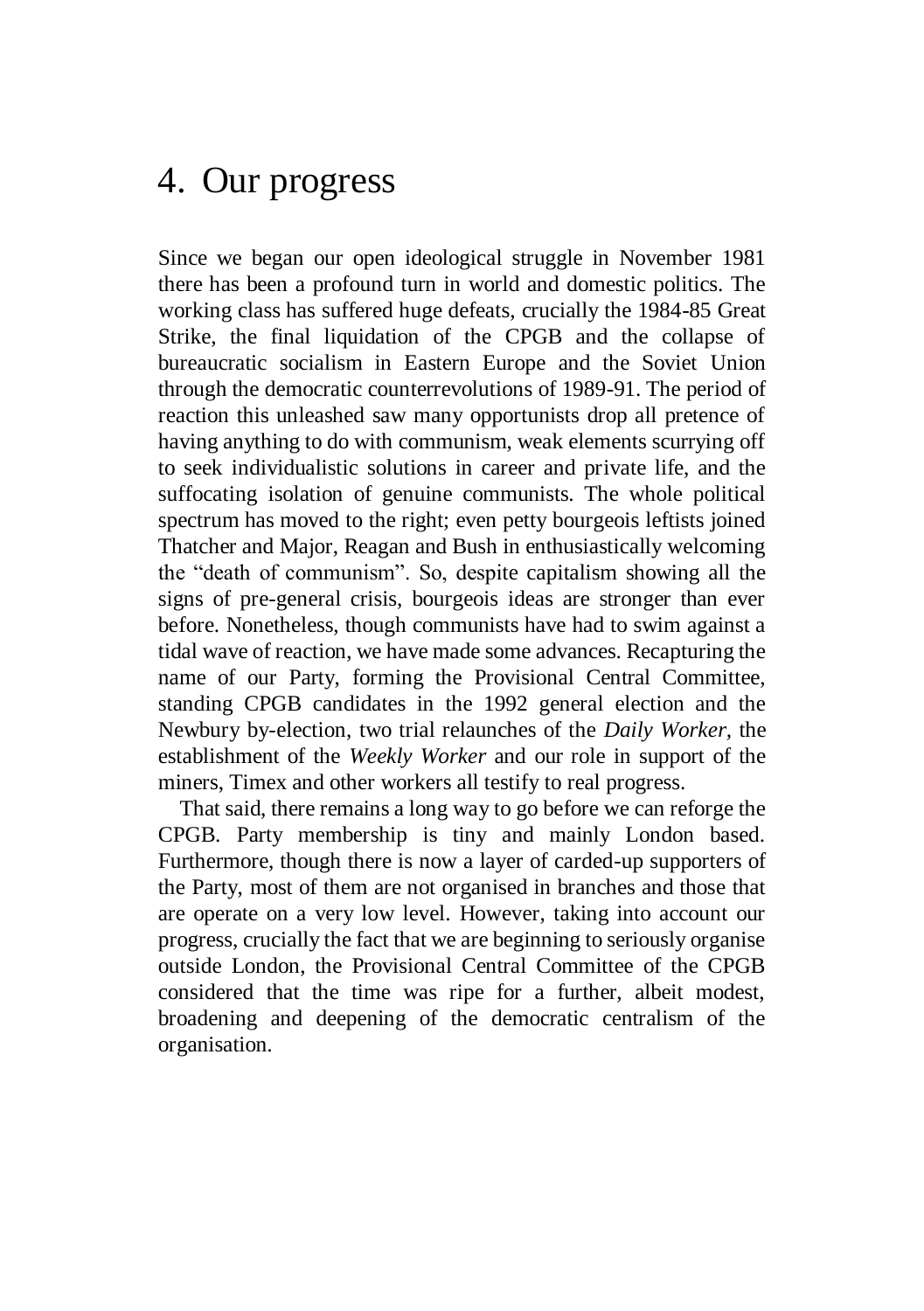# 4. Our progress

Since we began our open ideological struggle in November 1981 there has been a profound turn in world and domestic politics. The working class has suffered huge defeats, crucially the 1984-85 Great Strike, the final liquidation of the CPGB and the collapse of bureaucratic socialism in Eastern Europe and the Soviet Union through the democratic counterrevolutions of 1989-91. The period of reaction this unleashed saw many opportunists drop all pretence of having anything to do with communism, weak elements scurrying off to seek individualistic solutions in career and private life, and the suffocating isolation of genuine communists. The whole political spectrum has moved to the right; even petty bourgeois leftists joined Thatcher and Major, Reagan and Bush in enthusiastically welcoming the "death of communism". So, despite capitalism showing all the signs of pre-general crisis, bourgeois ideas are stronger than ever before. Nonetheless, though communists have had to swim against a tidal wave of reaction, we have made some advances. Recapturing the name of our Party, forming the Provisional Central Committee, standing CPGB candidates in the 1992 general election and the Newbury by-election, two trial relaunches of the *Daily Worker,* the establishment of the *Weekly Worker* and our role in support of the miners, Timex and other workers all testify to real progress.

That said, there remains a long way to go before we can reforge the CPGB. Party membership is tiny and mainly London based. Furthermore, though there is now a layer of carded-up supporters of the Party, most of them are not organised in branches and those that are operate on a very low level. However, taking into account our progress, crucially the fact that we are beginning to seriously organise outside London, the Provisional Central Committee of the CPGB considered that the time was ripe for a further, albeit modest, broadening and deepening of the democratic centralism of the organisation.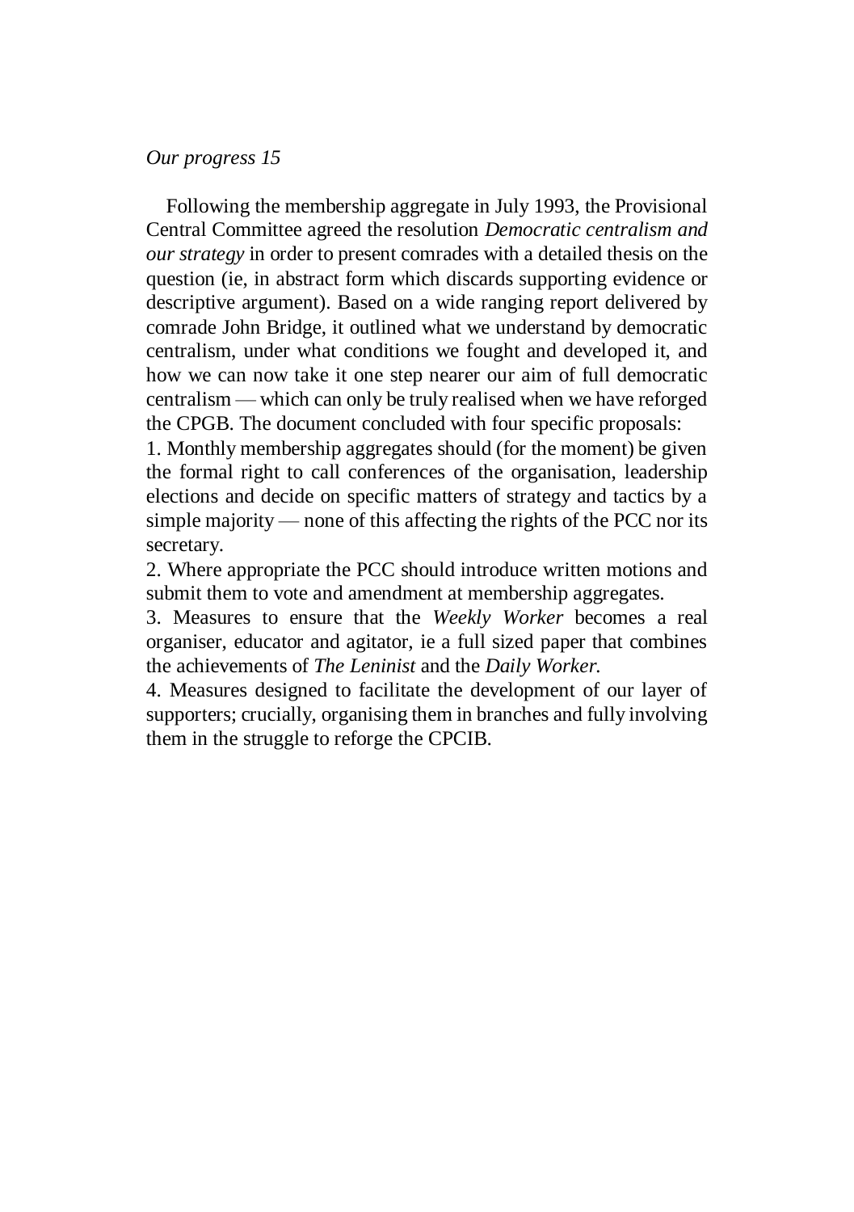*Our progress 15*

Following the membership aggregate in July 1993, the Provisional Central Committee agreed the resolution *Democratic centralism and our strategy* in order to present comrades with a detailed thesis on the question (ie, in abstract form which discards supporting evidence or descriptive argument). Based on a wide ranging report delivered by comrade John Bridge, it outlined what we understand by democratic centralism, under what conditions we fought and developed it, and how we can now take it one step nearer our aim of full democratic centralism — which can only be truly realised when we have reforged the CPGB. The document concluded with four specific proposals:

1. Monthly membership aggregates should (for the moment) be given the formal right to call conferences of the organisation, leadership elections and decide on specific matters of strategy and tactics by a simple majority — none of this affecting the rights of the PCC nor its secretary.
2. Where appropriate the PCC should introduce written motions and submit them to vote and amendment at membership aggregates.
3. Measures to ensure that the *Weekly Worker* becomes a real organiser, educator and agitator, ie a full sized paper that combines the achievements of *The Leninist* and the *Daily Worker.*
4. Measures designed to facilitate the development of our layer of supporters; crucially, organising them in branches and fully involving them in the struggle to reforge the CPCIB.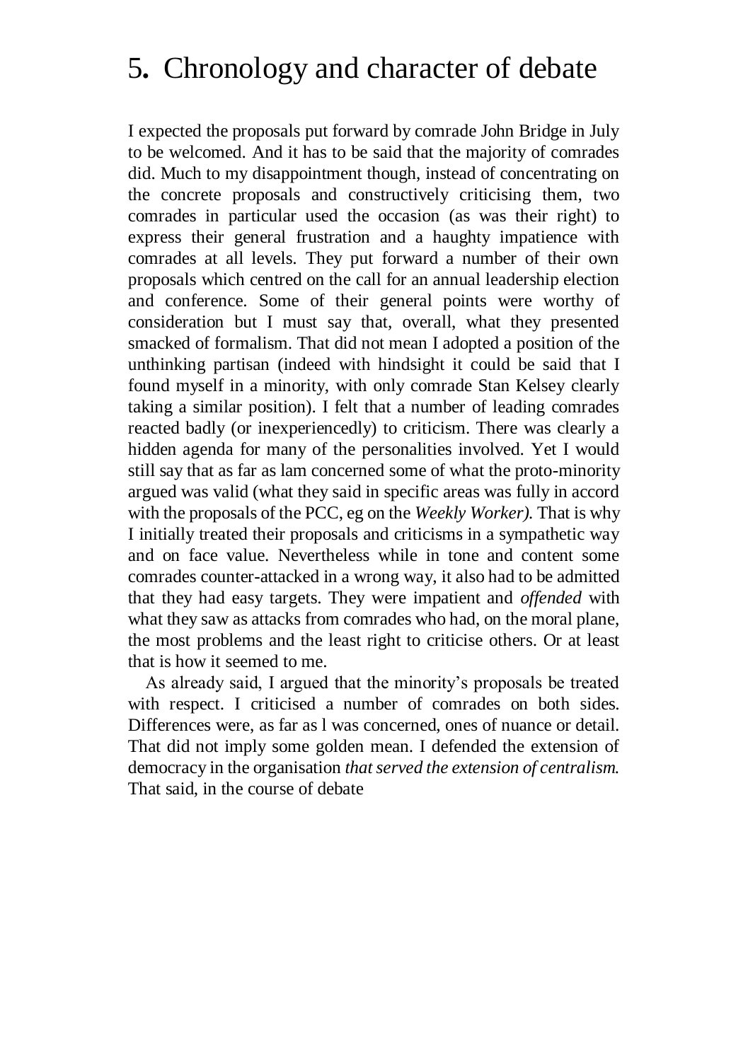# 5. Chronology and character of debate

I expected the proposals put forward by comrade John Bridge in July to be welcomed. And it has to be said that the majority of comrades did. Much to my disappointment though, instead of concentrating on the concrete proposals and constructively criticising them, two comrades in particular used the occasion (as was their right) to express their general frustration and a haughty impatience with comrades at all levels. They put forward a number of their own proposals which centred on the call for an annual leadership election and conference. Some of their general points were worthy of consideration but I must say that, overall, what they presented smacked of formalism. That did not mean I adopted a position of the unthinking partisan (indeed with hindsight it could be said that I found myself in a minority, with only comrade Stan Kelsey clearly taking a similar position). I felt that a number of leading comrades reacted badly (or inexperiencedly) to criticism. There was clearly a hidden agenda for many of the personalities involved. Yet I would still say that as far as lam concerned some of what the proto-minority argued was valid (what they said in specific areas was fully in accord with the proposals of the PCC, eg on the *Weekly Worker).* That is why I initially treated their proposals and criticisms in a sympathetic way and on face value. Nevertheless while in tone and content some comrades counter-attacked in a wrong way, it also had to be admitted that they had easy targets. They were impatient and *offended* with what they saw as attacks from comrades who had, on the moral plane, the most problems and the least right to criticise others. Or at least that is how it seemed to me.

As already said, I argued that the minority's proposals be treated with respect. I criticised a number of comrades on both sides. Differences were, as far as l was concerned, ones of nuance or detail. That did not imply some golden mean. I defended the extension of democracy in the organisation *that served the extension of centralism.* That said, in the course of debate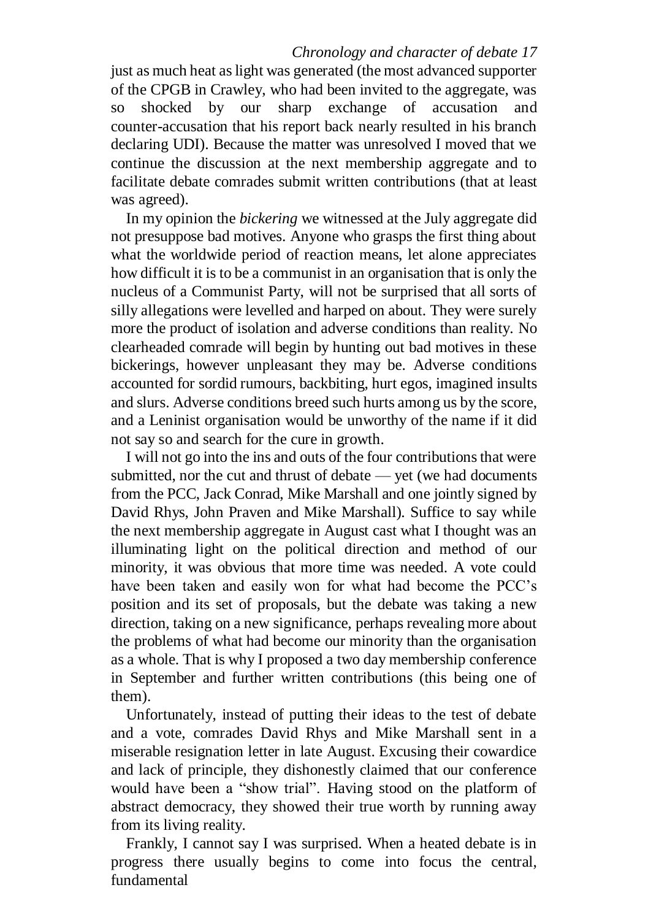just as much heat as light was generated (the most advanced supporter of the CPGB in Crawley, who had been invited to the aggregate, was so shocked by our sharp exchange of accusation and counter-accusation that his report back nearly resulted in his branch declaring UDI). Because the matter was unresolved I moved that we continue the discussion at the next membership aggregate and to facilitate debate comrades submit written contributions (that at least was agreed).

In my opinion the *bickering* we witnessed at the July aggregate did not presuppose bad motives. Anyone who grasps the first thing about what the worldwide period of reaction means, let alone appreciates how difficult it is to be a communist in an organisation that is only the nucleus of a Communist Party, will not be surprised that all sorts of silly allegations were levelled and harped on about. They were surely more the product of isolation and adverse conditions than reality. No clearheaded comrade will begin by hunting out bad motives in these bickerings, however unpleasant they may be. Adverse conditions accounted for sordid rumours, backbiting, hurt egos, imagined insults and slurs. Adverse conditions breed such hurts among us by the score, and a Leninist organisation would be unworthy of the name if it did not say so and search for the cure in growth.

I will not go into the ins and outs of the four contributions that were submitted, nor the cut and thrust of debate — yet (we had documents from the PCC, Jack Conrad, Mike Marshall and one jointly signed by David Rhys, John Praven and Mike Marshall). Suffice to say while the next membership aggregate in August cast what I thought was an illuminating light on the political direction and method of our minority, it was obvious that more time was needed. A vote could have been taken and easily won for what had become the PCC's position and its set of proposals, but the debate was taking a new direction, taking on a new significance, perhaps revealing more about the problems of what had become our minority than the organisation as a whole. That is why I proposed a two day membership conference in September and further written contributions (this being one of them).

Unfortunately, instead of putting their ideas to the test of debate and a vote, comrades David Rhys and Mike Marshall sent in a miserable resignation letter in late August. Excusing their cowardice and lack of principle, they dishonestly claimed that our conference would have been a "show trial". Having stood on the platform of abstract democracy, they showed their true worth by running away from its living reality.

Frankly, I cannot say I was surprised. When a heated debate is in progress there usually begins to come into focus the central, fundamental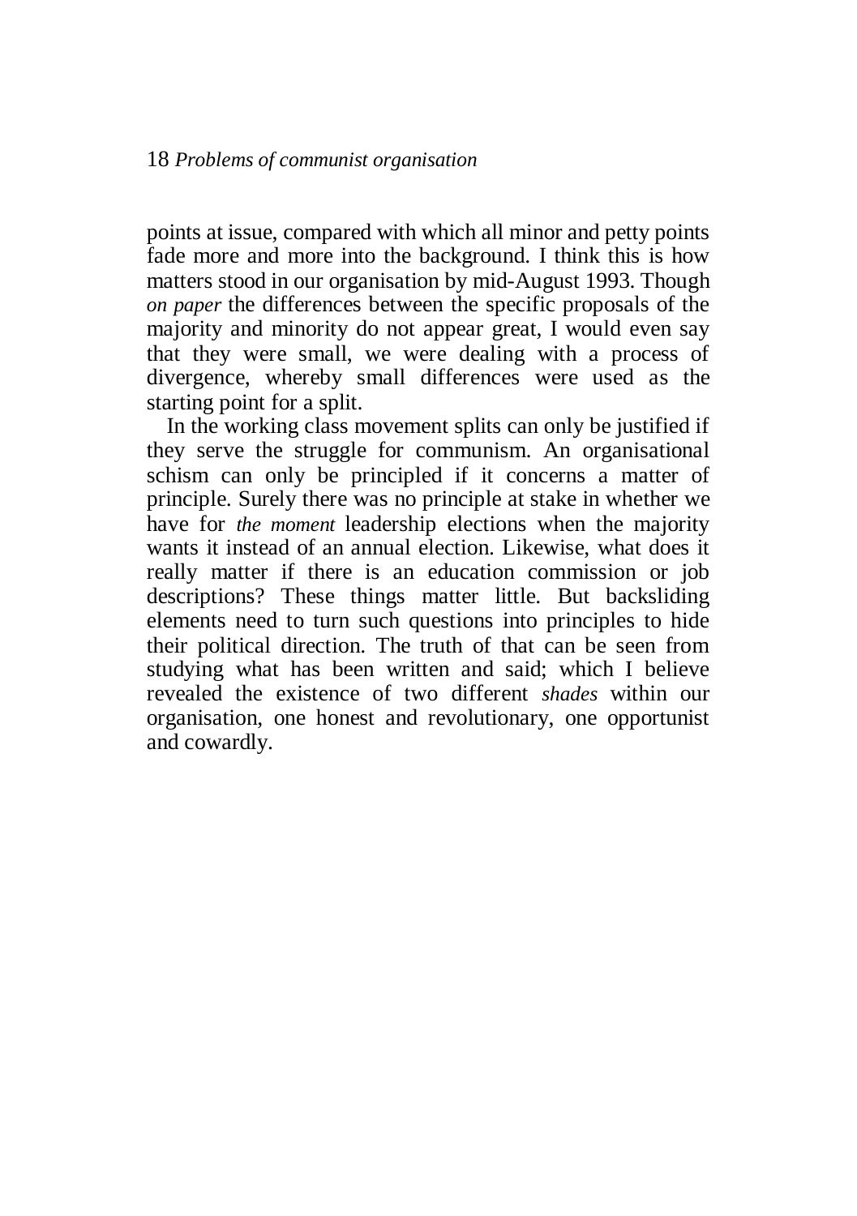points at issue, compared with which all minor and petty points fade more and more into the background. I think this is how matters stood in our organisation by mid-August 1993. Though *on paper* the differences between the specific proposals of the majority and minority do not appear great, I would even say that they were small, we were dealing with a process of divergence, whereby small differences were used as the starting point for a split.

In the working class movement splits can only be justified if they serve the struggle for communism. An organisational schism can only be principled if it concerns a matter of principle. Surely there was no principle at stake in whether we have for *the moment* leadership elections when the majority wants it instead of an annual election. Likewise, what does it really matter if there is an education commission or job descriptions? These things matter little. But backsliding elements need to turn such questions into principles to hide their political direction. The truth of that can be seen from studying what has been written and said; which I believe revealed the existence of two different *shades* within our organisation, one honest and revolutionary, one opportunist and cowardly.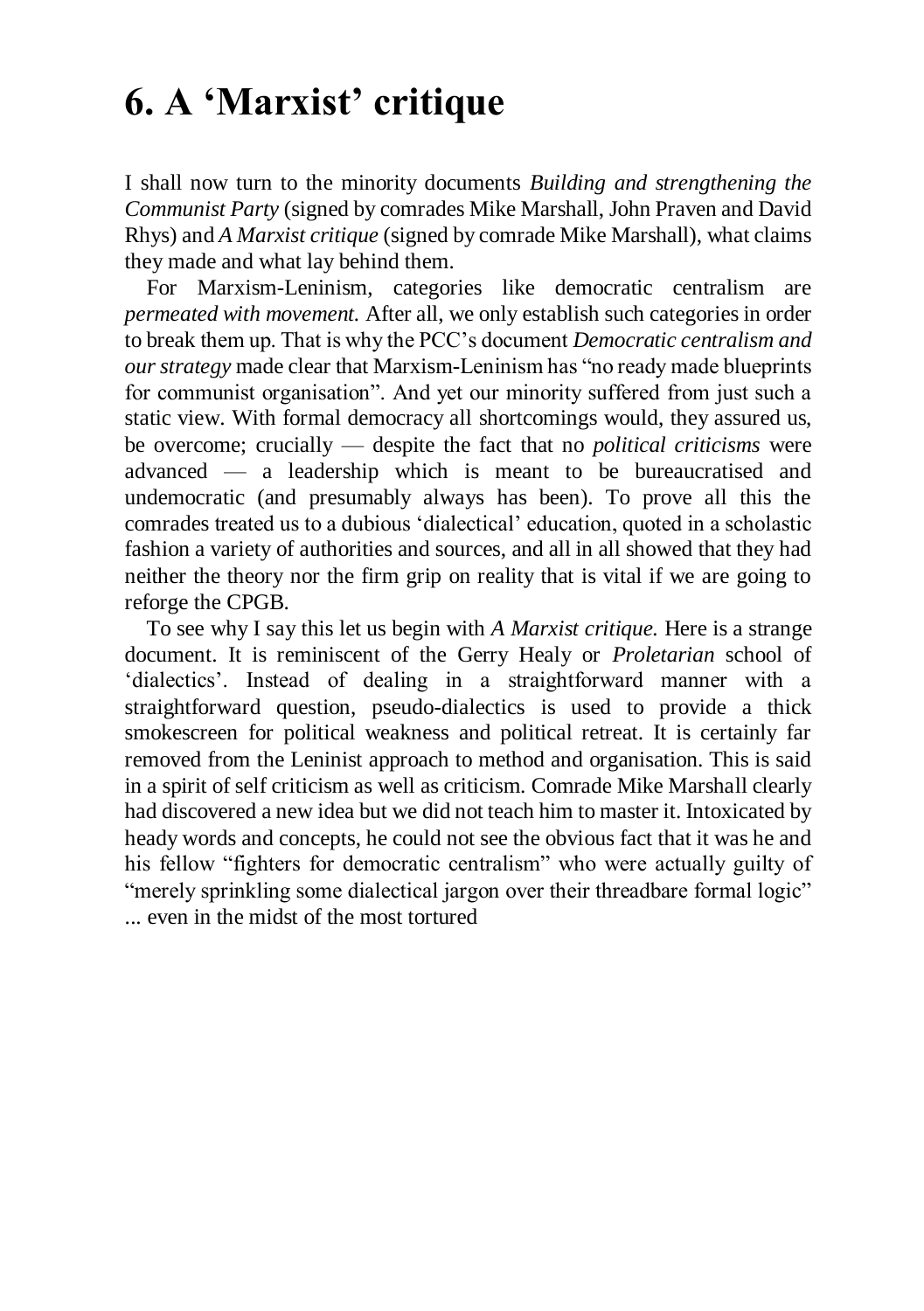# 6. A 'Marxist' critique

I shall now turn to the minority documents *Building and strengthening the Communist Party* (signed by comrades Mike Marshall, John Praven and David Rhys) and *A Marxist critique* (signed by comrade Mike Marshall), what claims they made and what lay behind them.

For Marxism-Leninism, categories like democratic centralism are *permeated with movement.* After all, we only establish such categories in order to break them up. That is why the PCC's document *Democratic centralism and our strategy* made clear that Marxism-Leninism has "no ready made blueprints for communist organisation". And yet our minority suffered from just such a static view. With formal democracy all shortcomings would, they assured us, be overcome; crucially — despite the fact that no *political criticisms* were advanced — a leadership which is meant to be bureaucratised and undemocratic (and presumably always has been). To prove all this the comrades treated us to a dubious 'dialectical' education, quoted in a scholastic fashion a variety of authorities and sources, and all in all showed that they had neither the theory nor the firm grip on reality that is vital if we are going to reforge the CPGB.

To see why I say this let us begin with *A Marxist critique.* Here is a strange document. It is reminiscent of the Gerry Healy or *Proletarian* school of 'dialectics'. Instead of dealing in a straightforward manner with a straightforward question, pseudo-dialectics is used to provide a thick smokescreen for political weakness and political retreat. It is certainly far removed from the Leninist approach to method and organisation. This is said in a spirit of self criticism as well as criticism. Comrade Mike Marshall clearly had discovered a new idea but we did not teach him to master it. Intoxicated by heady words and concepts, he could not see the obvious fact that it was he and his fellow "fighters for democratic centralism" who were actually guilty of "merely sprinkling some dialectical jargon over their threadbare formal logic" ... even in the midst of the most tortured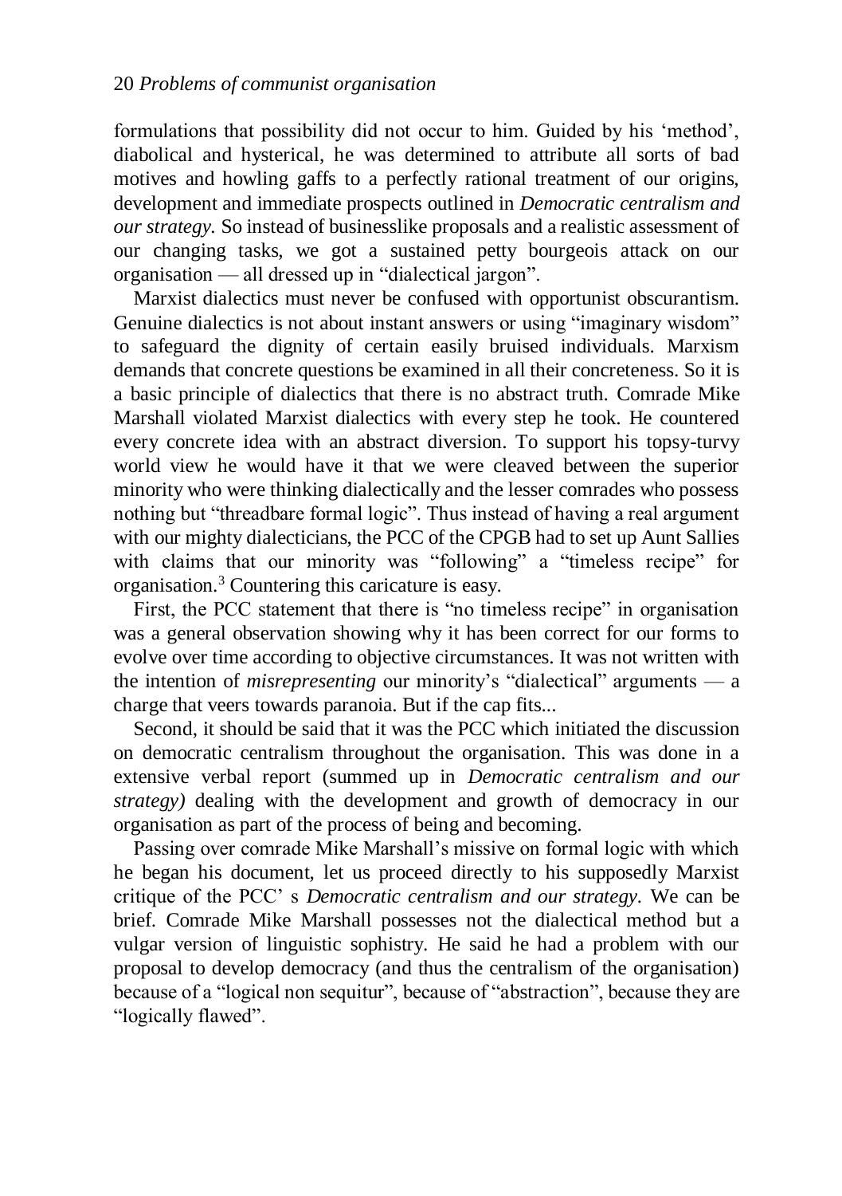formulations that possibility did not occur to him. Guided by his 'method', diabolical and hysterical, he was determined to attribute all sorts of bad motives and howling gaffs to a perfectly rational treatment of our origins, development and immediate prospects outlined in *Democratic centralism and our strategy.* So instead of businesslike proposals and a realistic assessment of our changing tasks, we got a sustained petty bourgeois attack on our organisation — all dressed up in "dialectical jargon".

Marxist dialectics must never be confused with opportunist obscurantism. Genuine dialectics is not about instant answers or using "imaginary wisdom" to safeguard the dignity of certain easily bruised individuals. Marxism demands that concrete questions be examined in all their concreteness. So it is a basic principle of dialectics that there is no abstract truth. Comrade Mike Marshall violated Marxist dialectics with every step he took. He countered every concrete idea with an abstract diversion. To support his topsy-turvy world view he would have it that we were cleaved between the superior minority who were thinking dialectically and the lesser comrades who possess nothing but "threadbare formal logic". Thus instead of having a real argument with our mighty dialecticians, the PCC of the CPGB had to set up Aunt Sallies with claims that our minority was "following" a "timeless recipe" for organisation.[3] Countering this caricature is easy.

First, the PCC statement that there is "no timeless recipe" in organisation was a general observation showing why it has been correct for our forms to evolve over time according to objective circumstances. It was not written with the intention of *misrepresenting* our minority's "dialectical" arguments — a charge that veers towards paranoia. But if the cap fits...

Second, it should be said that it was the PCC which initiated the discussion on democratic centralism throughout the organisation. This was done in a extensive verbal report (summed up in *Democratic centralism and our strategy)* dealing with the development and growth of democracy in our organisation as part of the process of being and becoming.

Passing over comrade Mike Marshall's missive on formal logic with which he began his document, let us proceed directly to his supposedly Marxist critique of the PCC' s *Democratic centralism and our strategy.* We can be brief. Comrade Mike Marshall possesses not the dialectical method but a vulgar version of linguistic sophistry. He said he had a problem with our proposal to develop democracy (and thus the centralism of the organisation) because of a "logical non sequitur", because of "abstraction", because they are "logically flawed".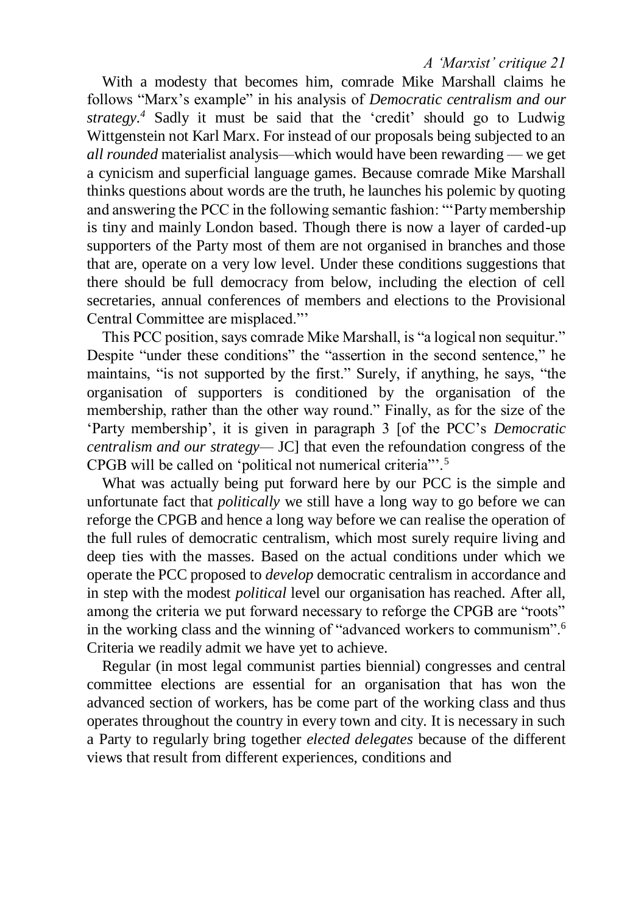With a modesty that becomes him, comrade Mike Marshall claims he follows "Marx's example" in his analysis of *Democratic centralism and our strategy*.[4] Sadly it must be said that the 'credit' should go to Ludwig Wittgenstein not Karl Marx. For instead of our proposals being subjected to an *all rounded* materialist analysis—which would have been rewarding — we get a cynicism and superficial language games. Because comrade Mike Marshall thinks questions about words are the truth, he launches his polemic by quoting and answering the PCC in the following semantic fashion: "'Party membership is tiny and mainly London based. Though there is now a layer of carded-up supporters of the Party most of them are not organised in branches and those that are, operate on a very low level. Under these conditions suggestions that there should be full democracy from below, including the election of cell secretaries, annual conferences of members and elections to the Provisional Central Committee are misplaced."'

This PCC position, says comrade Mike Marshall, is "a logical non sequitur." Despite "under these conditions" the "assertion in the second sentence," he maintains, "is not supported by the first." Surely, if anything, he says, "the organisation of supporters is conditioned by the organisation of the membership, rather than the other way round." Finally, as for the size of the 'Party membership', it is given in paragraph 3 [of the PCC's *Democratic centralism and our strategy*— JC] that even the refoundation congress of the CPGB will be called on 'political not numerical criteria"'.[5]

What was actually being put forward here by our PCC is the simple and unfortunate fact that *politically* we still have a long way to go before we can reforge the CPGB and hence a long way before we can realise the operation of the full rules of democratic centralism, which most surely require living and deep ties with the masses. Based on the actual conditions under which we operate the PCC proposed to *develop* democratic centralism in accordance and in step with the modest *political* level our organisation has reached. After all, among the criteria we put forward necessary to reforge the CPGB are "roots" in the working class and the winning of "advanced workers to communism".[6] Criteria we readily admit we have yet to achieve.

Regular (in most legal communist parties biennial) congresses and central committee elections are essential for an organisation that has won the advanced section of workers, has be come part of the working class and thus operates throughout the country in every town and city. It is necessary in such a Party to regularly bring together *elected delegates* because of the different views that result from different experiences, conditions and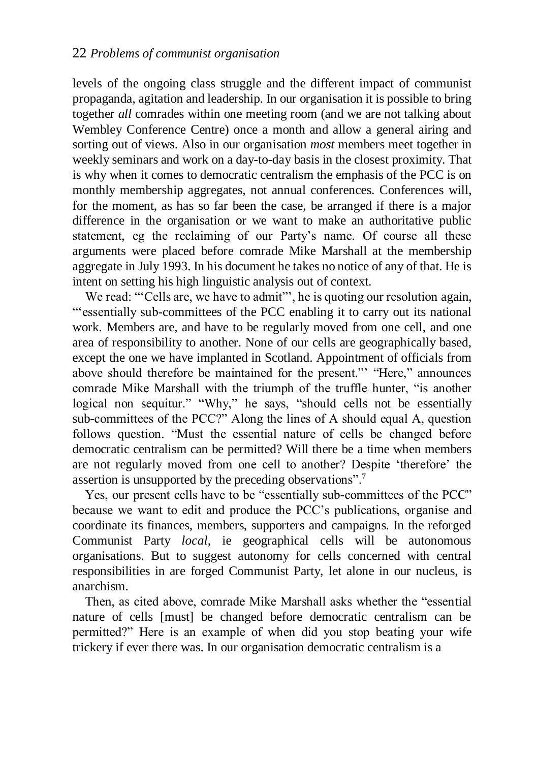levels of the ongoing class struggle and the different impact of communist propaganda, agitation and leadership. In our organisation it is possible to bring together *all* comrades within one meeting room (and we are not talking about Wembley Conference Centre) once a month and allow a general airing and sorting out of views. Also in our organisation *most* members meet together in weekly seminars and work on a day-to-day basis in the closest proximity. That is why when it comes to democratic centralism the emphasis of the PCC is on monthly membership aggregates, not annual conferences. Conferences will, for the moment, as has so far been the case, be arranged if there is a major difference in the organisation or we want to make an authoritative public statement, eg the reclaiming of our Party's name. Of course all these arguments were placed before comrade Mike Marshall at the membership aggregate in July 1993. In his document he takes no notice of any of that. He is intent on setting his high linguistic analysis out of context.

We read: "'Cells are, we have to admit'", he is quoting our resolution again, "'essentially sub-committees of the PCC enabling it to carry out its national work. Members are, and have to be regularly moved from one cell, and one area of responsibility to another. None of our cells are geographically based, except the one we have implanted in Scotland. Appointment of officials from above should therefore be maintained for the present.'" "Here," announces comrade Mike Marshall with the triumph of the truffle hunter, "is another logical non sequitur." "Why," he says, "should cells not be essentially sub-committees of the PCC?" Along the lines of A should equal A, question follows question. "Must the essential nature of cells be changed before democratic centralism can be permitted? Will there be a time when members are not regularly moved from one cell to another? Despite 'therefore' the assertion is unsupported by the preceding observations".[7]

Yes, our present cells have to be "essentially sub-committees of the PCC" because we want to edit and produce the PCC's publications, organise and coordinate its finances, members, supporters and campaigns. In the reforged Communist Party *local,* ie geographical cells will be autonomous organisations. But to suggest autonomy for cells concerned with central responsibilities in are forged Communist Party, let alone in our nucleus, is anarchism.

Then, as cited above, comrade Mike Marshall asks whether the "essential nature of cells [must] be changed before democratic centralism can be permitted?" Here is an example of when did you stop beating your wife trickery if ever there was. In our organisation democratic centralism is a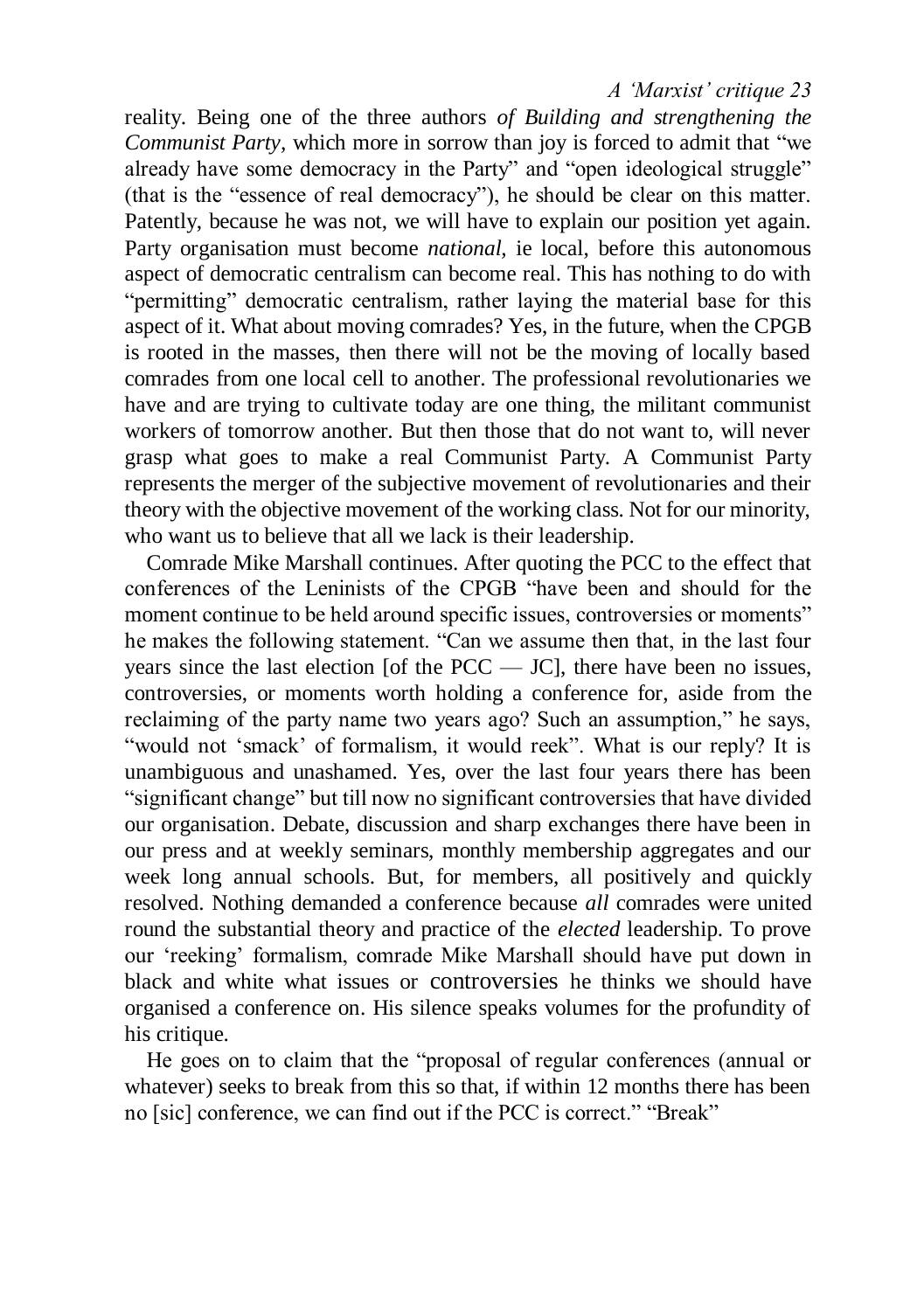reality. Being one of the three authors *of Building and strengthening the Communist Party*, which more in sorrow than joy is forced to admit that "we already have some democracy in the Party" and "open ideological struggle" (that is the "essence of real democracy"), he should be clear on this matter. Patently, because he was not, we will have to explain our position yet again. Party organisation must become *national*, ie local, before this autonomous aspect of democratic centralism can become real. This has nothing to do with "permitting" democratic centralism, rather laying the material base for this aspect of it. What about moving comrades? Yes, in the future, when the CPGB is rooted in the masses, then there will not be the moving of locally based comrades from one local cell to another. The professional revolutionaries we have and are trying to cultivate today are one thing, the militant communist workers of tomorrow another. But then those that do not want to, will never grasp what goes to make a real Communist Party. A Communist Party represents the merger of the subjective movement of revolutionaries and their theory with the objective movement of the working class. Not for our minority, who want us to believe that all we lack is their leadership.

Comrade Mike Marshall continues. After quoting the PCC to the effect that conferences of the Leninists of the CPGB "have been and should for the moment continue to be held around specific issues, controversies or moments" he makes the following statement. "Can we assume then that, in the last four years since the last election [of the PCC — JC], there have been no issues, controversies, or moments worth holding a conference for, aside from the reclaiming of the party name two years ago? Such an assumption," he says, "would not 'smack' of formalism, it would reek". What is our reply? It is unambiguous and unashamed. Yes, over the last four years there has been "significant change" but till now no significant controversies that have divided our organisation. Debate, discussion and sharp exchanges there have been in our press and at weekly seminars, monthly membership aggregates and our week long annual schools. But, for members, all positively and quickly resolved. Nothing demanded a conference because *all* comrades were united round the substantial theory and practice of the *elected* leadership. To prove our 'reeking' formalism, comrade Mike Marshall should have put down in black and white what issues or controversies he thinks we should have organised a conference on. His silence speaks volumes for the profundity of his critique.

He goes on to claim that the "proposal of regular conferences (annual or whatever) seeks to break from this so that, if within 12 months there has been no [sic] conference, we can find out if the PCC is correct." "Break"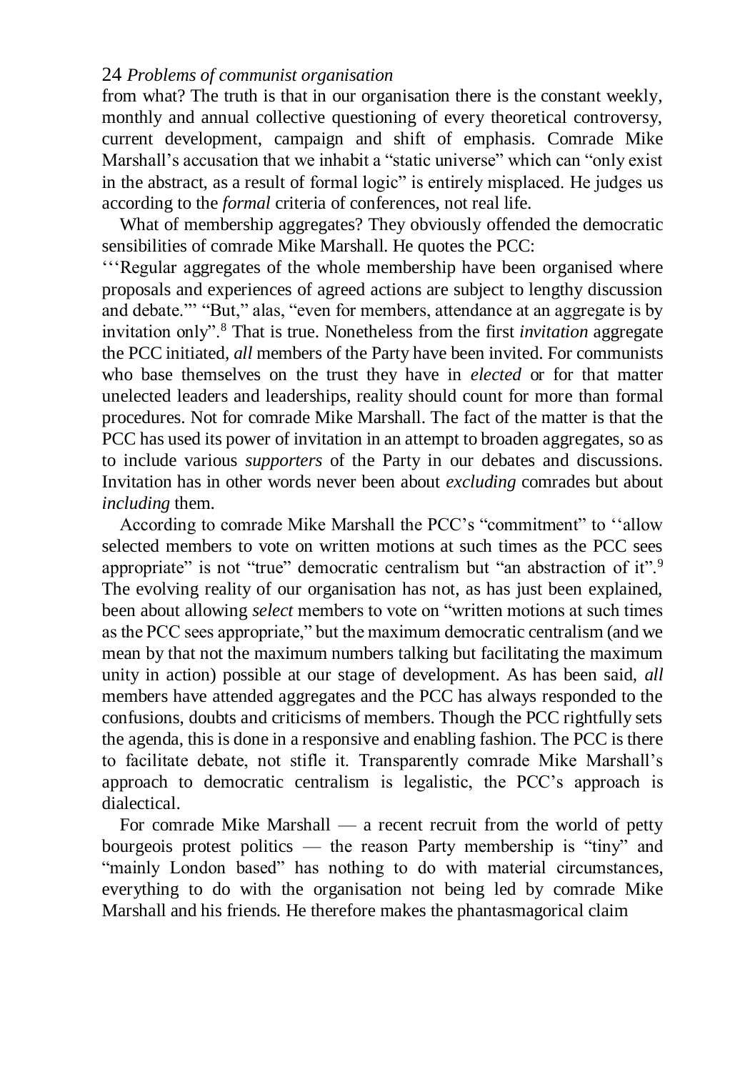from what? The truth is that in our organisation there is the constant weekly, monthly and annual collective questioning of every theoretical controversy, current development, campaign and shift of emphasis. Comrade Mike Marshall's accusation that we inhabit a "static universe" which can "only exist in the abstract, as a result of formal logic" is entirely misplaced. He judges us according to the *formal* criteria of conferences, not real life.

What of membership aggregates? They obviously offended the democratic sensibilities of comrade Mike Marshall. He quotes the PCC: "'Regular aggregates of the whole membership have been organised where proposals and experiences of agreed actions are subject to lengthy discussion and debate.'" "But," alas, "even for members, attendance at an aggregate is by invitation only".[8] That is true. Nonetheless from the first *invitation* aggregate the PCC initiated, *all* members of the Party have been invited. For communists who base themselves on the trust they have in *elected* or for that matter unelected leaders and leaderships, reality should count for more than formal procedures. Not for comrade Mike Marshall. The fact of the matter is that the PCC has used its power of invitation in an attempt to broaden aggregates, so as to include various *supporters* of the Party in our debates and discussions. Invitation has in other words never been about *excluding* comrades but about *including* them.

According to comrade Mike Marshall the PCC's "commitment" to "allow selected members to vote on written motions at such times as the PCC sees appropriate" is not "true" democratic centralism but "an abstraction of it".[9] The evolving reality of our organisation has not, as has just been explained, been about allowing *select* members to vote on "written motions at such times as the PCC sees appropriate," but the maximum democratic centralism (and we mean by that not the maximum numbers talking but facilitating the maximum unity in action) possible at our stage of development. As has been said, *all* members have attended aggregates and the PCC has always responded to the confusions, doubts and criticisms of members. Though the PCC rightfully sets the agenda, this is done in a responsive and enabling fashion. The PCC is there to facilitate debate, not stifle it. Transparently comrade Mike Marshall's approach to democratic centralism is legalistic, the PCC's approach is dialectical.

For comrade Mike Marshall — a recent recruit from the world of petty bourgeois protest politics — the reason Party membership is "tiny" and "mainly London based" has nothing to do with material circumstances, everything to do with the organisation not being led by comrade Mike Marshall and his friends. He therefore makes the phantasmagorical claim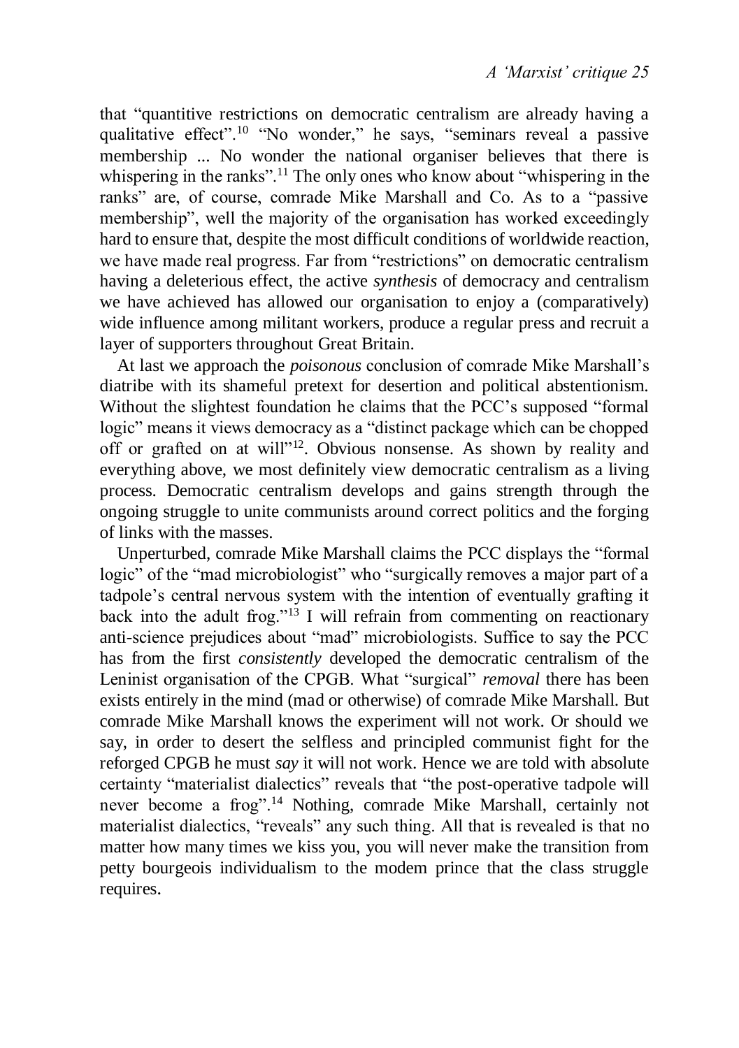that "quantitive restrictions on democratic centralism are already having a qualitative effect".[10] "No wonder," he says, "seminars reveal a passive membership ... No wonder the national organiser believes that there is whispering in the ranks".[11] The only ones who know about "whispering in the ranks" are, of course, comrade Mike Marshall and Co. As to a "passive membership", well the majority of the organisation has worked exceedingly hard to ensure that, despite the most difficult conditions of worldwide reaction, we have made real progress. Far from "restrictions" on democratic centralism having a deleterious effect, the active *synthesis* of democracy and centralism we have achieved has allowed our organisation to enjoy a (comparatively) wide influence among militant workers, produce a regular press and recruit a layer of supporters throughout Great Britain.

At last we approach the *poisonous* conclusion of comrade Mike Marshall's diatribe with its shameful pretext for desertion and political abstentionism. Without the slightest foundation he claims that the PCC's supposed "formal logic" means it views democracy as a "distinct package which can be chopped off or grafted on at will"[12]. Obvious nonsense. As shown by reality and everything above, we most definitely view democratic centralism as a living process. Democratic centralism develops and gains strength through the ongoing struggle to unite communists around correct politics and the forging of links with the masses.

Unperturbed, comrade Mike Marshall claims the PCC displays the "formal logic" of the "mad microbiologist" who "surgically removes a major part of a tadpole's central nervous system with the intention of eventually grafting it back into the adult frog."[13] I will refrain from commenting on reactionary anti-science prejudices about "mad" microbiologists. Suffice to say the PCC has from the first *consistently* developed the democratic centralism of the Leninist organisation of the CPGB. What "surgical" *removal* there has been exists entirely in the mind (mad or otherwise) of comrade Mike Marshall. But comrade Mike Marshall knows the experiment will not work. Or should we say, in order to desert the selfless and principled communist fight for the reforged CPGB he must *say* it will not work. Hence we are told with absolute certainty "materialist dialectics" reveals that "the post-operative tadpole will never become a frog".[14] Nothing, comrade Mike Marshall, certainly not materialist dialectics, "reveals" any such thing. All that is revealed is that no matter how many times we kiss you, you will never make the transition from petty bourgeois individualism to the modem prince that the class struggle requires.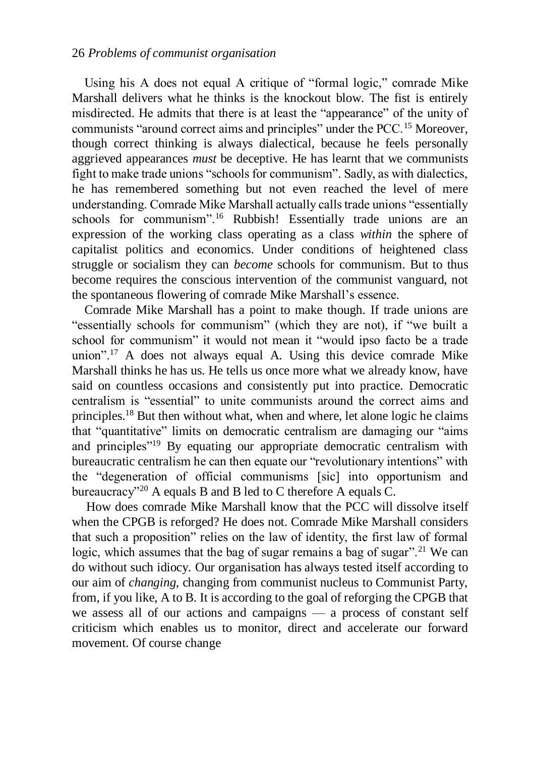Using his A does not equal A critique of "formal logic," comrade Mike Marshall delivers what he thinks is the knockout blow. The fist is entirely misdirected. He admits that there is at least the "appearance" of the unity of communists "around correct aims and principles" under the PCC.[15] Moreover, though correct thinking is always dialectical, because he feels personally aggrieved appearances *must* be deceptive. He has learnt that we communists fight to make trade unions "schools for communism". Sadly, as with dialectics, he has remembered something but not even reached the level of mere understanding. Comrade Mike Marshall actually calls trade unions "essentially schools for communism".[16] Rubbish! Essentially trade unions are an expression of the working class operating as a class *within* the sphere of capitalist politics and economics. Under conditions of heightened class struggle or socialism they can *become* schools for communism. But to thus become requires the conscious intervention of the communist vanguard, not the spontaneous flowering of comrade Mike Marshall's essence.

Comrade Mike Marshall has a point to make though. If trade unions are "essentially schools for communism" (which they are not), if "we built a school for communism" it would not mean it "would ipso facto be a trade union".[17] A does not always equal A. Using this device comrade Mike Marshall thinks he has us. He tells us once more what we already know, have said on countless occasions and consistently put into practice. Democratic centralism is "essential" to unite communists around the correct aims and principles.[18] But then without what, when and where, let alone logic he claims that "quantitative" limits on democratic centralism are damaging our "aims and principles"[19] By equating our appropriate democratic centralism with bureaucratic centralism he can then equate our "revolutionary intentions" with the "degeneration of official communisms [sic] into opportunism and bureaucracy"[20] A equals B and B led to C therefore A equals C.

How does comrade Mike Marshall know that the PCC will dissolve itself when the CPGB is reforged? He does not. Comrade Mike Marshall considers that such a proposition" relies on the law of identity, the first law of formal logic, which assumes that the bag of sugar remains a bag of sugar".[21] We can do without such idiocy. Our organisation has always tested itself according to our aim of *changing,* changing from communist nucleus to Communist Party, from, if you like, A to B. It is according to the goal of reforging the CPGB that we assess all of our actions and campaigns — a process of constant self criticism which enables us to monitor, direct and accelerate our forward movement. Of course change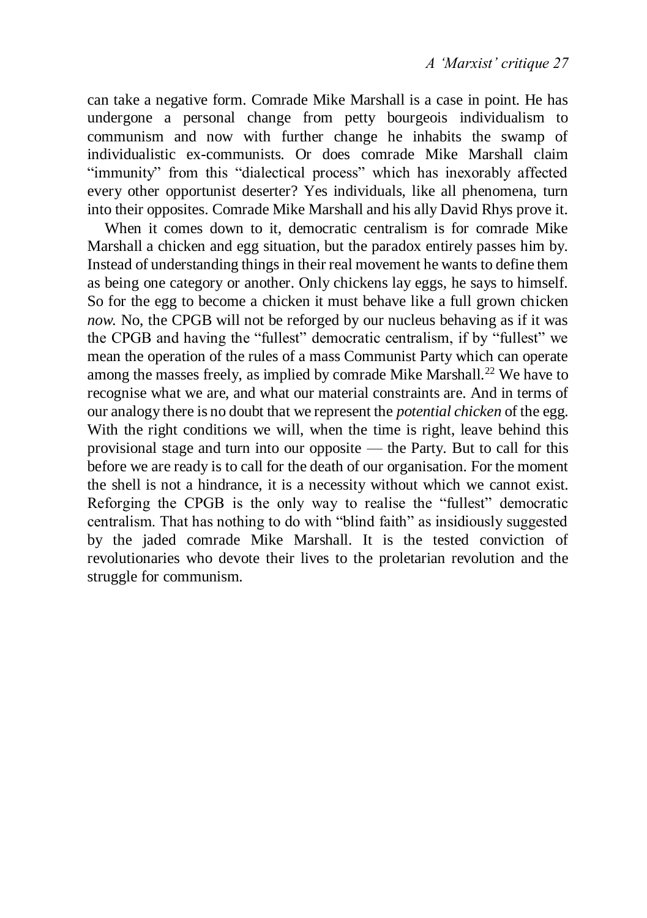can take a negative form. Comrade Mike Marshall is a case in point. He has undergone a personal change from petty bourgeois individualism to communism and now with further change he inhabits the swamp of individualistic ex-communists. Or does comrade Mike Marshall claim "immunity" from this "dialectical process" which has inexorably affected every other opportunist deserter? Yes individuals, like all phenomena, turn into their opposites. Comrade Mike Marshall and his ally David Rhys prove it.

When it comes down to it, democratic centralism is for comrade Mike Marshall a chicken and egg situation, but the paradox entirely passes him by. Instead of understanding things in their real movement he wants to define them as being one category or another. Only chickens lay eggs, he says to himself. So for the egg to become a chicken it must behave like a full grown chicken *now*. No, the CPGB will not be reforged by our nucleus behaving as if it was the CPGB and having the "fullest" democratic centralism, if by "fullest" we mean the operation of the rules of a mass Communist Party which can operate among the masses freely, as implied by comrade Mike Marshall.[22] We have to recognise what we are, and what our material constraints are. And in terms of our analogy there is no doubt that we represent the *potential chicken* of the egg. With the right conditions we will, when the time is right, leave behind this provisional stage and turn into our opposite — the Party. But to call for this before we are ready is to call for the death of our organisation. For the moment the shell is not a hindrance, it is a necessity without which we cannot exist. Reforging the CPGB is the only way to realise the "fullest" democratic centralism. That has nothing to do with "blind faith" as insidiously suggested by the jaded comrade Mike Marshall. It is the tested conviction of revolutionaries who devote their lives to the proletarian revolution and the struggle for communism.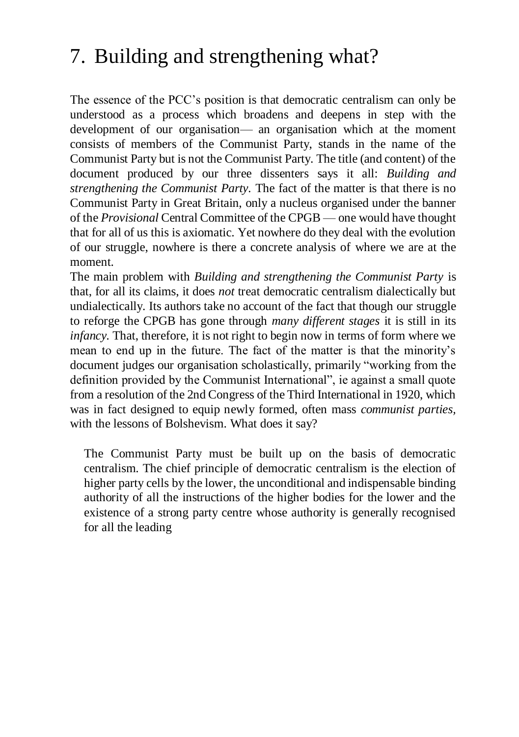# 7. Building and strengthening what?

The essence of the PCC's position is that democratic centralism can only be understood as a process which broadens and deepens in step with the development of our organisation— an organisation which at the moment consists of members of the Communist Party, stands in the name of the Communist Party but is not the Communist Party. The title (and content) of the document produced by our three dissenters says it all: *Building and strengthening the Communist Party.* The fact of the matter is that there is no Communist Party in Great Britain, only a nucleus organised under the banner of the *Provisional* Central Committee of the CPGB — one would have thought that for all of us this is axiomatic. Yet nowhere do they deal with the evolution of our struggle, nowhere is there a concrete analysis of where we are at the moment.

The main problem with *Building and strengthening the Communist Party* is that, for all its claims, it does *not* treat democratic centralism dialectically but undialectically. Its authors take no account of the fact that though our struggle to reforge the CPGB has gone through *many different stages* it is still in its *infancy.* That, therefore, it is not right to begin now in terms of form where we mean to end up in the future. The fact of the matter is that the minority's document judges our organisation scholastically, primarily "working from the definition provided by the Communist International", ie against a small quote from a resolution of the 2nd Congress of the Third International in 1920, which was in fact designed to equip newly formed, often mass *communist parties,* with the lessons of Bolshevism. What does it say?

> The Communist Party must be built up on the basis of democratic centralism. The chief principle of democratic centralism is the election of higher party cells by the lower, the unconditional and indispensable binding authority of all the instructions of the higher bodies for the lower and the existence of a strong party centre whose authority is generally recognised for all the leading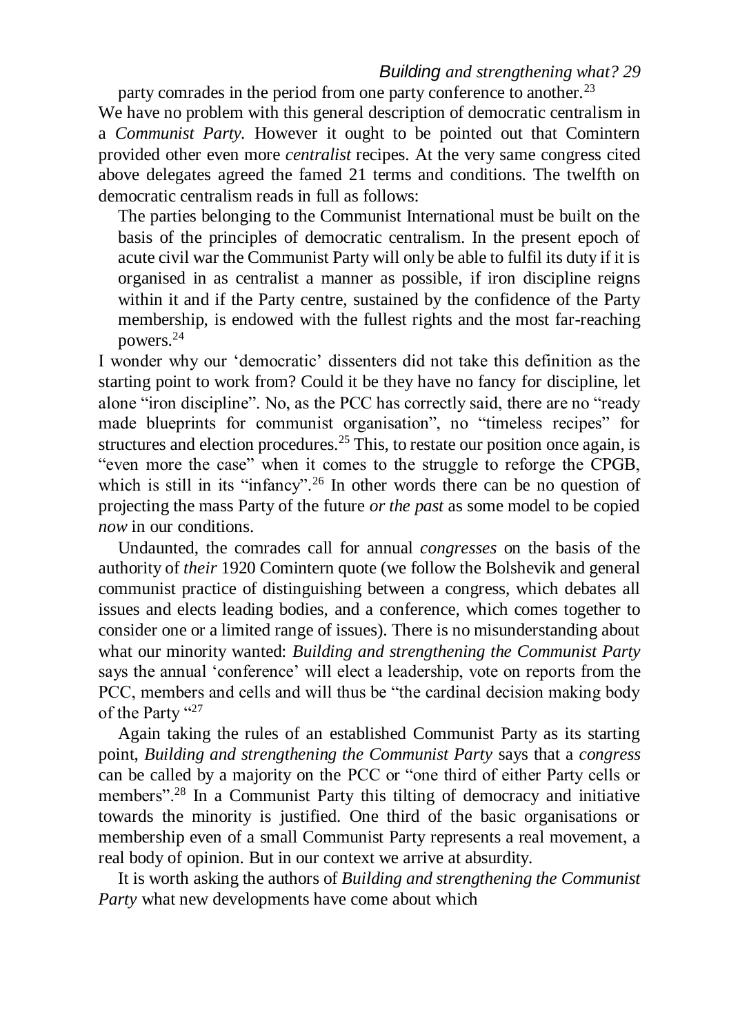party comrades in the period from one party conference to another.[23]

We have no problem with this general description of democratic centralism in a *Communist Party*. However it ought to be pointed out that Comintern provided other even more *centralist* recipes. At the very same congress cited above delegates agreed the famed 21 terms and conditions. The twelfth on democratic centralism reads in full as follows:

> The parties belonging to the Communist International must be built on the basis of the principles of democratic centralism. In the present epoch of acute civil war the Communist Party will only be able to fulfil its duty if it is organised in as centralist a manner as possible, if iron discipline reigns within it and if the Party centre, sustained by the confidence of the Party membership, is endowed with the fullest rights and the most far-reaching powers.[24]

I wonder why our 'democratic' dissenters did not take this definition as the starting point to work from? Could it be they have no fancy for discipline, let alone "iron discipline". No, as the PCC has correctly said, there are no "ready made blueprints for communist organisation", no "timeless recipes" for structures and election procedures.[25] This, to restate our position once again, is "even more the case" when it comes to the struggle to reforge the CPGB, which is still in its "infancy".[26] In other words there can be no question of projecting the mass Party of the future *or the past* as some model to be copied *now* in our conditions.

Undaunted, the comrades call for annual *congresses* on the basis of the authority of *their* 1920 Comintern quote (we follow the Bolshevik and general communist practice of distinguishing between a congress, which debates all issues and elects leading bodies, and a conference, which comes together to consider one or a limited range of issues). There is no misunderstanding about what our minority wanted: *Building and strengthening the Communist Party* says the annual 'conference' will elect a leadership, vote on reports from the PCC, members and cells and will thus be "the cardinal decision making body of the Party "[27]

Again taking the rules of an established Communist Party as its starting point, *Building and strengthening the Communist Party* says that a *congress* can be called by a majority on the PCC or "one third of either Party cells or members".[28] In a Communist Party this tilting of democracy and initiative towards the minority is justified. One third of the basic organisations or membership even of a small Communist Party represents a real movement, a real body of opinion. But in our context we arrive at absurdity.

It is worth asking the authors of *Building and strengthening the Communist Party* what new developments have come about which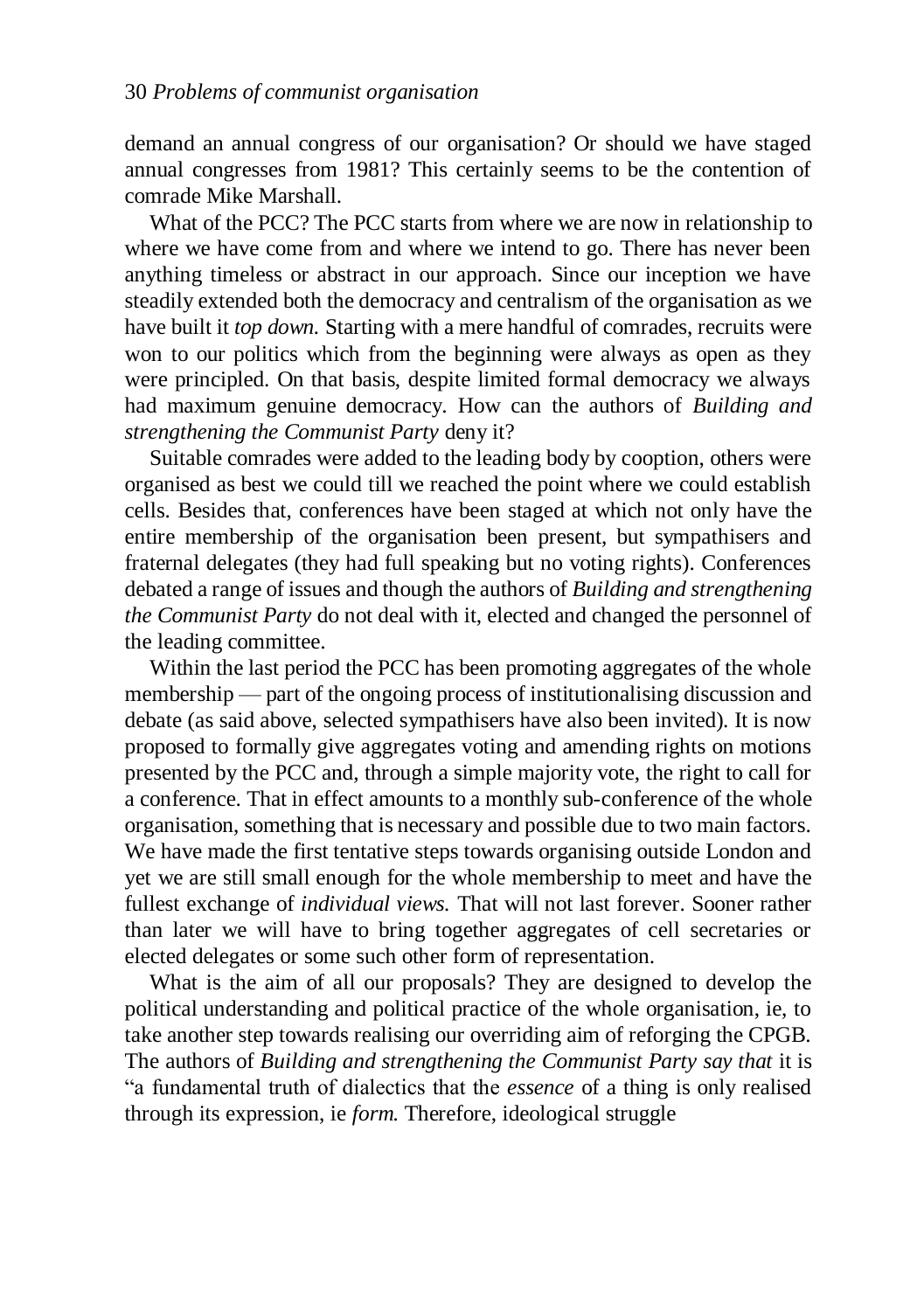demand an annual congress of our organisation? Or should we have staged annual congresses from 1981? This certainly seems to be the contention of comrade Mike Marshall.

What of the PCC? The PCC starts from where we are now in relationship to where we have come from and where we intend to go. There has never been anything timeless or abstract in our approach. Since our inception we have steadily extended both the democracy and centralism of the organisation as we have built it *top down.* Starting with a mere handful of comrades, recruits were won to our politics which from the beginning were always as open as they were principled. On that basis, despite limited formal democracy we always had maximum genuine democracy. How can the authors of *Building and strengthening the Communist Party* deny it?

Suitable comrades were added to the leading body by cooption, others were organised as best we could till we reached the point where we could establish cells. Besides that, conferences have been staged at which not only have the entire membership of the organisation been present, but sympathisers and fraternal delegates (they had full speaking but no voting rights). Conferences debated a range of issues and though the authors of *Building and strengthening the Communist Party* do not deal with it, elected and changed the personnel of the leading committee.

Within the last period the PCC has been promoting aggregates of the whole membership — part of the ongoing process of institutionalising discussion and debate (as said above, selected sympathisers have also been invited). It is now proposed to formally give aggregates voting and amending rights on motions presented by the PCC and, through a simple majority vote, the right to call for a conference. That in effect amounts to a monthly sub-conference of the whole organisation, something that is necessary and possible due to two main factors. We have made the first tentative steps towards organising outside London and yet we are still small enough for the whole membership to meet and have the fullest exchange of *individual views.* That will not last forever. Sooner rather than later we will have to bring together aggregates of cell secretaries or elected delegates or some such other form of representation.

What is the aim of all our proposals? They are designed to develop the political understanding and political practice of the whole organisation, ie, to take another step towards realising our overriding aim of reforging the CPGB. The authors of *Building and strengthening the Communist Party say that* it is "a fundamental truth of dialectics that the *essence* of a thing is only realised through its expression, ie *form.* Therefore, ideological struggle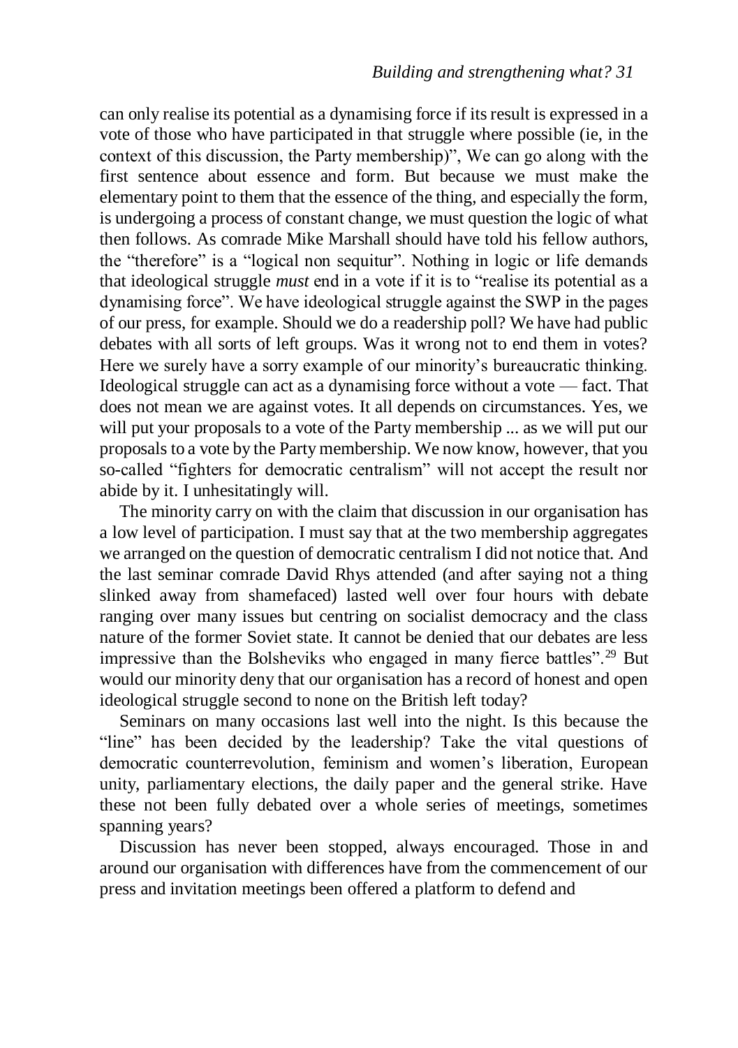can only realise its potential as a dynamising force if its result is expressed in a vote of those who have participated in that struggle where possible (ie, in the context of this discussion, the Party membership)", We can go along with the first sentence about essence and form. But because we must make the elementary point to them that the essence of the thing, and especially the form, is undergoing a process of constant change, we must question the logic of what then follows. As comrade Mike Marshall should have told his fellow authors, the "therefore" is a "logical non sequitur". Nothing in logic or life demands that ideological struggle *must* end in a vote if it is to "realise its potential as a dynamising force". We have ideological struggle against the SWP in the pages of our press, for example. Should we do a readership poll? We have had public debates with all sorts of left groups. Was it wrong not to end them in votes? Here we surely have a sorry example of our minority's bureaucratic thinking. Ideological struggle can act as a dynamising force without a vote — fact. That does not mean we are against votes. It all depends on circumstances. Yes, we will put your proposals to a vote of the Party membership ... as we will put our proposals to a vote by the Party membership. We now know, however, that you so-called "fighters for democratic centralism" will not accept the result nor abide by it. I unhesitatingly will.

The minority carry on with the claim that discussion in our organisation has a low level of participation. I must say that at the two membership aggregates we arranged on the question of democratic centralism I did not notice that. And the last seminar comrade David Rhys attended (and after saying not a thing slinked away from shamefaced) lasted well over four hours with debate ranging over many issues but centring on socialist democracy and the class nature of the former Soviet state. It cannot be denied that our debates are less impressive than the Bolsheviks who engaged in many fierce battles".[29] But would our minority deny that our organisation has a record of honest and open ideological struggle second to none on the British left today?

Seminars on many occasions last well into the night. Is this because the "line" has been decided by the leadership? Take the vital questions of democratic counterrevolution, feminism and women's liberation, European unity, parliamentary elections, the daily paper and the general strike. Have these not been fully debated over a whole series of meetings, sometimes spanning years?

Discussion has never been stopped, always encouraged. Those in and around our organisation with differences have from the commencement of our press and invitation meetings been offered a platform to defend and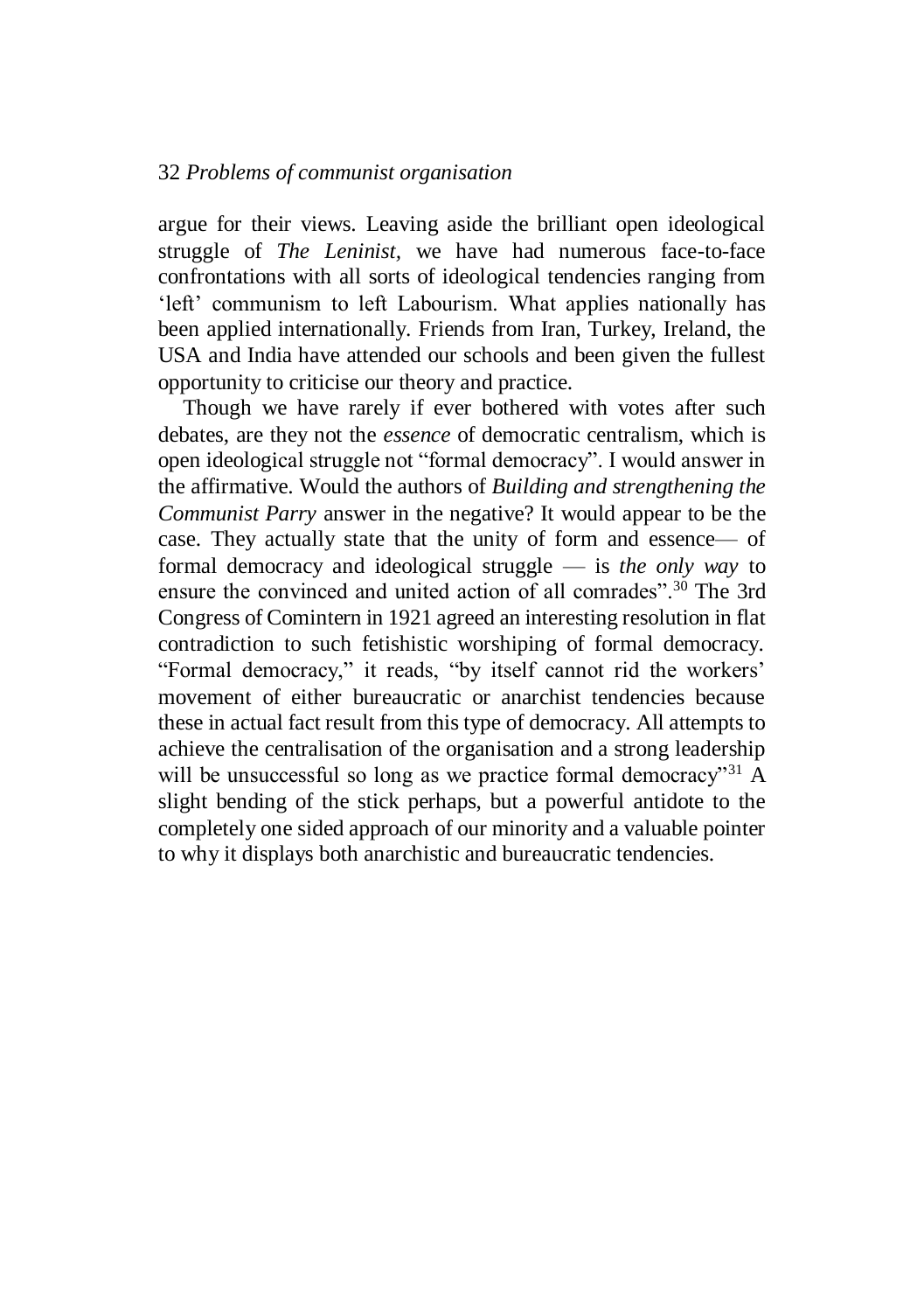argue for their views. Leaving aside the brilliant open ideological struggle of *The Leninist*, we have had numerous face-to-face confrontations with all sorts of ideological tendencies ranging from 'left' communism to left Labourism. What applies nationally has been applied internationally. Friends from Iran, Turkey, Ireland, the USA and India have attended our schools and been given the fullest opportunity to criticise our theory and practice.

Though we have rarely if ever bothered with votes after such debates, are they not the *essence* of democratic centralism, which is open ideological struggle not "formal democracy". I would answer in the affirmative. Would the authors of *Building and strengthening the Communist Parry* answer in the negative? It would appear to be the case. They actually state that the unity of form and essence— of formal democracy and ideological struggle — is *the only way* to ensure the convinced and united action of all comrades".[30] The 3rd Congress of Comintern in 1921 agreed an interesting resolution in flat contradiction to such fetishistic worshiping of formal democracy. "Formal democracy," it reads, "by itself cannot rid the workers' movement of either bureaucratic or anarchist tendencies because these in actual fact result from this type of democracy. All attempts to achieve the centralisation of the organisation and a strong leadership will be unsuccessful so long as we practice formal democracy"[31] A slight bending of the stick perhaps, but a powerful antidote to the completely one sided approach of our minority and a valuable pointer to why it displays both anarchistic and bureaucratic tendencies.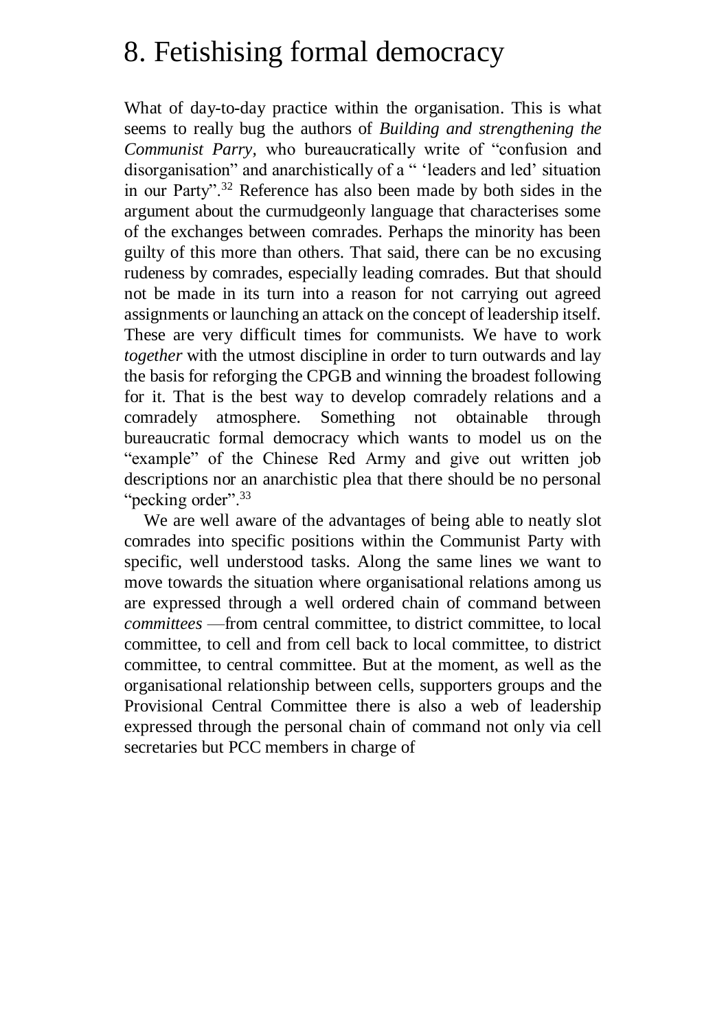# 8. Fetishising formal democracy

What of day-to-day practice within the organisation. This is what seems to really bug the authors of *Building and strengthening the Communist Parry,* who bureaucratically write of "confusion and disorganisation" and anarchistically of a " 'leaders and led' situation in our Party".[32] Reference has also been made by both sides in the argument about the curmudgeonly language that characterises some of the exchanges between comrades. Perhaps the minority has been guilty of this more than others. That said, there can be no excusing rudeness by comrades, especially leading comrades. But that should not be made in its turn into a reason for not carrying out agreed assignments or launching an attack on the concept of leadership itself. These are very difficult times for communists. We have to work *together* with the utmost discipline in order to turn outwards and lay the basis for reforging the CPGB and winning the broadest following for it. That is the best way to develop comradely relations and a comradely atmosphere. Something not obtainable through bureaucratic formal democracy which wants to model us on the "example" of the Chinese Red Army and give out written job descriptions nor an anarchistic plea that there should be no personal "pecking order".[33]

We are well aware of the advantages of being able to neatly slot comrades into specific positions within the Communist Party with specific, well understood tasks. Along the same lines we want to move towards the situation where organisational relations among us are expressed through a well ordered chain of command between *committees* —from central committee, to district committee, to local committee, to cell and from cell back to local committee, to district committee, to central committee. But at the moment, as well as the organisational relationship between cells, supporters groups and the Provisional Central Committee there is also a web of leadership expressed through the personal chain of command not only via cell secretaries but PCC members in charge of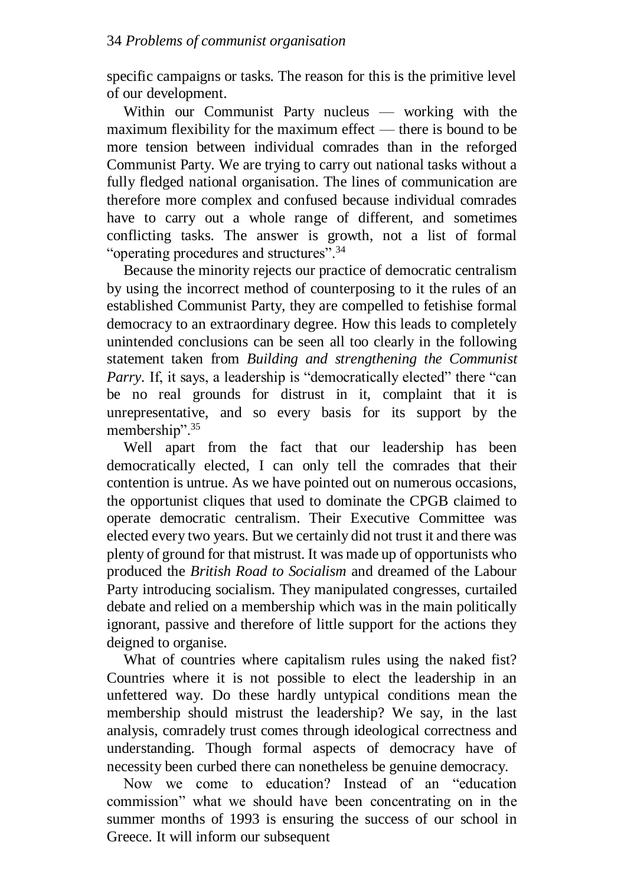specific campaigns or tasks. The reason for this is the primitive level of our development.

Within our Communist Party nucleus — working with the maximum flexibility for the maximum effect — there is bound to be more tension between individual comrades than in the reforged Communist Party. We are trying to carry out national tasks without a fully fledged national organisation. The lines of communication are therefore more complex and confused because individual comrades have to carry out a whole range of different, and sometimes conflicting tasks. The answer is growth, not a list of formal "operating procedures and structures".[34]

Because the minority rejects our practice of democratic centralism by using the incorrect method of counterposing to it the rules of an established Communist Party, they are compelled to fetishise formal democracy to an extraordinary degree. How this leads to completely unintended conclusions can be seen all too clearly in the following statement taken from *Building and strengthening the Communist Parry*. If, it says, a leadership is "democratically elected" there "can be no real grounds for distrust in it, complaint that it is unrepresentative, and so every basis for its support by the membership".[35]

Well apart from the fact that our leadership has been democratically elected, I can only tell the comrades that their contention is untrue. As we have pointed out on numerous occasions, the opportunist cliques that used to dominate the CPGB claimed to operate democratic centralism. Their Executive Committee was elected every two years. But we certainly did not trust it and there was plenty of ground for that mistrust. It was made up of opportunists who produced the *British Road to Socialism* and dreamed of the Labour Party introducing socialism. They manipulated congresses, curtailed debate and relied on a membership which was in the main politically ignorant, passive and therefore of little support for the actions they deigned to organise.

What of countries where capitalism rules using the naked fist? Countries where it is not possible to elect the leadership in an unfettered way. Do these hardly untypical conditions mean the membership should mistrust the leadership? We say, in the last analysis, comradely trust comes through ideological correctness and understanding. Though formal aspects of democracy have of necessity been curbed there can nonetheless be genuine democracy.

Now we come to education? Instead of an "education commission" what we should have been concentrating on in the summer months of 1993 is ensuring the success of our school in Greece. It will inform our subsequent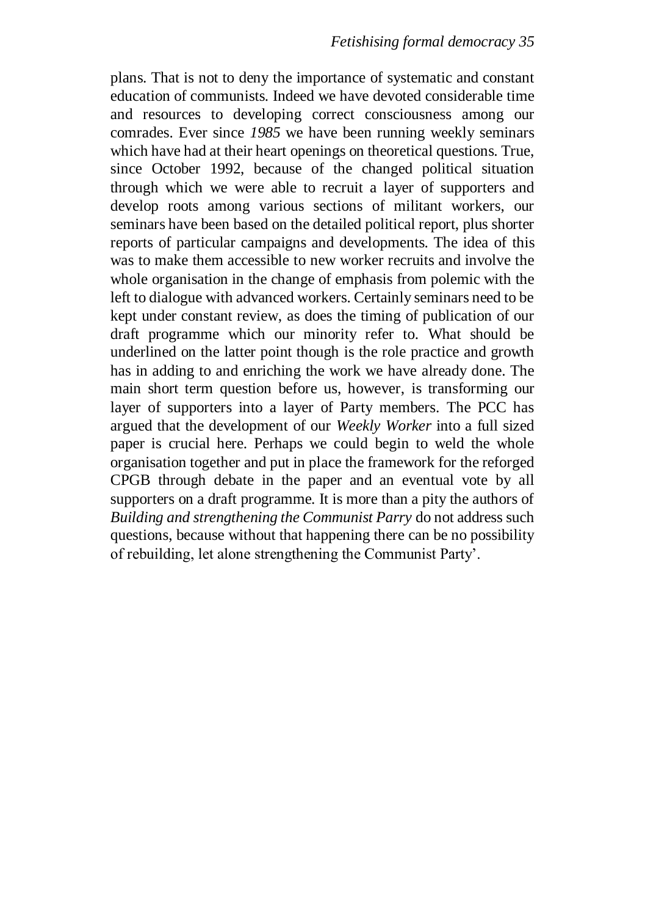plans. That is not to deny the importance of systematic and constant education of communists. Indeed we have devoted considerable time and resources to developing correct consciousness among our comrades. Ever since *1985* we have been running weekly seminars which have had at their heart openings on theoretical questions. True, since October 1992, because of the changed political situation through which we were able to recruit a layer of supporters and develop roots among various sections of militant workers, our seminars have been based on the detailed political report, plus shorter reports of particular campaigns and developments. The idea of this was to make them accessible to new worker recruits and involve the whole organisation in the change of emphasis from polemic with the left to dialogue with advanced workers. Certainly seminars need to be kept under constant review, as does the timing of publication of our draft programme which our minority refer to. What should be underlined on the latter point though is the role practice and growth has in adding to and enriching the work we have already done. The main short term question before us, however, is transforming our layer of supporters into a layer of Party members. The PCC has argued that the development of our *Weekly Worker* into a full sized paper is crucial here. Perhaps we could begin to weld the whole organisation together and put in place the framework for the reforged CPGB through debate in the paper and an eventual vote by all supporters on a draft programme. It is more than a pity the authors of *Building and strengthening the Communist Parry* do not address such questions, because without that happening there can be no possibility of rebuilding, let alone strengthening the Communist Party'.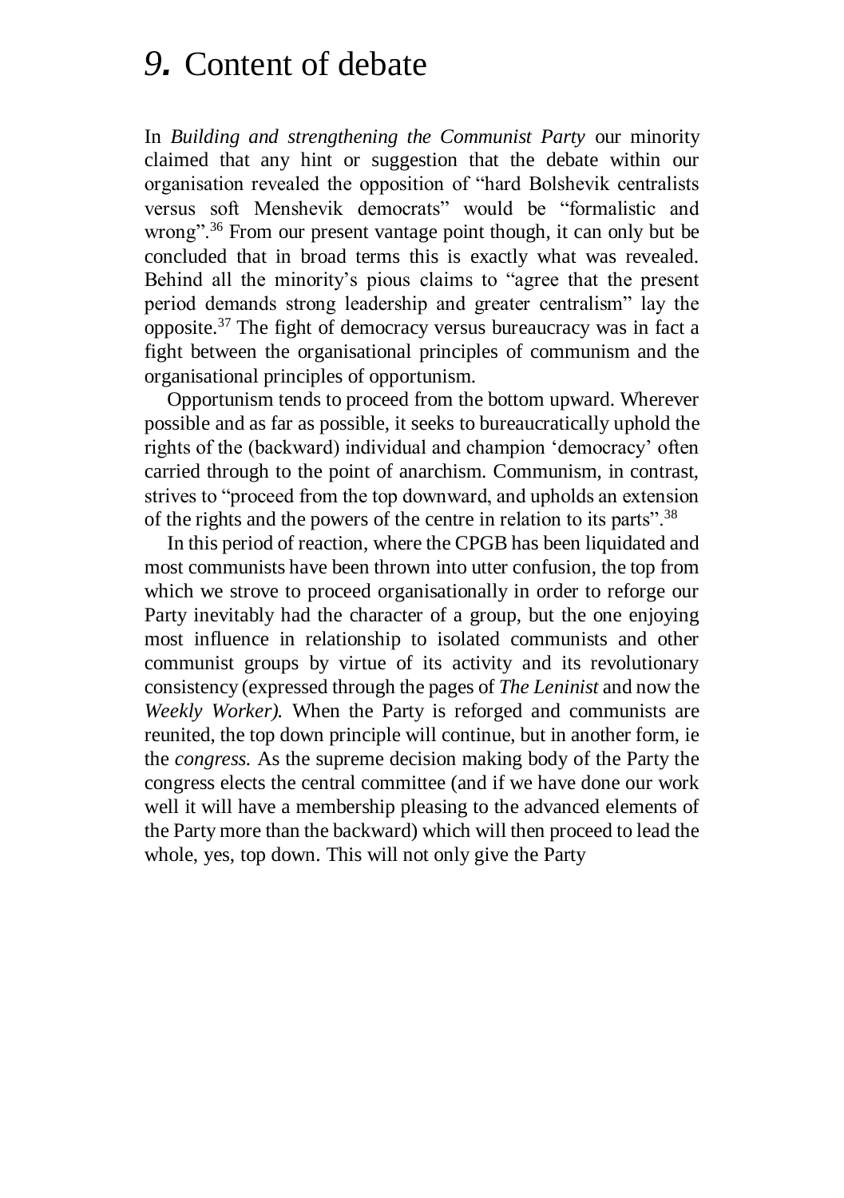# *9.* Content of debate

In *Building and strengthening the Communist Party* our minority claimed that any hint or suggestion that the debate within our organisation revealed the opposition of "hard Bolshevik centralists versus soft Menshevik democrats" would be "formalistic and wrong".[36] From our present vantage point though, it can only but be concluded that in broad terms this is exactly what was revealed. Behind all the minority's pious claims to "agree that the present period demands strong leadership and greater centralism" lay the opposite.[37] The fight of democracy versus bureaucracy was in fact a fight between the organisational principles of communism and the organisational principles of opportunism.

Opportunism tends to proceed from the bottom upward. Wherever possible and as far as possible, it seeks to bureaucratically uphold the rights of the (backward) individual and champion 'democracy' often carried through to the point of anarchism. Communism, in contrast, strives to "proceed from the top downward, and upholds an extension of the rights and the powers of the centre in relation to its parts".[38]

In this period of reaction, where the CPGB has been liquidated and most communists have been thrown into utter confusion, the top from which we strove to proceed organisationally in order to reforge our Party inevitably had the character of a group, but the one enjoying most influence in relationship to isolated communists and other communist groups by virtue of its activity and its revolutionary consistency (expressed through the pages of *The Leninist* and now the *Weekly Worker).* When the Party is reforged and communists are reunited, the top down principle will continue, but in another form, ie the *congress.* As the supreme decision making body of the Party the congress elects the central committee (and if we have done our work well it will have a membership pleasing to the advanced elements of the Party more than the backward) which will then proceed to lead the whole, yes, top down. This will not only give the Party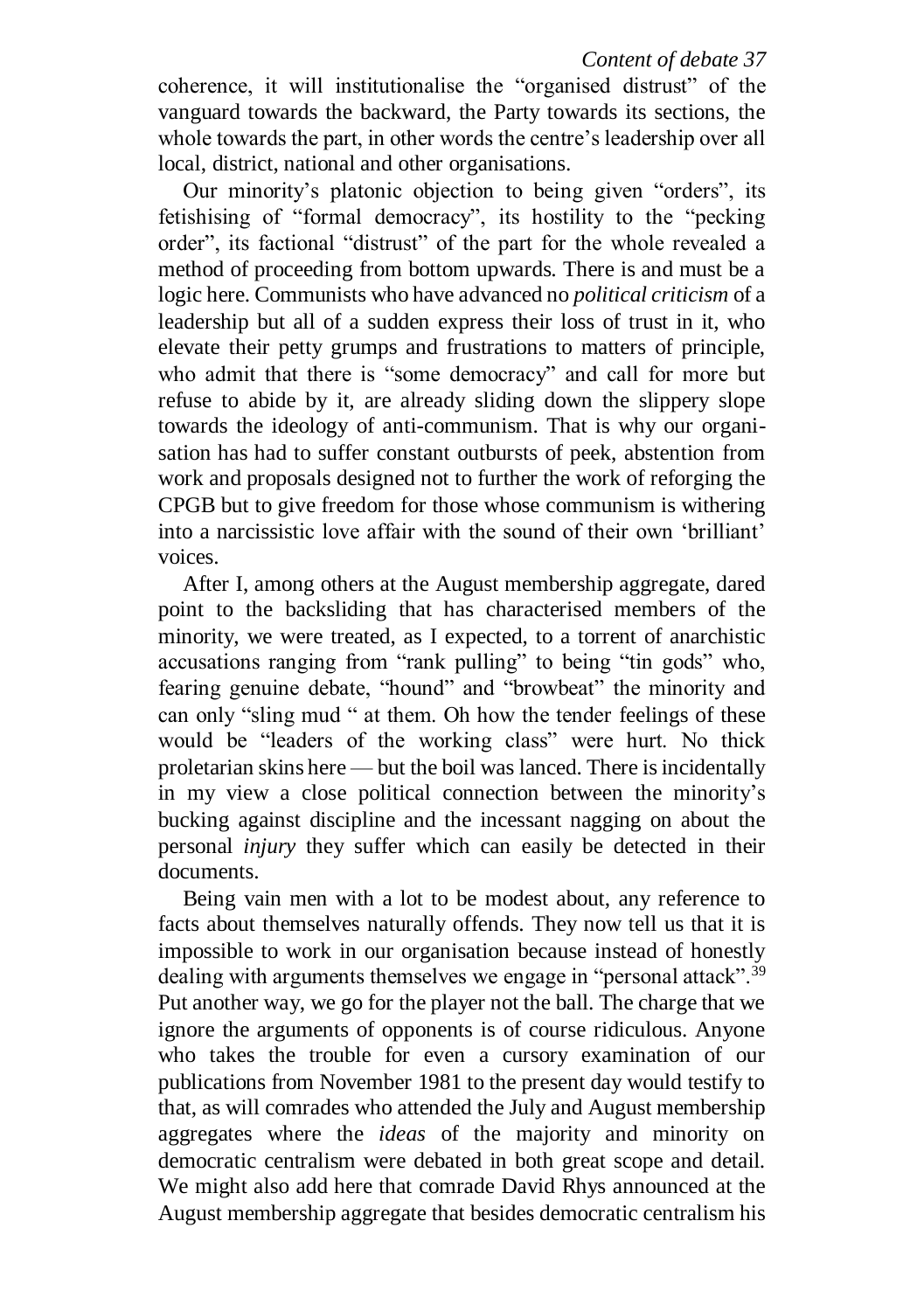coherence, it will institutionalise the "organised distrust" of the vanguard towards the backward, the Party towards its sections, the whole towards the part, in other words the centre's leadership over all local, district, national and other organisations.

Our minority's platonic objection to being given "orders", its fetishising of "formal democracy", its hostility to the "pecking order", its factional "distrust" of the part for the whole revealed a method of proceeding from bottom upwards. There is and must be a logic here. Communists who have advanced no *political criticism* of a leadership but all of a sudden express their loss of trust in it, who elevate their petty grumps and frustrations to matters of principle, who admit that there is "some democracy" and call for more but refuse to abide by it, are already sliding down the slippery slope towards the ideology of anti-communism. That is why our organisation has had to suffer constant outbursts of peek, abstention from work and proposals designed not to further the work of reforging the CPGB but to give freedom for those whose communism is withering into a narcissistic love affair with the sound of their own 'brilliant' voices.

After I, among others at the August membership aggregate, dared point to the backsliding that has characterised members of the minority, we were treated, as I expected, to a torrent of anarchistic accusations ranging from "rank pulling" to being "tin gods" who, fearing genuine debate, "hound" and "browbeat" the minority and can only "sling mud " at them. Oh how the tender feelings of these would be "leaders of the working class" were hurt. No thick proletarian skins here — but the boil was lanced. There is incidentally in my view a close political connection between the minority's bucking against discipline and the incessant nagging on about the personal *injury* they suffer which can easily be detected in their documents.

Being vain men with a lot to be modest about, any reference to facts about themselves naturally offends. They now tell us that it is impossible to work in our organisation because instead of honestly dealing with arguments themselves we engage in "personal attack".[39] Put another way, we go for the player not the ball. The charge that we ignore the arguments of opponents is of course ridiculous. Anyone who takes the trouble for even a cursory examination of our publications from November 1981 to the present day would testify to that, as will comrades who attended the July and August membership aggregates where the *ideas* of the majority and minority on democratic centralism were debated in both great scope and detail. We might also add here that comrade David Rhys announced at the August membership aggregate that besides democratic centralism his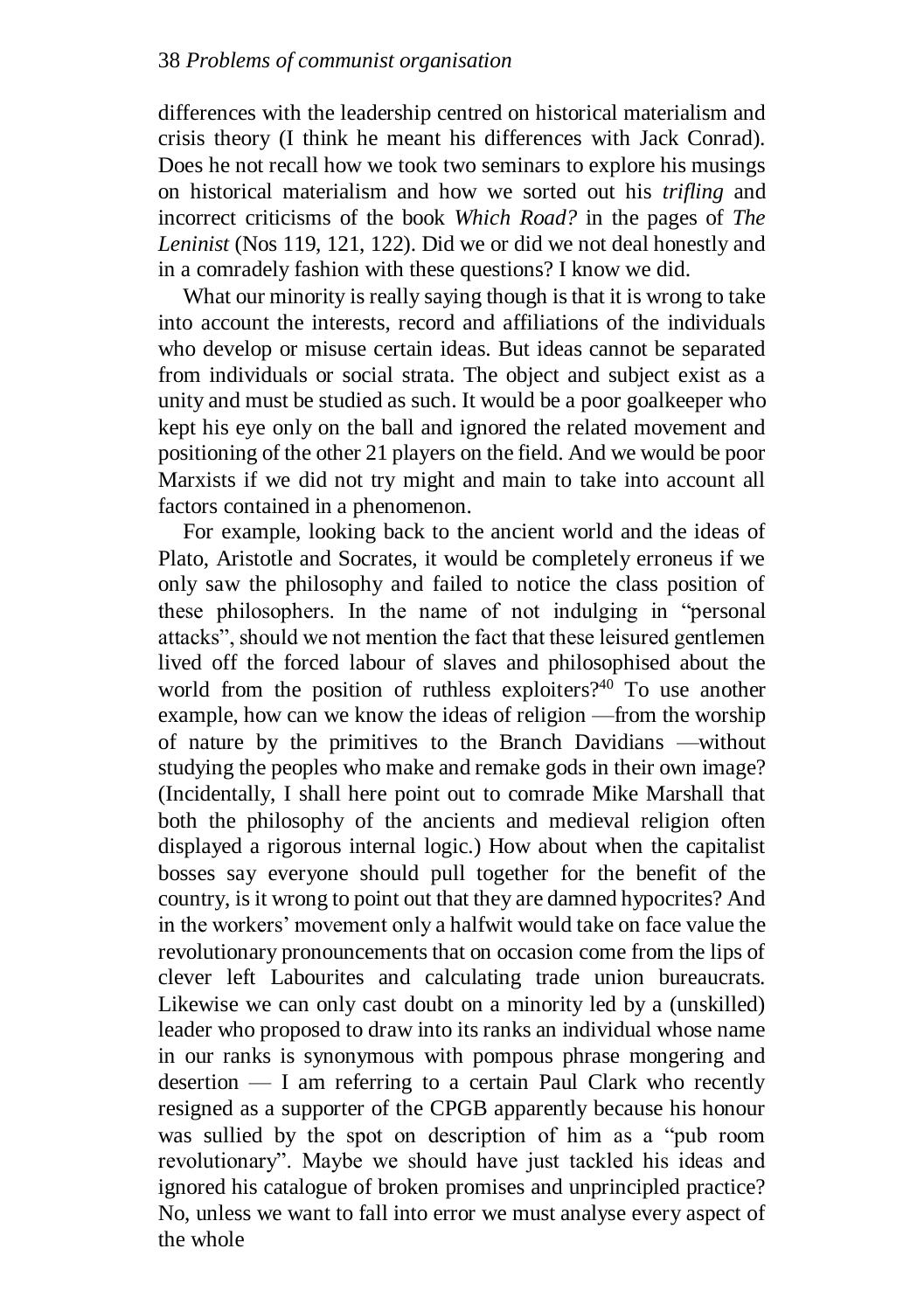differences with the leadership centred on historical materialism and crisis theory (I think he meant his differences with Jack Conrad). Does he not recall how we took two seminars to explore his musings on historical materialism and how we sorted out his *trifling* and incorrect criticisms of the book *Which Road?* in the pages of *The Leninist* (Nos 119, 121, 122). Did we or did we not deal honestly and in a comradely fashion with these questions? I know we did.

What our minority is really saying though is that it is wrong to take into account the interests, record and affiliations of the individuals who develop or misuse certain ideas. But ideas cannot be separated from individuals or social strata. The object and subject exist as a unity and must be studied as such. It would be a poor goalkeeper who kept his eye only on the ball and ignored the related movement and positioning of the other 21 players on the field. And we would be poor Marxists if we did not try might and main to take into account all factors contained in a phenomenon.

For example, looking back to the ancient world and the ideas of Plato, Aristotle and Socrates, it would be completely erroneus if we only saw the philosophy and failed to notice the class position of these philosophers. In the name of not indulging in "personal attacks", should we not mention the fact that these leisured gentlemen lived off the forced labour of slaves and philosophised about the world from the position of ruthless exploiters?[40] To use another example, how can we know the ideas of religion —from the worship of nature by the primitives to the Branch Davidians —without studying the peoples who make and remake gods in their own image? (Incidentally, I shall here point out to comrade Mike Marshall that both the philosophy of the ancients and medieval religion often displayed a rigorous internal logic.) How about when the capitalist bosses say everyone should pull together for the benefit of the country, is it wrong to point out that they are damned hypocrites? And in the workers' movement only a halfwit would take on face value the revolutionary pronouncements that on occasion come from the lips of clever left Labourites and calculating trade union bureaucrats. Likewise we can only cast doubt on a minority led by a (unskilled) leader who proposed to draw into its ranks an individual whose name in our ranks is synonymous with pompous phrase mongering and desertion — I am referring to a certain Paul Clark who recently resigned as a supporter of the CPGB apparently because his honour was sullied by the spot on description of him as a "pub room revolutionary". Maybe we should have just tackled his ideas and ignored his catalogue of broken promises and unprincipled practice? No, unless we want to fall into error we must analyse every aspect of the whole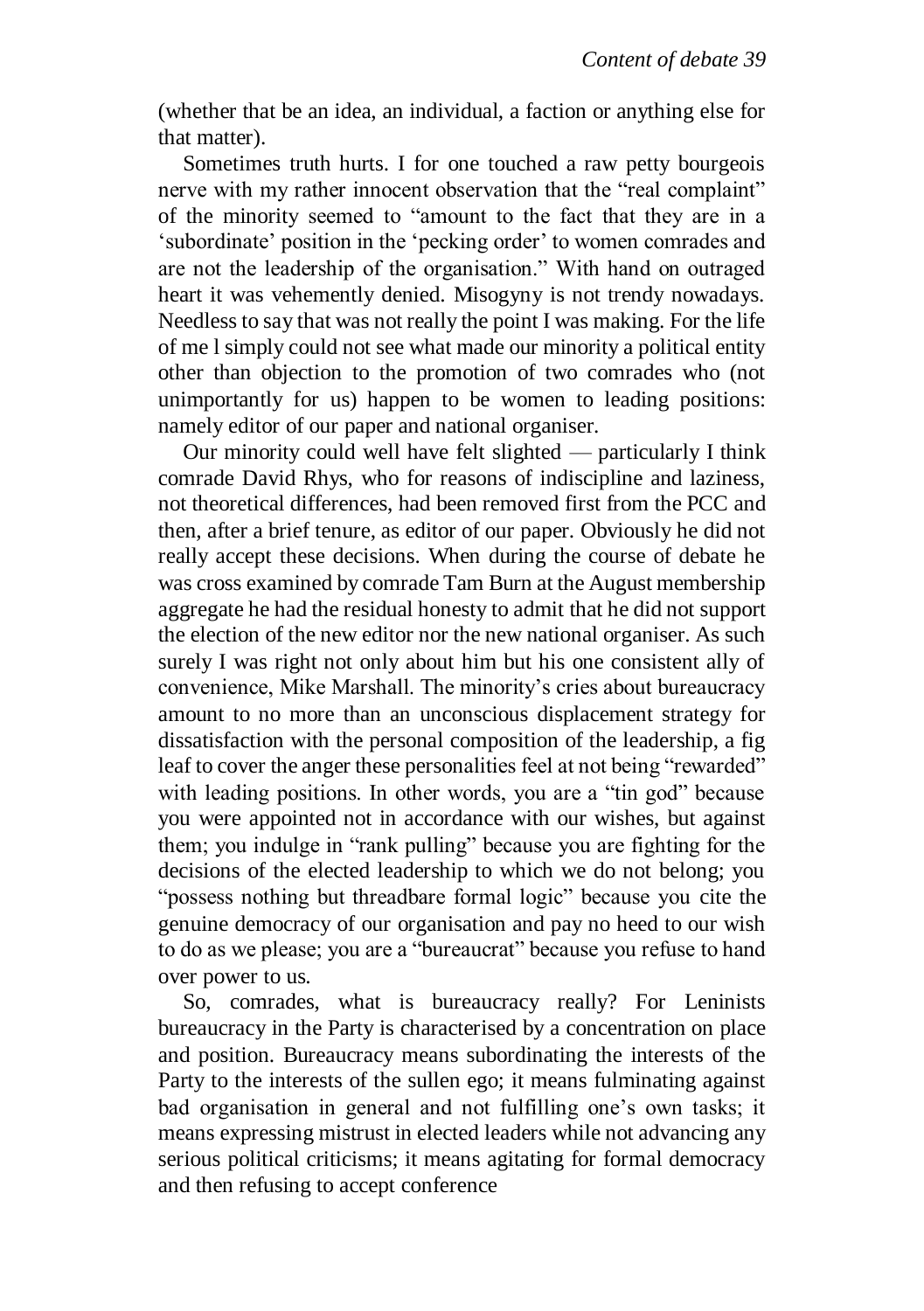(whether that be an idea, an individual, a faction or anything else for that matter).

Sometimes truth hurts. I for one touched a raw petty bourgeois nerve with my rather innocent observation that the "real complaint" of the minority seemed to "amount to the fact that they are in a 'subordinate' position in the 'pecking order' to women comrades and are not the leadership of the organisation." With hand on outraged heart it was vehemently denied. Misogyny is not trendy nowadays. Needless to say that was not really the point I was making. For the life of me l simply could not see what made our minority a political entity other than objection to the promotion of two comrades who (not unimportantly for us) happen to be women to leading positions: namely editor of our paper and national organiser.

Our minority could well have felt slighted — particularly I think comrade David Rhys, who for reasons of indiscipline and laziness, not theoretical differences, had been removed first from the PCC and then, after a brief tenure, as editor of our paper. Obviously he did not really accept these decisions. When during the course of debate he was cross examined by comrade Tam Burn at the August membership aggregate he had the residual honesty to admit that he did not support the election of the new editor nor the new national organiser. As such surely I was right not only about him but his one consistent ally of convenience, Mike Marshall. The minority's cries about bureaucracy amount to no more than an unconscious displacement strategy for dissatisfaction with the personal composition of the leadership, a fig leaf to cover the anger these personalities feel at not being "rewarded" with leading positions. In other words, you are a "tin god" because you were appointed not in accordance with our wishes, but against them; you indulge in "rank pulling" because you are fighting for the decisions of the elected leadership to which we do not belong; you "possess nothing but threadbare formal logic" because you cite the genuine democracy of our organisation and pay no heed to our wish to do as we please; you are a "bureaucrat" because you refuse to hand over power to us.

So, comrades, what is bureaucracy really? For Leninists bureaucracy in the Party is characterised by a concentration on place and position. Bureaucracy means subordinating the interests of the Party to the interests of the sullen ego; it means fulminating against bad organisation in general and not fulfilling one's own tasks; it means expressing mistrust in elected leaders while not advancing any serious political criticisms; it means agitating for formal democracy and then refusing to accept conference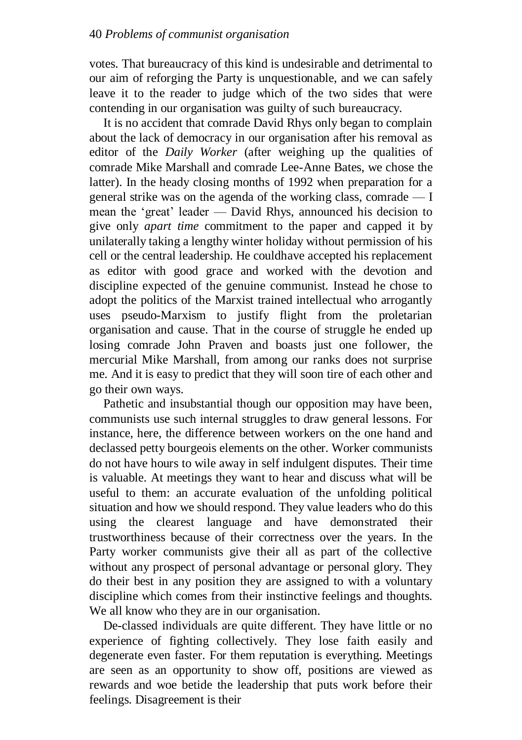votes. That bureaucracy of this kind is undesirable and detrimental to our aim of reforging the Party is unquestionable, and we can safely leave it to the reader to judge which of the two sides that were contending in our organisation was guilty of such bureaucracy.

It is no accident that comrade David Rhys only began to complain about the lack of democracy in our organisation after his removal as editor of the *Daily Worker* (after weighing up the qualities of comrade Mike Marshall and comrade Lee-Anne Bates, we chose the latter). In the heady closing months of 1992 when preparation for a general strike was on the agenda of the working class, comrade — I mean the 'great' leader — David Rhys, announced his decision to give only *apart time* commitment to the paper and capped it by unilaterally taking a lengthy winter holiday without permission of his cell or the central leadership. He couldhave accepted his replacement as editor with good grace and worked with the devotion and discipline expected of the genuine communist. Instead he chose to adopt the politics of the Marxist trained intellectual who arrogantly uses pseudo-Marxism to justify flight from the proletarian organisation and cause. That in the course of struggle he ended up losing comrade John Praven and boasts just one follower, the mercurial Mike Marshall, from among our ranks does not surprise me. And it is easy to predict that they will soon tire of each other and go their own ways.

Pathetic and insubstantial though our opposition may have been, communists use such internal struggles to draw general lessons. For instance, here, the difference between workers on the one hand and declassed petty bourgeois elements on the other. Worker communists do not have hours to wile away in self indulgent disputes. Their time is valuable. At meetings they want to hear and discuss what will be useful to them: an accurate evaluation of the unfolding political situation and how we should respond. They value leaders who do this using the clearest language and have demonstrated their trustworthiness because of their correctness over the years. In the Party worker communists give their all as part of the collective without any prospect of personal advantage or personal glory. They do their best in any position they are assigned to with a voluntary discipline which comes from their instinctive feelings and thoughts. We all know who they are in our organisation.

De-classed individuals are quite different. They have little or no experience of fighting collectively. They lose faith easily and degenerate even faster. For them reputation is everything. Meetings are seen as an opportunity to show off, positions are viewed as rewards and woe betide the leadership that puts work before their feelings. Disagreement is their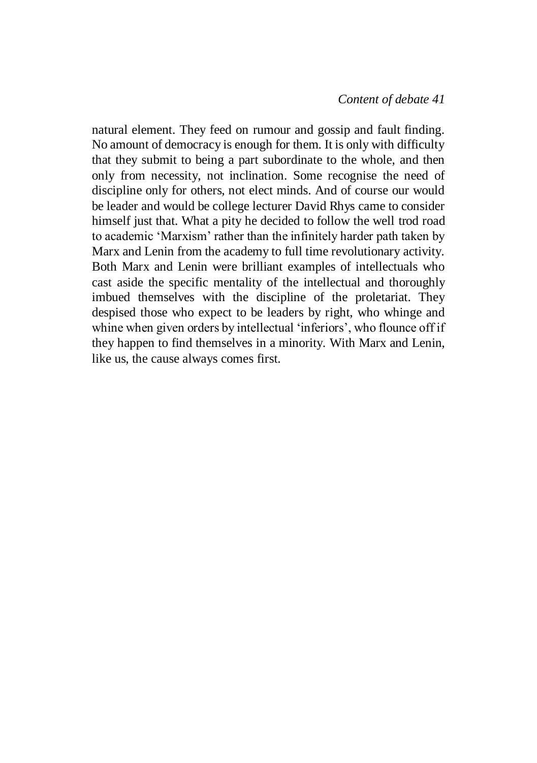natural element. They feed on rumour and gossip and fault finding. No amount of democracy is enough for them. It is only with difficulty that they submit to being a part subordinate to the whole, and then only from necessity, not inclination. Some recognise the need of discipline only for others, not elect minds. And of course our would be leader and would be college lecturer David Rhys came to consider himself just that. What a pity he decided to follow the well trod road to academic 'Marxism' rather than the infinitely harder path taken by Marx and Lenin from the academy to full time revolutionary activity. Both Marx and Lenin were brilliant examples of intellectuals who cast aside the specific mentality of the intellectual and thoroughly imbued themselves with the discipline of the proletariat. They despised those who expect to be leaders by right, who whinge and whine when given orders by intellectual 'inferiors', who flounce off if they happen to find themselves in a minority. With Marx and Lenin, like us, the cause always comes first.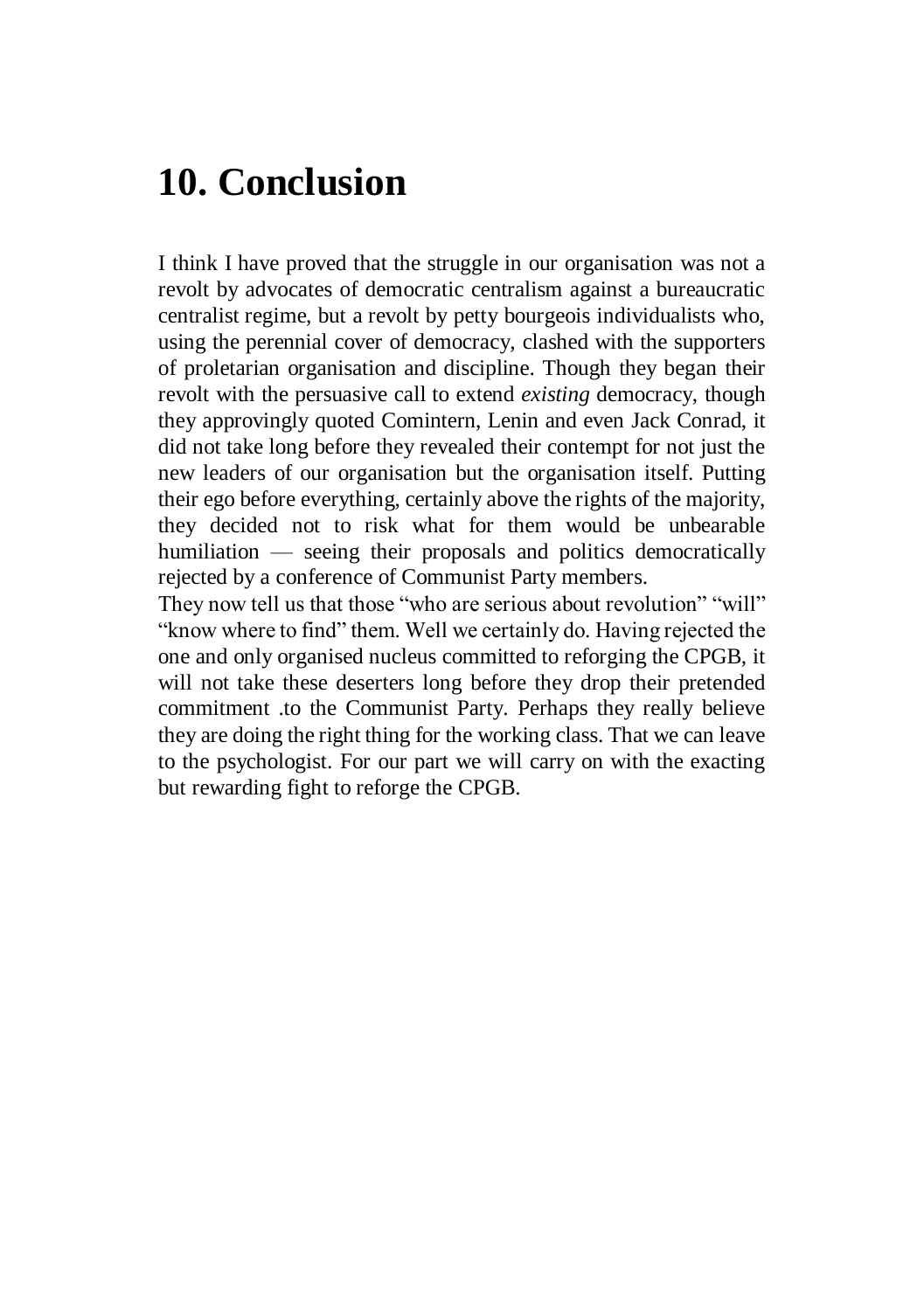# 10. Conclusion

I think I have proved that the struggle in our organisation was not a revolt by advocates of democratic centralism against a bureaucratic centralist regime, but a revolt by petty bourgeois individualists who, using the perennial cover of democracy, clashed with the supporters of proletarian organisation and discipline. Though they began their revolt with the persuasive call to extend *existing* democracy, though they approvingly quoted Comintern, Lenin and even Jack Conrad, it did not take long before they revealed their contempt for not just the new leaders of our organisation but the organisation itself. Putting their ego before everything, certainly above the rights of the majority, they decided not to risk what for them would be unbearable humiliation — seeing their proposals and politics democratically rejected by a conference of Communist Party members.

They now tell us that those "who are serious about revolution" "will" "know where to find" them. Well we certainly do. Having rejected the one and only organised nucleus committed to reforging the CPGB, it will not take these deserters long before they drop their pretended commitment .to the Communist Party. Perhaps they really believe they are doing the right thing for the working class. That we can leave to the psychologist. For our part we will carry on with the exacting but rewarding fight to reforge the CPGB.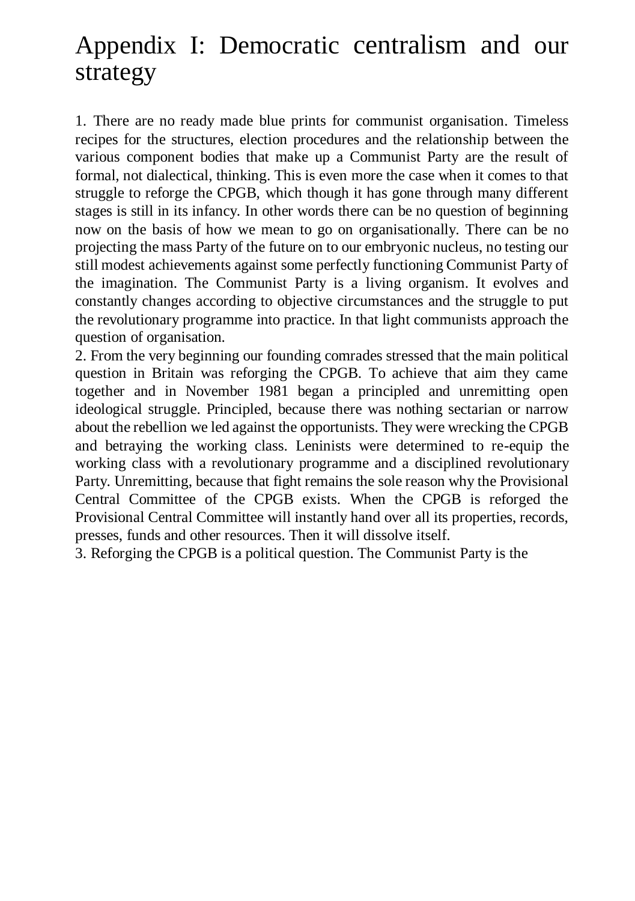# Appendix I: Democratic centralism and our strategy

1. There are no ready made blue prints for communist organisation. Timeless recipes for the structures, election procedures and the relationship between the various component bodies that make up a Communist Party are the result of formal, not dialectical, thinking. This is even more the case when it comes to that struggle to reforge the CPGB, which though it has gone through many different stages is still in its infancy. In other words there can be no question of beginning now on the basis of how we mean to go on organisationally. There can be no projecting the mass Party of the future on to our embryonic nucleus, no testing our still modest achievements against some perfectly functioning Communist Party of the imagination. The Communist Party is a living organism. It evolves and constantly changes according to objective circumstances and the struggle to put the revolutionary programme into practice. In that light communists approach the question of organisation.

2. From the very beginning our founding comrades stressed that the main political question in Britain was reforging the CPGB. To achieve that aim they came together and in November 1981 began a principled and unremitting open ideological struggle. Principled, because there was nothing sectarian or narrow about the rebellion we led against the opportunists. They were wrecking the CPGB and betraying the working class. Leninists were determined to re-equip the working class with a revolutionary programme and a disciplined revolutionary Party. Unremitting, because that fight remains the sole reason why the Provisional Central Committee of the CPGB exists. When the CPGB is reforged the Provisional Central Committee will instantly hand over all its properties, records, presses, funds and other resources. Then it will dissolve itself.

3. Reforging the CPGB is a political question. The Communist Party is the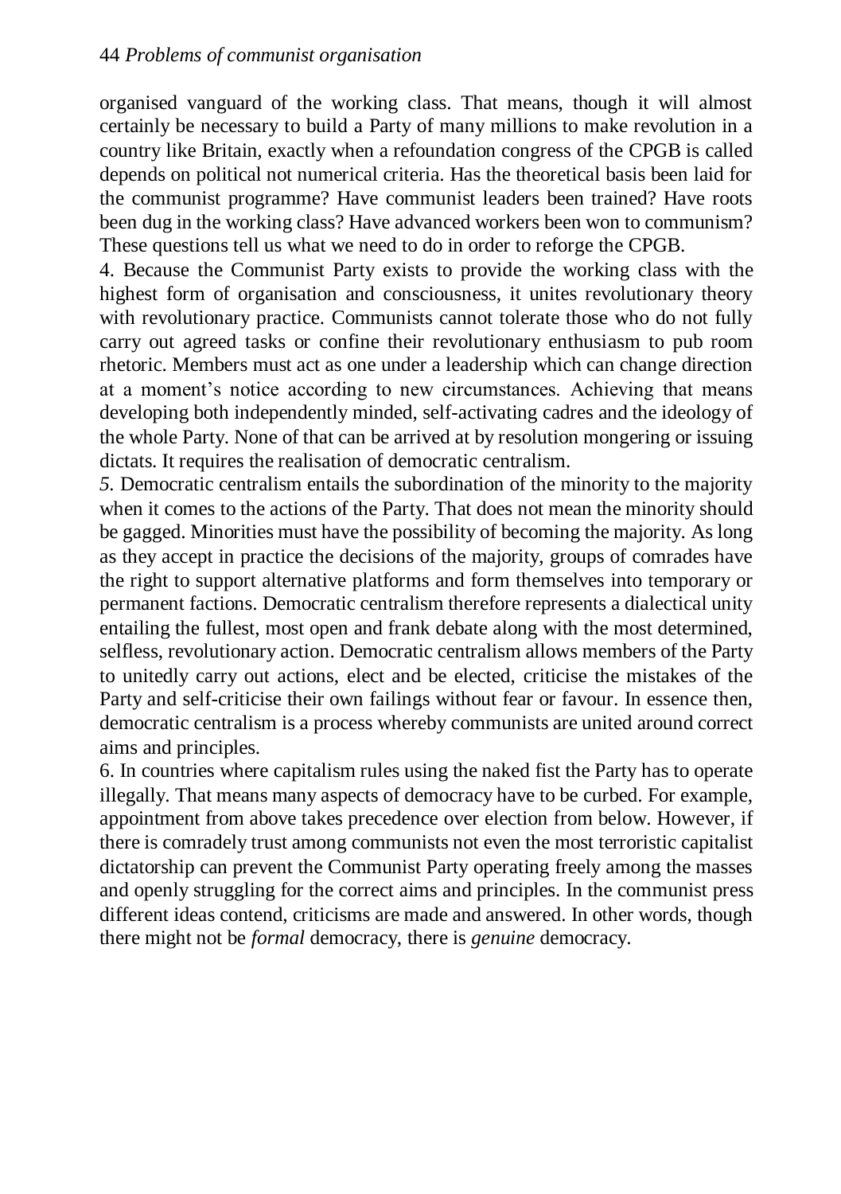organised vanguard of the working class. That means, though it will almost certainly be necessary to build a Party of many millions to make revolution in a country like Britain, exactly when a refoundation congress of the CPGB is called depends on political not numerical criteria. Has the theoretical basis been laid for the communist programme? Have communist leaders been trained? Have roots been dug in the working class? Have advanced workers been won to communism? These questions tell us what we need to do in order to reforge the CPGB.

4. Because the Communist Party exists to provide the working class with the highest form of organisation and consciousness, it unites revolutionary theory with revolutionary practice. Communists cannot tolerate those who do not fully carry out agreed tasks or confine their revolutionary enthusiasm to pub room rhetoric. Members must act as one under a leadership which can change direction at a moment's notice according to new circumstances. Achieving that means developing both independently minded, self-activating cadres and the ideology of the whole Party. None of that can be arrived at by resolution mongering or issuing dictats. It requires the realisation of democratic centralism.

5. Democratic centralism entails the subordination of the minority to the majority when it comes to the actions of the Party. That does not mean the minority should be gagged. Minorities must have the possibility of becoming the majority. As long as they accept in practice the decisions of the majority, groups of comrades have the right to support alternative platforms and form themselves into temporary or permanent factions. Democratic centralism therefore represents a dialectical unity entailing the fullest, most open and frank debate along with the most determined, selfless, revolutionary action. Democratic centralism allows members of the Party to unitedly carry out actions, elect and be elected, criticise the mistakes of the Party and self-criticise their own failings without fear or favour. In essence then, democratic centralism is a process whereby communists are united around correct aims and principles.

6. In countries where capitalism rules using the naked fist the Party has to operate illegally. That means many aspects of democracy have to be curbed. For example, appointment from above takes precedence over election from below. However, if there is comradely trust among communists not even the most terroristic capitalist dictatorship can prevent the Communist Party operating freely among the masses and openly struggling for the correct aims and principles. In the communist press different ideas contend, criticisms are made and answered. In other words, though there might not be *formal* democracy, there is *genuine* democracy.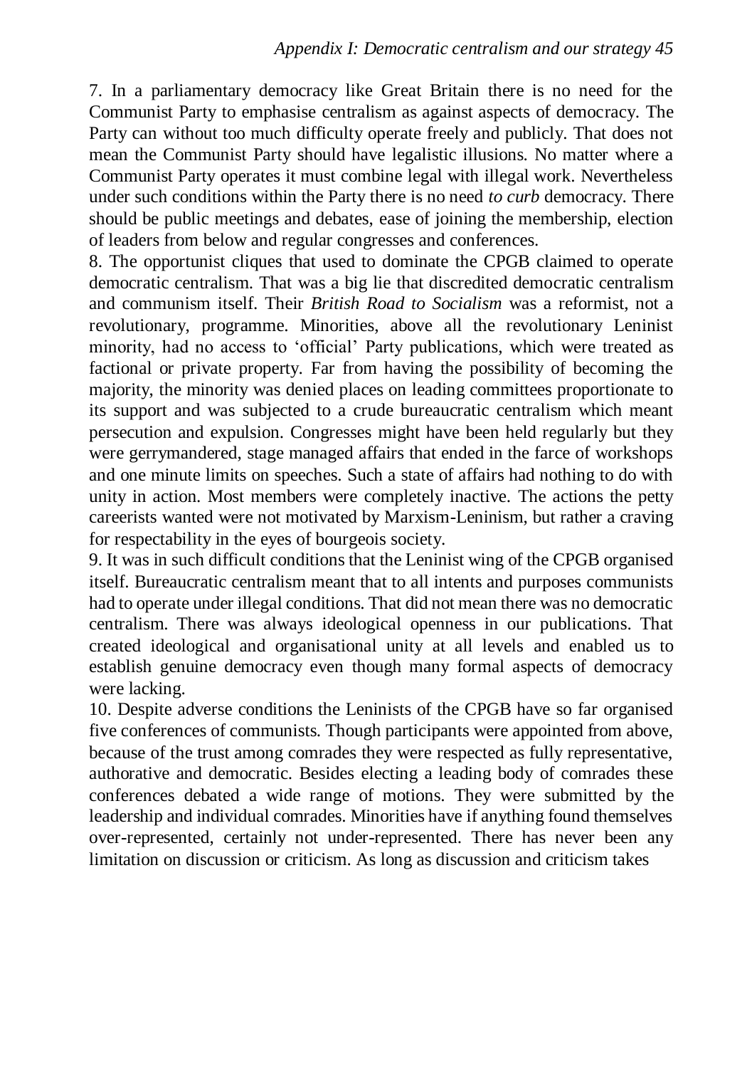7. In a parliamentary democracy like Great Britain there is no need for the Communist Party to emphasise centralism as against aspects of democracy. The Party can without too much difficulty operate freely and publicly. That does not mean the Communist Party should have legalistic illusions. No matter where a Communist Party operates it must combine legal with illegal work. Nevertheless under such conditions within the Party there is no need *to curb* democracy. There should be public meetings and debates, ease of joining the membership, election of leaders from below and regular congresses and conferences.

8. The opportunist cliques that used to dominate the CPGB claimed to operate democratic centralism. That was a big lie that discredited democratic centralism and communism itself. Their *British Road to Socialism* was a reformist, not a revolutionary, programme. Minorities, above all the revolutionary Leninist minority, had no access to 'official' Party publications, which were treated as factional or private property. Far from having the possibility of becoming the majority, the minority was denied places on leading committees proportionate to its support and was subjected to a crude bureaucratic centralism which meant persecution and expulsion. Congresses might have been held regularly but they were gerrymandered, stage managed affairs that ended in the farce of workshops and one minute limits on speeches. Such a state of affairs had nothing to do with unity in action. Most members were completely inactive. The actions the petty careerists wanted were not motivated by Marxism-Leninism, but rather a craving for respectability in the eyes of bourgeois society.

9. It was in such difficult conditions that the Leninist wing of the CPGB organised itself. Bureaucratic centralism meant that to all intents and purposes communists had to operate under illegal conditions. That did not mean there was no democratic centralism. There was always ideological openness in our publications. That created ideological and organisational unity at all levels and enabled us to establish genuine democracy even though many formal aspects of democracy were lacking.

10. Despite adverse conditions the Leninists of the CPGB have so far organised five conferences of communists. Though participants were appointed from above, because of the trust among comrades they were respected as fully representative, authorative and democratic. Besides electing a leading body of comrades these conferences debated a wide range of motions. They were submitted by the leadership and individual comrades. Minorities have if anything found themselves over-represented, certainly not under-represented. There has never been any limitation on discussion or criticism. As long as discussion and criticism takes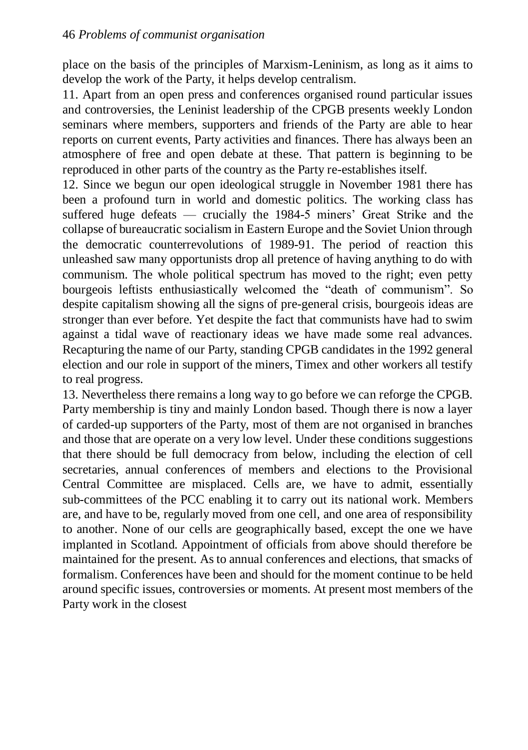place on the basis of the principles of Marxism-Leninism, as long as it aims to develop the work of the Party, it helps develop centralism.

11. Apart from an open press and conferences organised round particular issues and controversies, the Leninist leadership of the CPGB presents weekly London seminars where members, supporters and friends of the Party are able to hear reports on current events, Party activities and finances. There has always been an atmosphere of free and open debate at these. That pattern is beginning to be reproduced in other parts of the country as the Party re-establishes itself.

12. Since we begun our open ideological struggle in November 1981 there has been a profound turn in world and domestic politics. The working class has suffered huge defeats — crucially the 1984-5 miners' Great Strike and the collapse of bureaucratic socialism in Eastern Europe and the Soviet Union through the democratic counterrevolutions of 1989-91. The period of reaction this unleashed saw many opportunists drop all pretence of having anything to do with communism. The whole political spectrum has moved to the right; even petty bourgeois leftists enthusiastically welcomed the "death of communism". So despite capitalism showing all the signs of pre-general crisis, bourgeois ideas are stronger than ever before. Yet despite the fact that communists have had to swim against a tidal wave of reactionary ideas we have made some real advances. Recapturing the name of our Party, standing CPGB candidates in the 1992 general election and our role in support of the miners, Timex and other workers all testify to real progress.

13. Nevertheless there remains a long way to go before we can reforge the CPGB. Party membership is tiny and mainly London based. Though there is now a layer of carded-up supporters of the Party, most of them are not organised in branches and those that are operate on a very low level. Under these conditions suggestions that there should be full democracy from below, including the election of cell secretaries, annual conferences of members and elections to the Provisional Central Committee are misplaced. Cells are, we have to admit, essentially sub-committees of the PCC enabling it to carry out its national work. Members are, and have to be, regularly moved from one cell, and one area of responsibility to another. None of our cells are geographically based, except the one we have implanted in Scotland. Appointment of officials from above should therefore be maintained for the present. As to annual conferences and elections, that smacks of formalism. Conferences have been and should for the moment continue to be held around specific issues, controversies or moments. At present most members of the Party work in the closest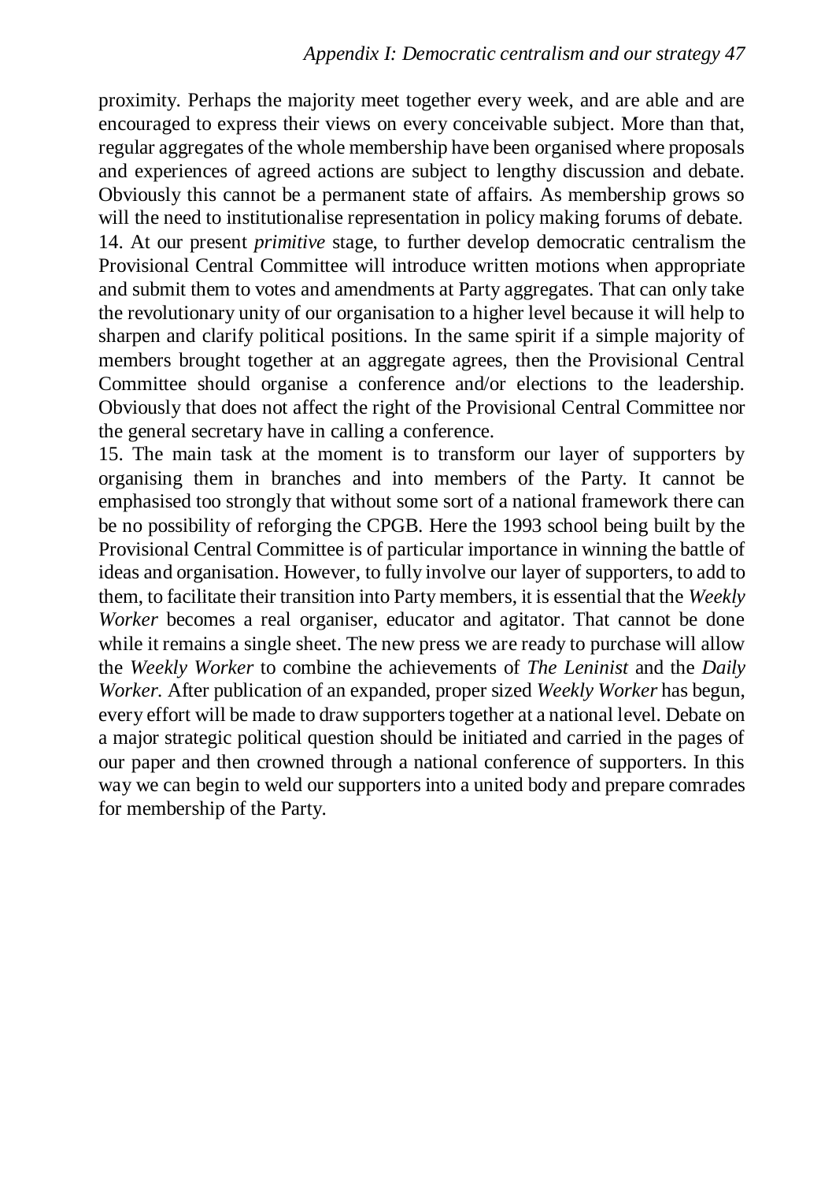proximity. Perhaps the majority meet together every week, and are able and are encouraged to express their views on every conceivable subject. More than that, regular aggregates of the whole membership have been organised where proposals and experiences of agreed actions are subject to lengthy discussion and debate. Obviously this cannot be a permanent state of affairs. As membership grows so will the need to institutionalise representation in policy making forums of debate.

14. At our present *primitive* stage, to further develop democratic centralism the Provisional Central Committee will introduce written motions when appropriate and submit them to votes and amendments at Party aggregates. That can only take the revolutionary unity of our organisation to a higher level because it will help to sharpen and clarify political positions. In the same spirit if a simple majority of members brought together at an aggregate agrees, then the Provisional Central Committee should organise a conference and/or elections to the leadership. Obviously that does not affect the right of the Provisional Central Committee nor the general secretary have in calling a conference.

15. The main task at the moment is to transform our layer of supporters by organising them in branches and into members of the Party. It cannot be emphasised too strongly that without some sort of a national framework there can be no possibility of reforging the CPGB. Here the 1993 school being built by the Provisional Central Committee is of particular importance in winning the battle of ideas and organisation. However, to fully involve our layer of supporters, to add to them, to facilitate their transition into Party members, it is essential that the *Weekly Worker* becomes a real organiser, educator and agitator. That cannot be done while it remains a single sheet. The new press we are ready to purchase will allow the *Weekly Worker* to combine the achievements of *The Leninist* and the *Daily Worker*. After publication of an expanded, proper sized *Weekly Worker* has begun, every effort will be made to draw supporters together at a national level. Debate on a major strategic political question should be initiated and carried in the pages of our paper and then crowned through a national conference of supporters. In this way we can begin to weld our supporters into a united body and prepare comrades for membership of the Party.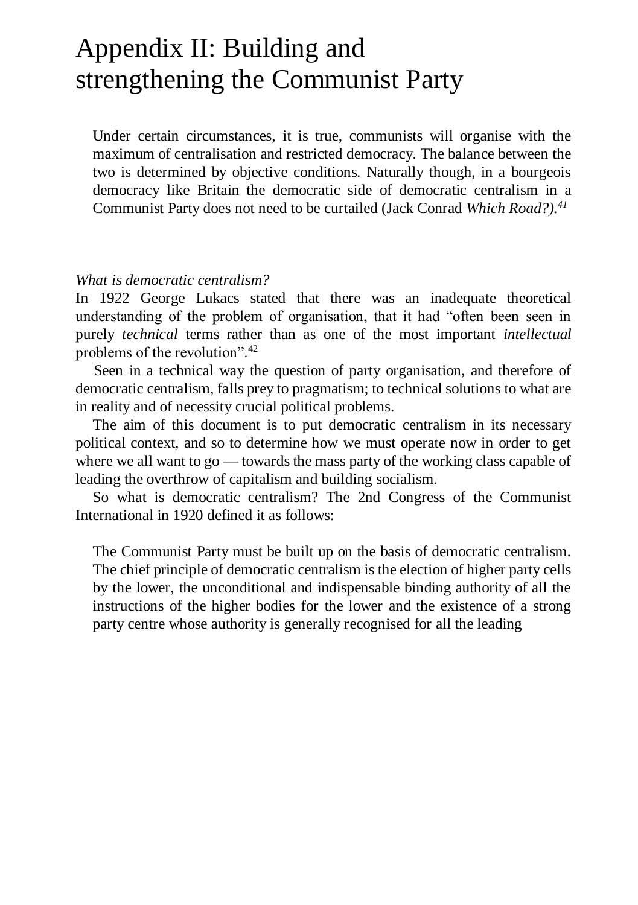# Appendix II: Building and strengthening the Communist Party

> Under certain circumstances, it is true, communists will organise with the maximum of centralisation and restricted democracy. The balance between the two is determined by objective conditions. Naturally though, in a bourgeois democracy like Britain the democratic side of democratic centralism in a Communist Party does not need to be curtailed (Jack Conrad *Which Road?).*[41]

*What is democratic centralism?*

In 1922 George Lukacs stated that there was an inadequate theoretical understanding of the problem of organisation, that it had "often been seen in purely *technical* terms rather than as one of the most important *intellectual* problems of the revolution".[42]

Seen in a technical way the question of party organisation, and therefore of democratic centralism, falls prey to pragmatism; to technical solutions to what are in reality and of necessity crucial political problems.

The aim of this document is to put democratic centralism in its necessary political context, and so to determine how we must operate now in order to get where we all want to go — towards the mass party of the working class capable of leading the overthrow of capitalism and building socialism.

So what is democratic centralism? The 2nd Congress of the Communist International in 1920 defined it as follows:

> The Communist Party must be built up on the basis of democratic centralism. The chief principle of democratic centralism is the election of higher party cells by the lower, the unconditional and indispensable binding authority of all the instructions of the higher bodies for the lower and the existence of a strong party centre whose authority is generally recognised for all the leading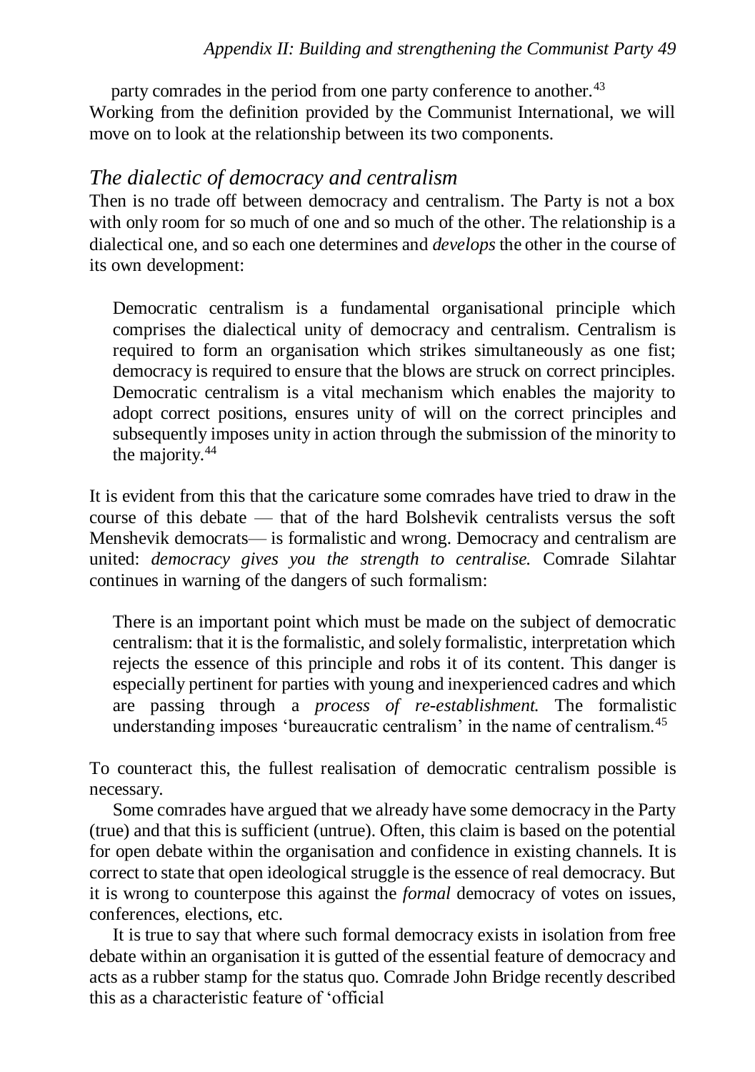party comrades in the period from one party conference to another.[43]

Working from the definition provided by the Communist International, we will move on to look at the relationship between its two components.

## *The dialectic of democracy and centralism*

Then is no trade off between democracy and centralism. The Party is not a box with only room for so much of one and so much of the other. The relationship is a dialectical one, and so each one determines and *develops* the other in the course of its own development:

> Democratic centralism is a fundamental organisational principle which comprises the dialectical unity of democracy and centralism. Centralism is required to form an organisation which strikes simultaneously as one fist; democracy is required to ensure that the blows are struck on correct principles. Democratic centralism is a vital mechanism which enables the majority to adopt correct positions, ensures unity of will on the correct principles and subsequently imposes unity in action through the submission of the minority to the majority.[44]

It is evident from this that the caricature some comrades have tried to draw in the course of this debate — that of the hard Bolshevik centralists versus the soft Menshevik democrats— is formalistic and wrong. Democracy and centralism are united: *democracy gives you the strength to centralise.* Comrade Silahtar continues in warning of the dangers of such formalism:

> There is an important point which must be made on the subject of democratic centralism: that it is the formalistic, and solely formalistic, interpretation which rejects the essence of this principle and robs it of its content. This danger is especially pertinent for parties with young and inexperienced cadres and which are passing through a *process of re-establishment.* The formalistic understanding imposes 'bureaucratic centralism' in the name of centralism.[45]

To counteract this, the fullest realisation of democratic centralism possible is necessary.

Some comrades have argued that we already have some democracy in the Party (true) and that this is sufficient (untrue). Often, this claim is based on the potential for open debate within the organisation and confidence in existing channels. It is correct to state that open ideological struggle is the essence of real democracy. But it is wrong to counterpose this against the *formal* democracy of votes on issues, conferences, elections, etc.

It is true to say that where such formal democracy exists in isolation from free debate within an organisation it is gutted of the essential feature of democracy and acts as a rubber stamp for the status quo. Comrade John Bridge recently described this as a characteristic feature of 'official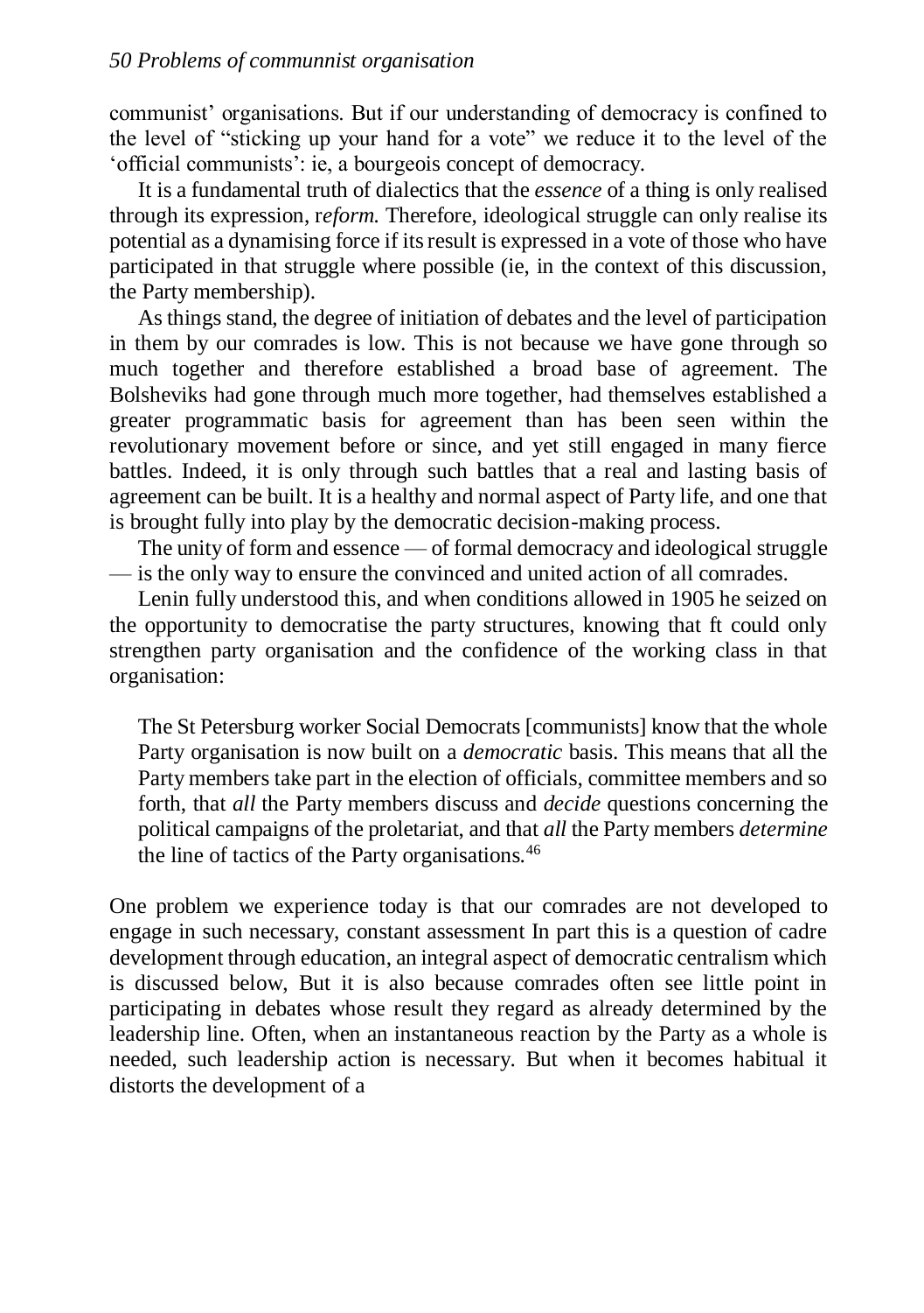communist' organisations. But if our understanding of democracy is confined to the level of "sticking up your hand for a vote" we reduce it to the level of the 'official communists': ie, a bourgeois concept of democracy.

It is a fundamental truth of dialectics that the *essence* of a thing is only realised through its expression, r*eform.* Therefore, ideological struggle can only realise its potential as a dynamising force if its result is expressed in a vote of those who have participated in that struggle where possible (ie, in the context of this discussion, the Party membership).

As things stand, the degree of initiation of debates and the level of participation in them by our comrades is low. This is not because we have gone through so much together and therefore established a broad base of agreement. The Bolsheviks had gone through much more together, had themselves established a greater programmatic basis for agreement than has been seen within the revolutionary movement before or since, and yet still engaged in many fierce battles. Indeed, it is only through such battles that a real and lasting basis of agreement can be built. It is a healthy and normal aspect of Party life, and one that is brought fully into play by the democratic decision-making process.

The unity of form and essence — of formal democracy and ideological struggle — is the only way to ensure the convinced and united action of all comrades.

Lenin fully understood this, and when conditions allowed in 1905 he seized on the opportunity to democratise the party structures, knowing that ft could only strengthen party organisation and the confidence of the working class in that organisation:

> The St Petersburg worker Social Democrats [communists] know that the whole Party organisation is now built on a *democratic* basis. This means that all the Party members take part in the election of officials, committee members and so forth, that *all* the Party members discuss and *decide* questions concerning the political campaigns of the proletariat, and that *all* the Party members *determine* the line of tactics of the Party organisations.[46]

One problem we experience today is that our comrades are not developed to engage in such necessary, constant assessment In part this is a question of cadre development through education, an integral aspect of democratic centralism which is discussed below, But it is also because comrades often see little point in participating in debates whose result they regard as already determined by the leadership line. Often, when an instantaneous reaction by the Party as a whole is needed, such leadership action is necessary. But when it becomes habitual it distorts the development of a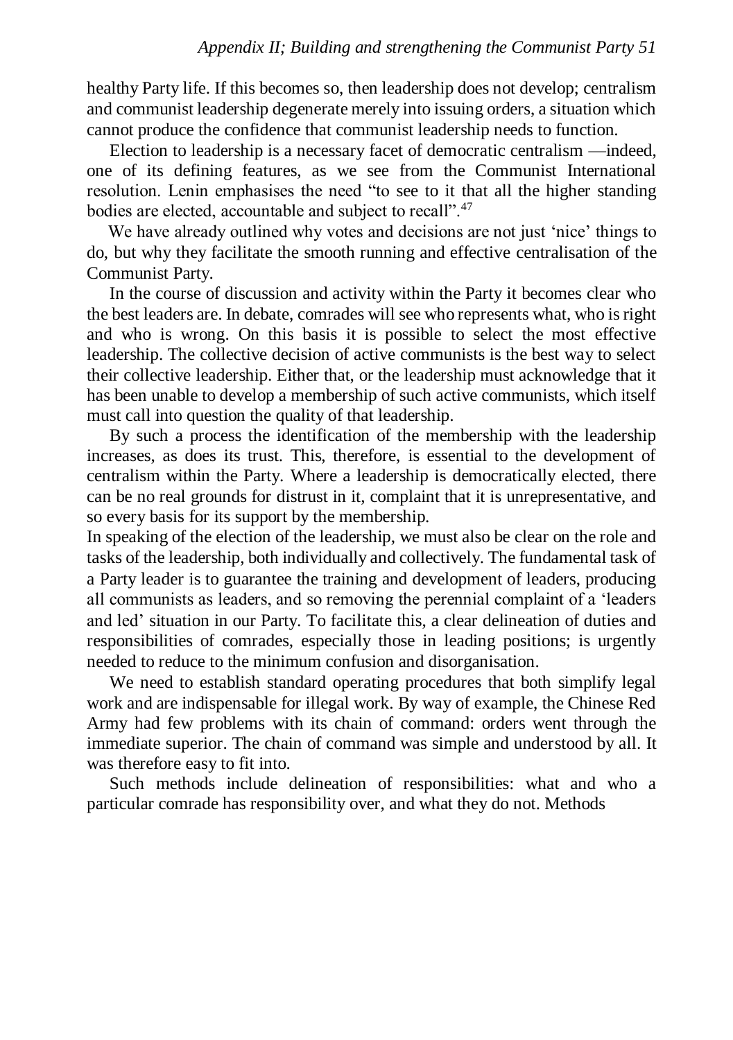healthy Party life. If this becomes so, then leadership does not develop; centralism and communist leadership degenerate merely into issuing orders, a situation which cannot produce the confidence that communist leadership needs to function.

Election to leadership is a necessary facet of democratic centralism —indeed, one of its defining features, as we see from the Communist International resolution. Lenin emphasises the need "to see to it that all the higher standing bodies are elected, accountable and subject to recall".[47]

We have already outlined why votes and decisions are not just 'nice' things to do, but why they facilitate the smooth running and effective centralisation of the Communist Party.

In the course of discussion and activity within the Party it becomes clear who the best leaders are. In debate, comrades will see who represents what, who is right and who is wrong. On this basis it is possible to select the most effective leadership. The collective decision of active communists is the best way to select their collective leadership. Either that, or the leadership must acknowledge that it has been unable to develop a membership of such active communists, which itself must call into question the quality of that leadership.

By such a process the identification of the membership with the leadership increases, as does its trust. This, therefore, is essential to the development of centralism within the Party. Where a leadership is democratically elected, there can be no real grounds for distrust in it, complaint that it is unrepresentative, and so every basis for its support by the membership.

In speaking of the election of the leadership, we must also be clear on the role and tasks of the leadership, both individually and collectively. The fundamental task of a Party leader is to guarantee the training and development of leaders, producing all communists as leaders, and so removing the perennial complaint of a 'leaders and led' situation in our Party. To facilitate this, a clear delineation of duties and responsibilities of comrades, especially those in leading positions; is urgently needed to reduce to the minimum confusion and disorganisation.

We need to establish standard operating procedures that both simplify legal work and are indispensable for illegal work. By way of example, the Chinese Red Army had few problems with its chain of command: orders went through the immediate superior. The chain of command was simple and understood by all. It was therefore easy to fit into.

Such methods include delineation of responsibilities: what and who a particular comrade has responsibility over, and what they do not. Methods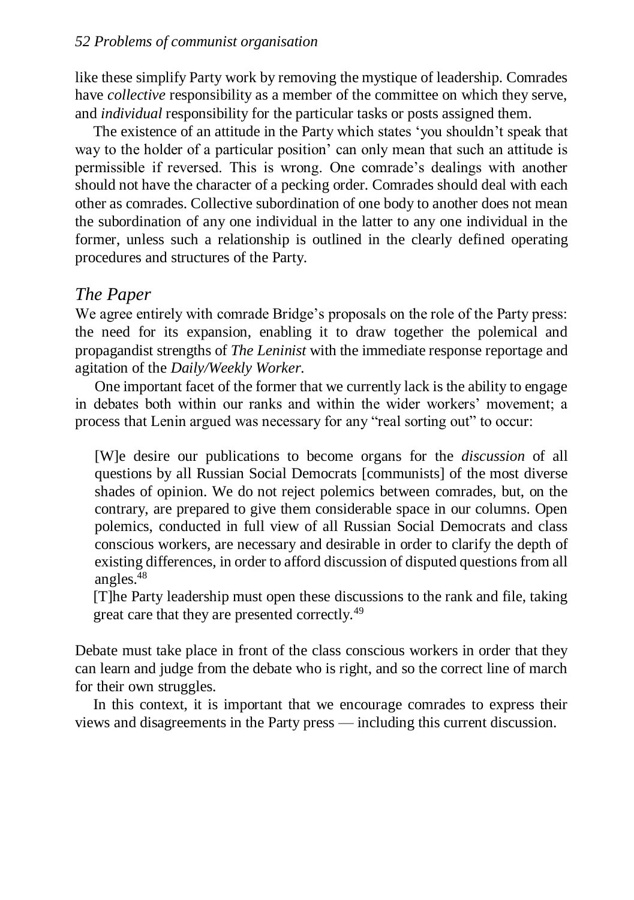like these simplify Party work by removing the mystique of leadership. Comrades have *collective* responsibility as a member of the committee on which they serve, and *individual* responsibility for the particular tasks or posts assigned them.

The existence of an attitude in the Party which states 'you shouldn't speak that way to the holder of a particular position' can only mean that such an attitude is permissible if reversed. This is wrong. One comrade's dealings with another should not have the character of a pecking order. Comrades should deal with each other as comrades. Collective subordination of one body to another does not mean the subordination of any one individual in the latter to any one individual in the former, unless such a relationship is outlined in the clearly defined operating procedures and structures of the Party.

## *The Paper*

We agree entirely with comrade Bridge's proposals on the role of the Party press: the need for its expansion, enabling it to draw together the polemical and propagandist strengths of *The Leninist* with the immediate response reportage and agitation of the *Daily/Weekly Worker*.

One important facet of the former that we currently lack is the ability to engage in debates both within our ranks and within the wider workers' movement; a process that Lenin argued was necessary for any "real sorting out" to occur:

> [W]e desire our publications to become organs for the *discussion* of all questions by all Russian Social Democrats [communists] of the most diverse shades of opinion. We do not reject polemics between comrades, but, on the contrary, are prepared to give them considerable space in our columns. Open polemics, conducted in full view of all Russian Social Democrats and class conscious workers, are necessary and desirable in order to clarify the depth of existing differences, in order to afford discussion of disputed questions from all angles.[48]
>
> [T]he Party leadership must open these discussions to the rank and file, taking great care that they are presented correctly.[49]

Debate must take place in front of the class conscious workers in order that they can learn and judge from the debate who is right, and so the correct line of march for their own struggles.

In this context, it is important that we encourage comrades to express their views and disagreements in the Party press — including this current discussion.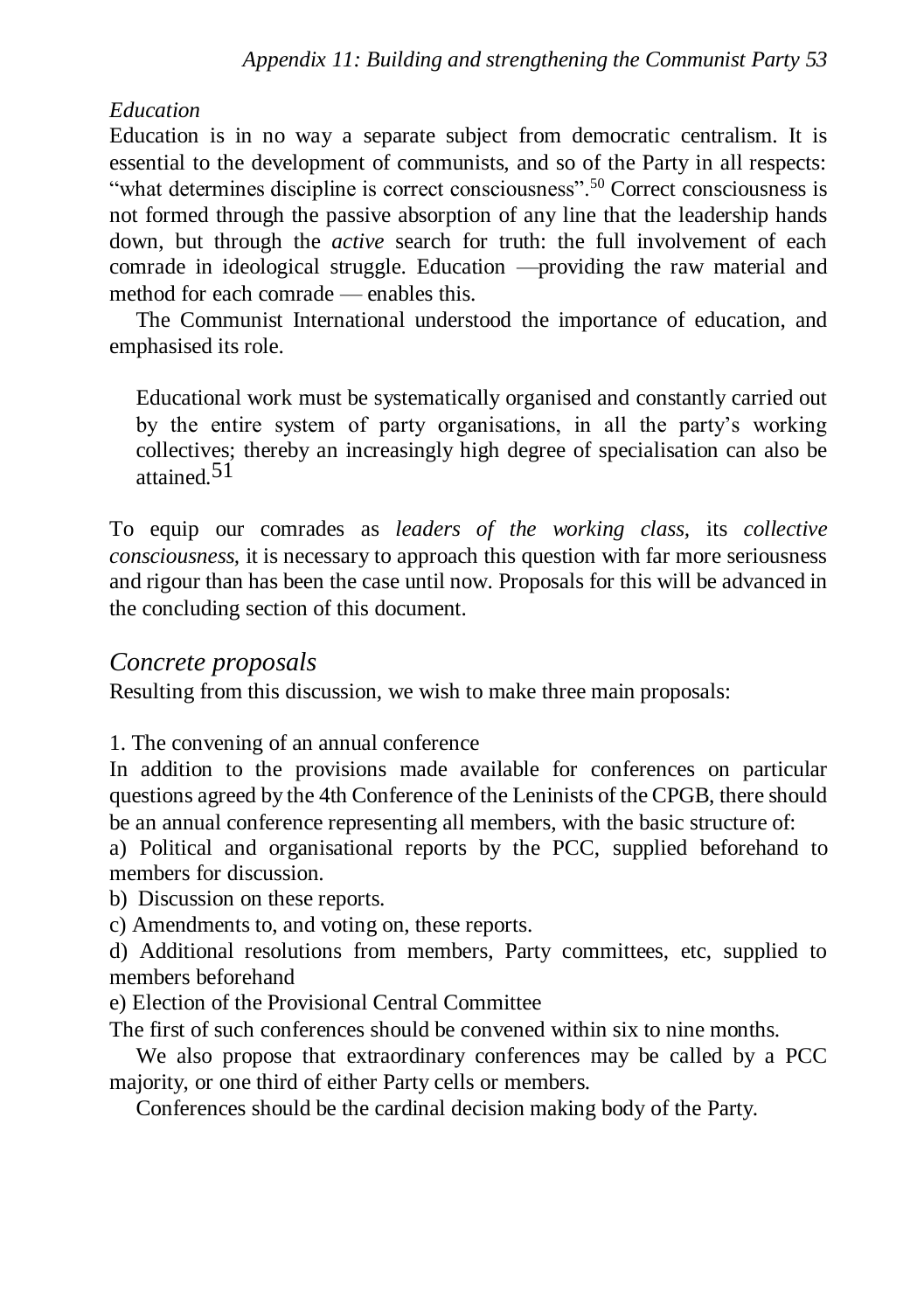*Education*

Education is in no way a separate subject from democratic centralism. It is essential to the development of communists, and so of the Party in all respects: "what determines discipline is correct consciousness".[50] Correct consciousness is not formed through the passive absorption of any line that the leadership hands down, but through the *active* search for truth: the full involvement of each comrade in ideological struggle. Education —providing the raw material and method for each comrade — enables this.

The Communist International understood the importance of education, and emphasised its role.

> Educational work must be systematically organised and constantly carried out by the entire system of party organisations, in all the party's working collectives; thereby an increasingly high degree of specialisation can also be attained.[51]

To equip our comrades as *leaders of the working class*, its *collective consciousness*, it is necessary to approach this question with far more seriousness and rigour than has been the case until now. Proposals for this will be advanced in the concluding section of this document.

## *Concrete proposals*

Resulting from this discussion, we wish to make three main proposals:

1. The convening of an annual conference

In addition to the provisions made available for conferences on particular questions agreed by the 4th Conference of the Leninists of the CPGB, there should be an annual conference representing all members, with the basic structure of:

a) Political and organisational reports by the PCC, supplied beforehand to members for discussion.

b) Discussion on these reports.

c) Amendments to, and voting on, these reports.

d) Additional resolutions from members, Party committees, etc, supplied to members beforehand

e) Election of the Provisional Central Committee

The first of such conferences should be convened within six to nine months.

We also propose that extraordinary conferences may be called by a PCC majority, or one third of either Party cells or members.

Conferences should be the cardinal decision making body of the Party.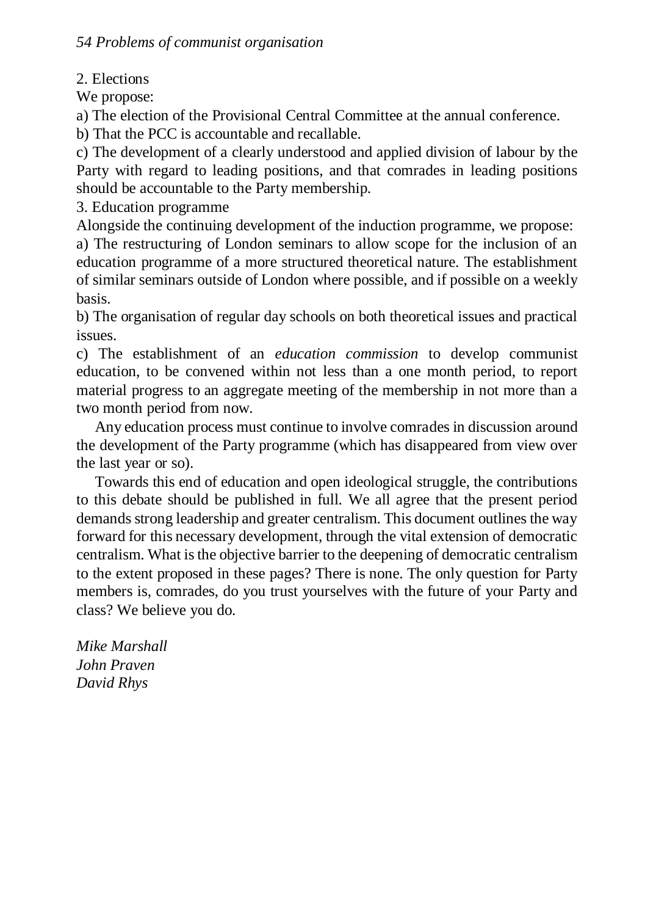2. Elections

We propose:

a) The election of the Provisional Central Committee at the annual conference.

b) That the PCC is accountable and recallable.

c) The development of a clearly understood and applied division of labour by the Party with regard to leading positions, and that comrades in leading positions should be accountable to the Party membership.

3. Education programme

Alongside the continuing development of the induction programme, we propose:

a) The restructuring of London seminars to allow scope for the inclusion of an education programme of a more structured theoretical nature. The establishment of similar seminars outside of London where possible, and if possible on a weekly basis.

b) The organisation of regular day schools on both theoretical issues and practical issues.

c) The establishment of an *education commission* to develop communist education, to be convened within not less than a one month period, to report material progress to an aggregate meeting of the membership in not more than a two month period from now.

Any education process must continue to involve comrades in discussion around the development of the Party programme (which has disappeared from view over the last year or so).

Towards this end of education and open ideological struggle, the contributions to this debate should be published in full. We all agree that the present period demands strong leadership and greater centralism. This document outlines the way forward for this necessary development, through the vital extension of democratic centralism. What is the objective barrier to the deepening of democratic centralism to the extent proposed in these pages? There is none. The only question for Party members is, comrades, do you trust yourselves with the future of your Party and class? We believe you do.

*Mike Marshall*
*John Praven*
*David Rhys*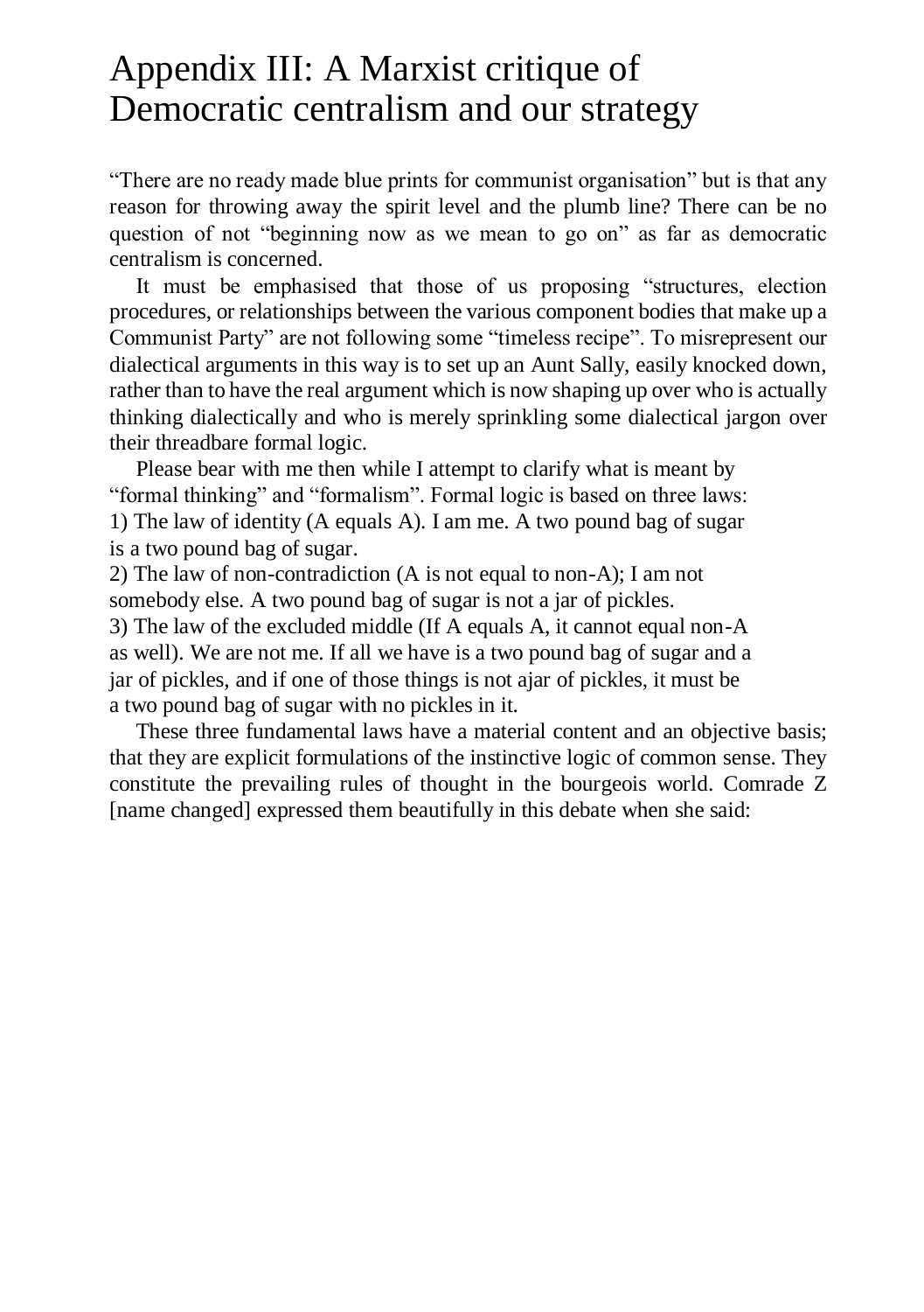# Appendix III: A Marxist critique of Democratic centralism and our strategy

"There are no ready made blue prints for communist organisation" but is that any reason for throwing away the spirit level and the plumb line? There can be no question of not "beginning now as we mean to go on" as far as democratic centralism is concerned.

It must be emphasised that those of us proposing "structures, election procedures, or relationships between the various component bodies that make up a Communist Party" are not following some "timeless recipe". To misrepresent our dialectical arguments in this way is to set up an Aunt Sally, easily knocked down, rather than to have the real argument which is now shaping up over who is actually thinking dialectically and who is merely sprinkling some dialectical jargon over their threadbare formal logic.

Please bear with me then while I attempt to clarify what is meant by "formal thinking" and "formalism". Formal logic is based on three laws:

1) The law of identity (A equals A). I am me. A two pound bag of sugar is a two pound bag of sugar.

2) The law of non-contradiction (A is not equal to non-A); I am not somebody else. A two pound bag of sugar is not a jar of pickles.

3) The law of the excluded middle (If A equals A, it cannot equal non-A as well). We are not me. If all we have is a two pound bag of sugar and a jar of pickles, and if one of those things is not ajar of pickles, it must be a two pound bag of sugar with no pickles in it.

These three fundamental laws have a material content and an objective basis; that they are explicit formulations of the instinctive logic of common sense. They constitute the prevailing rules of thought in the bourgeois world. Comrade Z [name changed] expressed them beautifully in this debate when she said: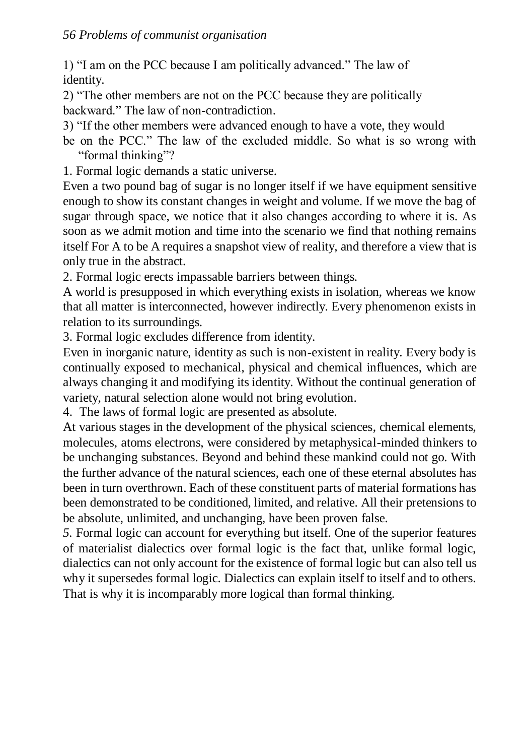1) "I am on the PCC because I am politically advanced." The law of identity.

2) "The other members are not on the PCC because they are politically backward." The law of non-contradiction.

3) "If the other members were advanced enough to have a vote, they would be on the PCC." The law of the excluded middle. So what is so wrong with "formal thinking"?

1. Formal logic demands a static universe.

Even a two pound bag of sugar is no longer itself if we have equipment sensitive enough to show its constant changes in weight and volume. If we move the bag of sugar through space, we notice that it also changes according to where it is. As soon as we admit motion and time into the scenario we find that nothing remains itself For A to be A requires a snapshot view of reality, and therefore a view that is only true in the abstract.

2. Formal logic erects impassable barriers between things.

A world is presupposed in which everything exists in isolation, whereas we know that all matter is interconnected, however indirectly. Every phenomenon exists in relation to its surroundings.

3. Formal logic excludes difference from identity.

Even in inorganic nature, identity as such is non-existent in reality. Every body is continually exposed to mechanical, physical and chemical influences, which are always changing it and modifying its identity. Without the continual generation of variety, natural selection alone would not bring evolution.

4. The laws of formal logic are presented as absolute.

At various stages in the development of the physical sciences, chemical elements, molecules, atoms electrons, were considered by metaphysical-minded thinkers to be unchanging substances. Beyond and behind these mankind could not go. With the further advance of the natural sciences, each one of these eternal absolutes has been in turn overthrown. Each of these constituent parts of material formations has been demonstrated to be conditioned, limited, and relative. All their pretensions to be absolute, unlimited, and unchanging, have been proven false.

5. Formal logic can account for everything but itself. One of the superior features of materialist dialectics over formal logic is the fact that, unlike formal logic, dialectics can not only account for the existence of formal logic but can also tell us why it supersedes formal logic. Dialectics can explain itself to itself and to others. That is why it is incomparably more logical than formal thinking.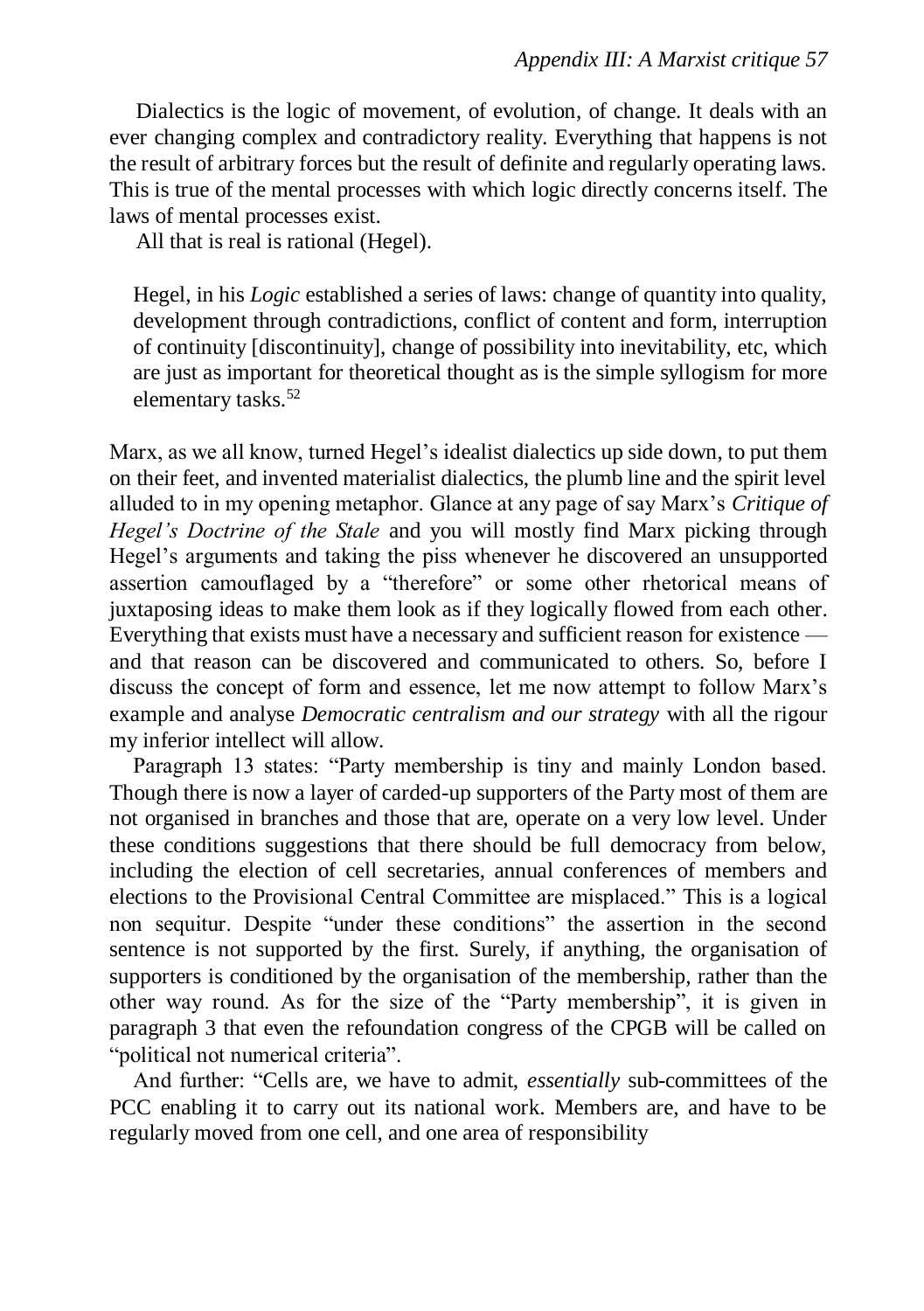Dialectics is the logic of movement, of evolution, of change. It deals with an ever changing complex and contradictory reality. Everything that happens is not the result of arbitrary forces but the result of definite and regularly operating laws. This is true of the mental processes with which logic directly concerns itself. The laws of mental processes exist.

All that is real is rational (Hegel).

> Hegel, in his *Logic* established a series of laws: change of quantity into quality, development through contradictions, conflict of content and form, interruption of continuity [discontinuity], change of possibility into inevitability, etc, which are just as important for theoretical thought as is the simple syllogism for more elementary tasks.[52]

Marx, as we all know, turned Hegel's idealist dialectics up side down, to put them on their feet, and invented materialist dialectics, the plumb line and the spirit level alluded to in my opening metaphor. Glance at any page of say Marx's *Critique of Hegel's Doctrine of the Stale* and you will mostly find Marx picking through Hegel's arguments and taking the piss whenever he discovered an unsupported assertion camouflaged by a "therefore" or some other rhetorical means of juxtaposing ideas to make them look as if they logically flowed from each other. Everything that exists must have a necessary and sufficient reason for existence — and that reason can be discovered and communicated to others. So, before I discuss the concept of form and essence, let me now attempt to follow Marx's example and analyse *Democratic centralism and our strategy* with all the rigour my inferior intellect will allow.

Paragraph 13 states: "Party membership is tiny and mainly London based. Though there is now a layer of carded-up supporters of the Party most of them are not organised in branches and those that are, operate on a very low level. Under these conditions suggestions that there should be full democracy from below, including the election of cell secretaries, annual conferences of members and elections to the Provisional Central Committee are misplaced." This is a logical non sequitur. Despite "under these conditions" the assertion in the second sentence is not supported by the first. Surely, if anything, the organisation of supporters is conditioned by the organisation of the membership, rather than the other way round. As for the size of the "Party membership", it is given in paragraph 3 that even the refoundation congress of the CPGB will be called on "political not numerical criteria".

And further: "Cells are, we have to admit, *essentially* sub-committees of the PCC enabling it to carry out its national work. Members are, and have to be regularly moved from one cell, and one area of responsibility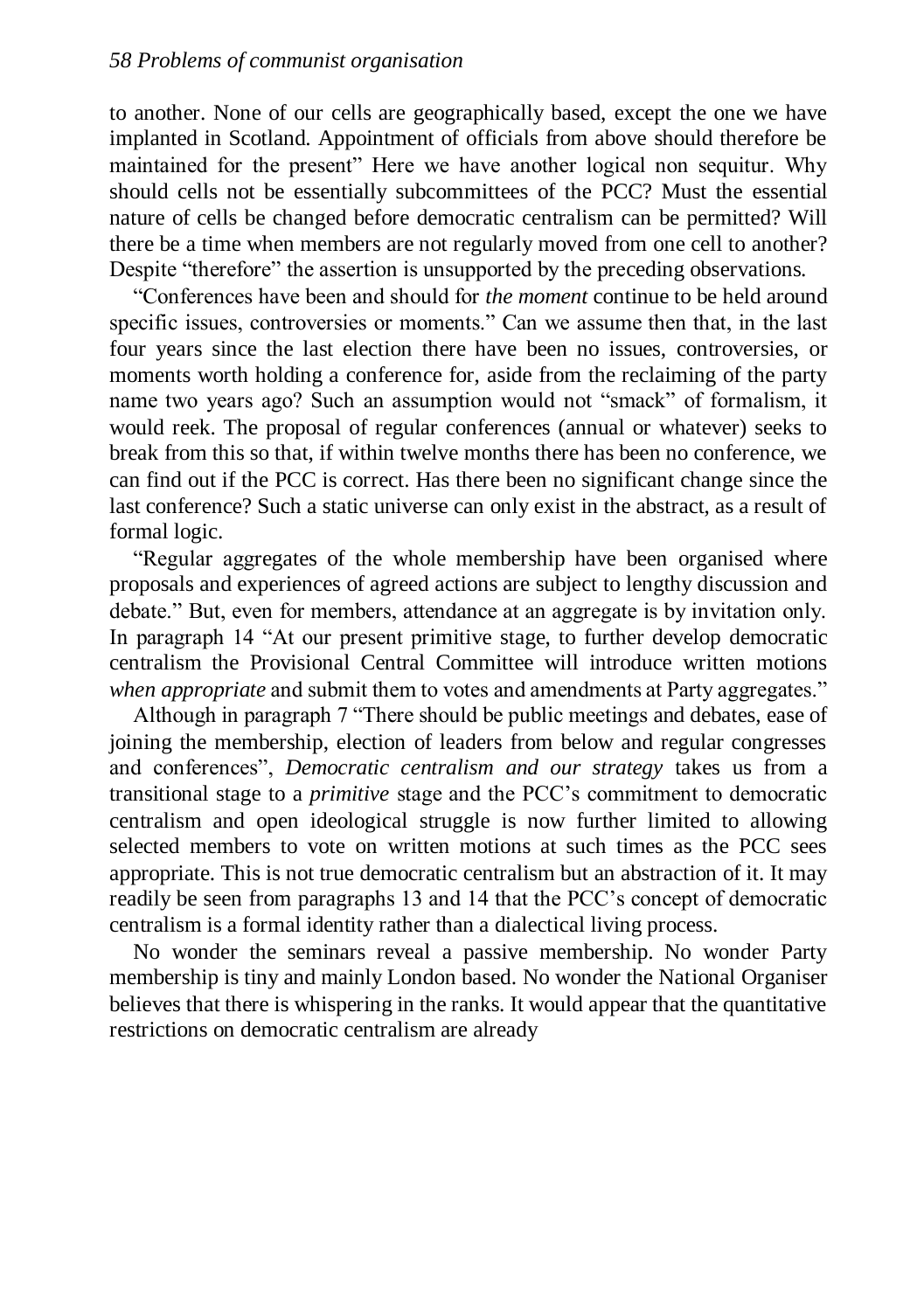to another. None of our cells are geographically based, except the one we have implanted in Scotland. Appointment of officials from above should therefore be maintained for the present" Here we have another logical non sequitur. Why should cells not be essentially subcommittees of the PCC? Must the essential nature of cells be changed before democratic centralism can be permitted? Will there be a time when members are not regularly moved from one cell to another? Despite "therefore" the assertion is unsupported by the preceding observations.

"Conferences have been and should for *the moment* continue to be held around specific issues, controversies or moments." Can we assume then that, in the last four years since the last election there have been no issues, controversies, or moments worth holding a conference for, aside from the reclaiming of the party name two years ago? Such an assumption would not "smack" of formalism, it would reek. The proposal of regular conferences (annual or whatever) seeks to break from this so that, if within twelve months there has been no conference, we can find out if the PCC is correct. Has there been no significant change since the last conference? Such a static universe can only exist in the abstract, as a result of formal logic.

"Regular aggregates of the whole membership have been organised where proposals and experiences of agreed actions are subject to lengthy discussion and debate." But, even for members, attendance at an aggregate is by invitation only. In paragraph 14 "At our present primitive stage, to further develop democratic centralism the Provisional Central Committee will introduce written motions *when appropriate* and submit them to votes and amendments at Party aggregates."

Although in paragraph 7 "There should be public meetings and debates, ease of joining the membership, election of leaders from below and regular congresses and conferences", *Democratic centralism and our strategy* takes us from a transitional stage to a *primitive* stage and the PCC's commitment to democratic centralism and open ideological struggle is now further limited to allowing selected members to vote on written motions at such times as the PCC sees appropriate. This is not true democratic centralism but an abstraction of it. It may readily be seen from paragraphs 13 and 14 that the PCC's concept of democratic centralism is a formal identity rather than a dialectical living process.

No wonder the seminars reveal a passive membership. No wonder Party membership is tiny and mainly London based. No wonder the National Organiser believes that there is whispering in the ranks. It would appear that the quantitative restrictions on democratic centralism are already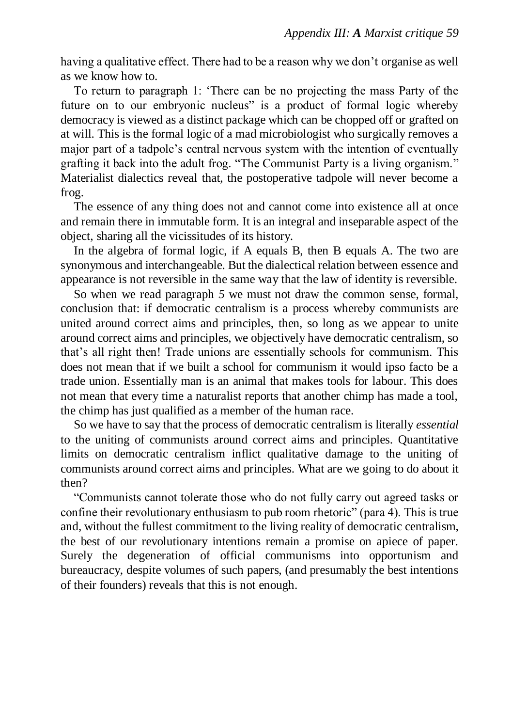having a qualitative effect. There had to be a reason why we don't organise as well as we know how to.

To return to paragraph 1: 'There can be no projecting the mass Party of the future on to our embryonic nucleus" is a product of formal logic whereby democracy is viewed as a distinct package which can be chopped off or grafted on at will. This is the formal logic of a mad microbiologist who surgically removes a major part of a tadpole's central nervous system with the intention of eventually grafting it back into the adult frog. "The Communist Party is a living organism." Materialist dialectics reveal that, the postoperative tadpole will never become a frog.

The essence of any thing does not and cannot come into existence all at once and remain there in immutable form. It is an integral and inseparable aspect of the object, sharing all the vicissitudes of its history.

In the algebra of formal logic, if A equals B, then B equals A. The two are synonymous and interchangeable. But the dialectical relation between essence and appearance is not reversible in the same way that the law of identity is reversible.

So when we read paragraph *5* we must not draw the common sense, formal, conclusion that: if democratic centralism is a process whereby communists are united around correct aims and principles, then, so long as we appear to unite around correct aims and principles, we objectively have democratic centralism, so that's all right then! Trade unions are essentially schools for communism. This does not mean that if we built a school for communism it would ipso facto be a trade union. Essentially man is an animal that makes tools for labour. This does not mean that every time a naturalist reports that another chimp has made a tool, the chimp has just qualified as a member of the human race.

So we have to say that the process of democratic centralism is literally *essential* to the uniting of communists around correct aims and principles. Quantitative limits on democratic centralism inflict qualitative damage to the uniting of communists around correct aims and principles. What are we going to do about it then?

"Communists cannot tolerate those who do not fully carry out agreed tasks or confine their revolutionary enthusiasm to pub room rhetoric" (para 4). This is true and, without the fullest commitment to the living reality of democratic centralism, the best of our revolutionary intentions remain a promise on apiece of paper. Surely the degeneration of official communisms into opportunism and bureaucracy, despite volumes of such papers, (and presumably the best intentions of their founders) reveals that this is not enough.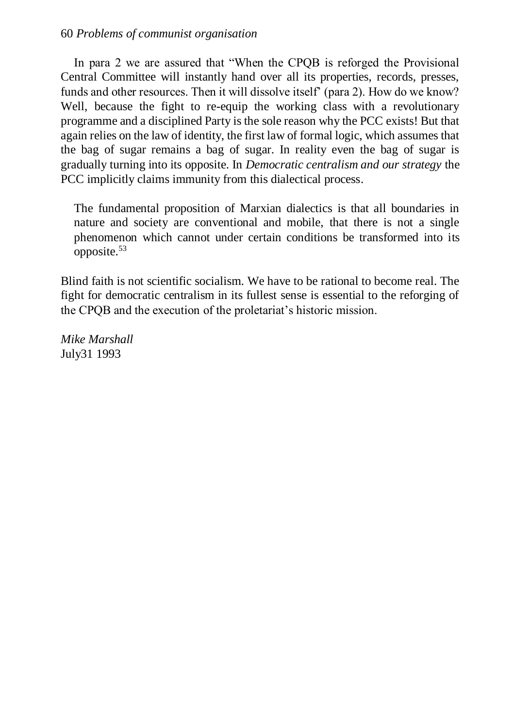In para 2 we are assured that "When the CPQB is reforged the Provisional Central Committee will instantly hand over all its properties, records, presses, funds and other resources. Then it will dissolve itself' (para 2). How do we know? Well, because the fight to re-equip the working class with a revolutionary programme and a disciplined Party is the sole reason why the PCC exists! But that again relies on the law of identity, the first law of formal logic, which assumes that the bag of sugar remains a bag of sugar. In reality even the bag of sugar is gradually turning into its opposite. In *Democratic centralism and our strategy* the PCC implicitly claims immunity from this dialectical process.

> The fundamental proposition of Marxian dialectics is that all boundaries in nature and society are conventional and mobile, that there is not a single phenomenon which cannot under certain conditions be transformed into its opposite.[53]

Blind faith is not scientific socialism. We have to be rational to become real. The fight for democratic centralism in its fullest sense is essential to the reforging of the CPQB and the execution of the proletariat's historic mission.

*Mike Marshall*
July31 1993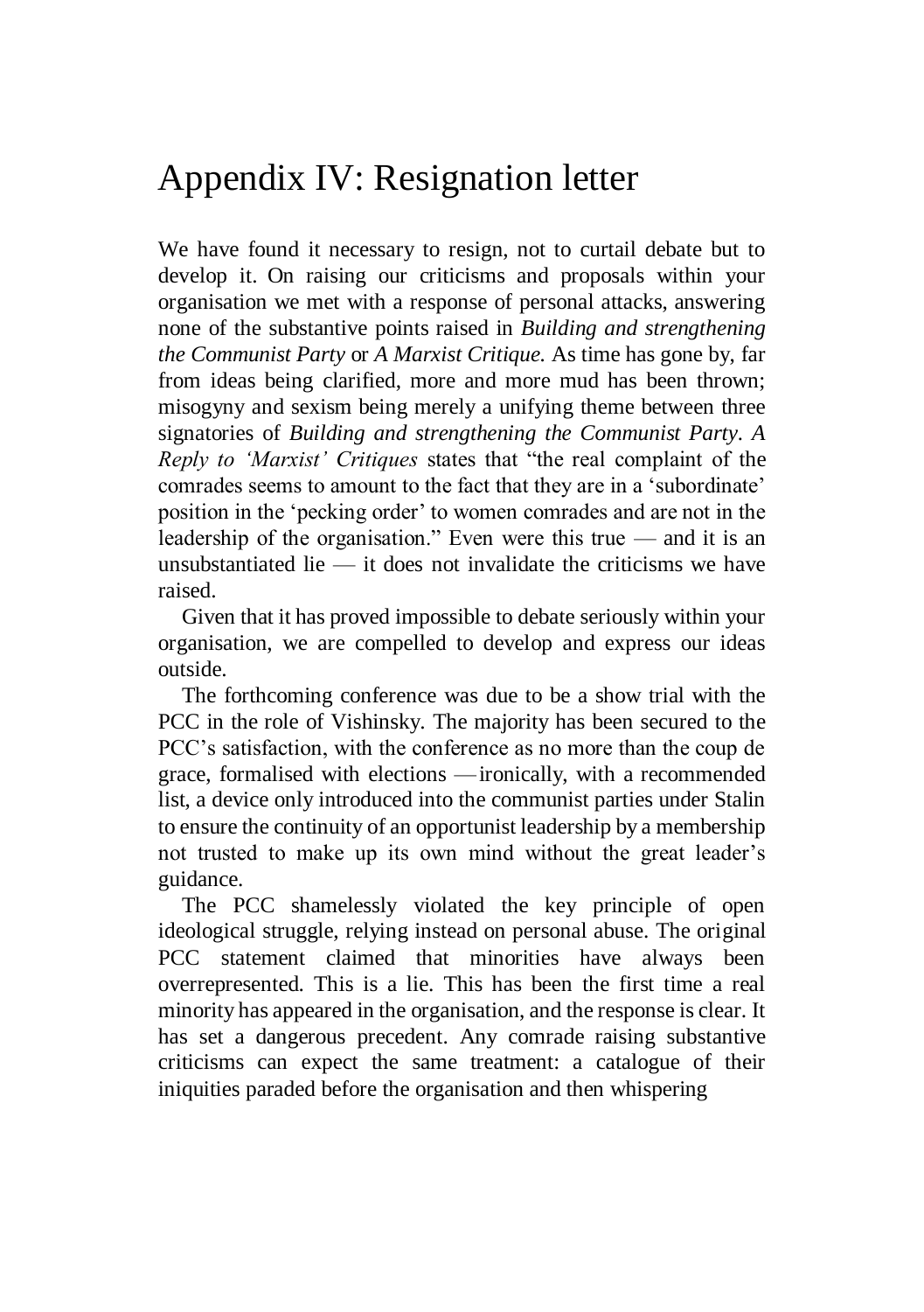# Appendix IV: Resignation letter

We have found it necessary to resign, not to curtail debate but to develop it. On raising our criticisms and proposals within your organisation we met with a response of personal attacks, answering none of the substantive points raised in *Building and strengthening the Communist Party* or *A Marxist Critique.* As time has gone by, far from ideas being clarified, more and more mud has been thrown; misogyny and sexism being merely a unifying theme between three signatories of *Building and strengthening the Communist Party*. *A Reply to 'Marxist' Critiques* states that "the real complaint of the comrades seems to amount to the fact that they are in a 'subordinate' position in the 'pecking order' to women comrades and are not in the leadership of the organisation." Even were this true — and it is an unsubstantiated lie — it does not invalidate the criticisms we have raised.

Given that it has proved impossible to debate seriously within your organisation, we are compelled to develop and express our ideas outside.

The forthcoming conference was due to be a show trial with the PCC in the role of Vishinsky. The majority has been secured to the PCC's satisfaction, with the conference as no more than the coup de grace, formalised with elections — ironically, with a recommended list, a device only introduced into the communist parties under Stalin to ensure the continuity of an opportunist leadership by a membership not trusted to make up its own mind without the great leader's guidance.

The PCC shamelessly violated the key principle of open ideological struggle, relying instead on personal abuse. The original PCC statement claimed that minorities have always been overrepresented. This is a lie. This has been the first time a real minority has appeared in the organisation, and the response is clear. It has set a dangerous precedent. Any comrade raising substantive criticisms can expect the same treatment: a catalogue of their iniquities paraded before the organisation and then whispering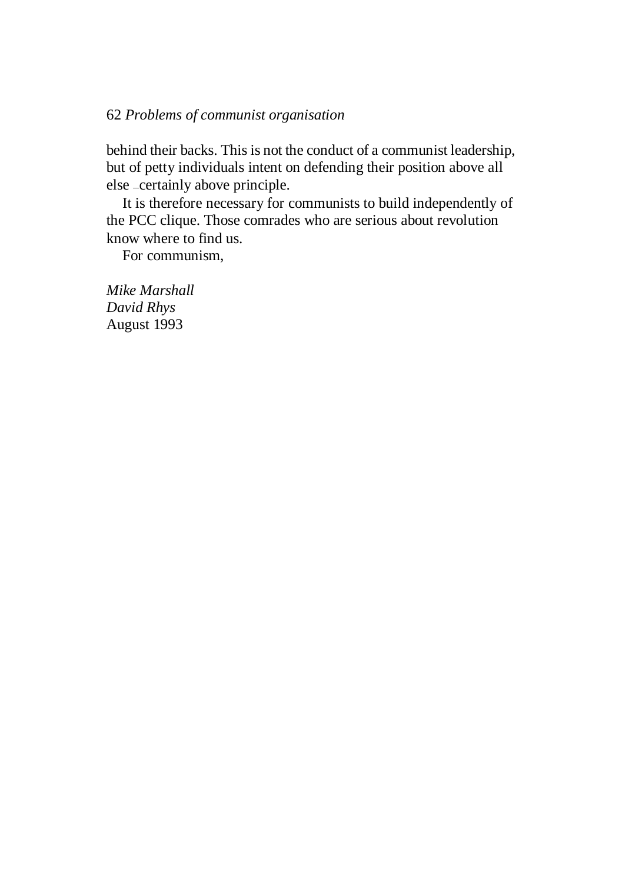behind their backs. This is not the conduct of a communist leadership, but of petty individuals intent on defending their position above all else – certainly above principle.

It is therefore necessary for communists to build independently of the PCC clique. Those comrades who are serious about revolution know where to find us.

For communism,

*Mike Marshall*
*David Rhys*
August 1993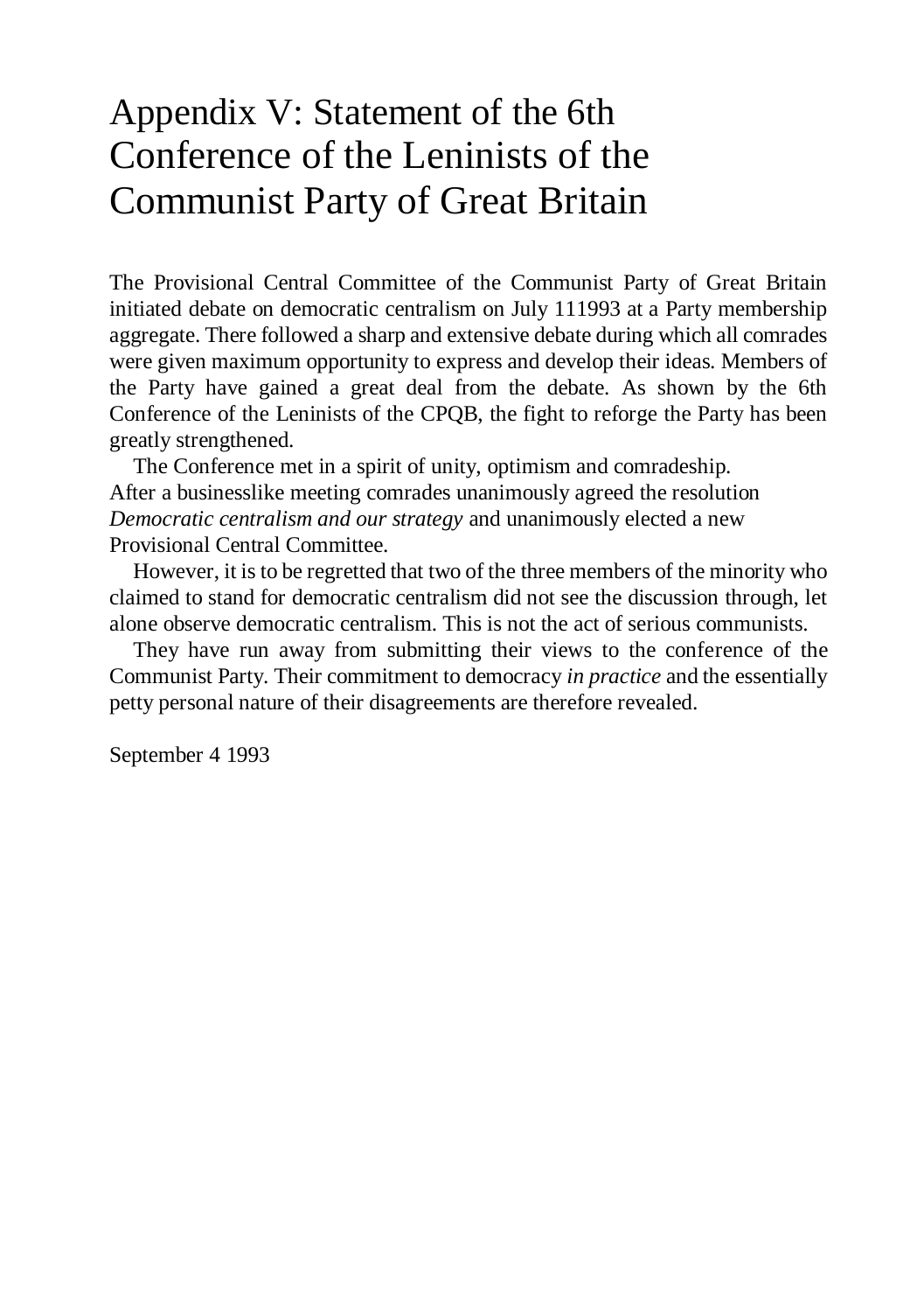# Appendix V: Statement of the 6th Conference of the Leninists of the Communist Party of Great Britain

The Provisional Central Committee of the Communist Party of Great Britain initiated debate on democratic centralism on July 111993 at a Party membership aggregate. There followed a sharp and extensive debate during which all comrades were given maximum opportunity to express and develop their ideas. Members of the Party have gained a great deal from the debate. As shown by the 6th Conference of the Leninists of the CPQB, the fight to reforge the Party has been greatly strengthened.

The Conference met in a spirit of unity, optimism and comradeship. After a businesslike meeting comrades unanimously agreed the resolution *Democratic centralism and our strategy* and unanimously elected a new Provisional Central Committee.

However, it is to be regretted that two of the three members of the minority who claimed to stand for democratic centralism did not see the discussion through, let alone observe democratic centralism. This is not the act of serious communists.

They have run away from submitting their views to the conference of the Communist Party. Their commitment to democracy *in practice* and the essentially petty personal nature of their disagreements are therefore revealed.

September 4 1993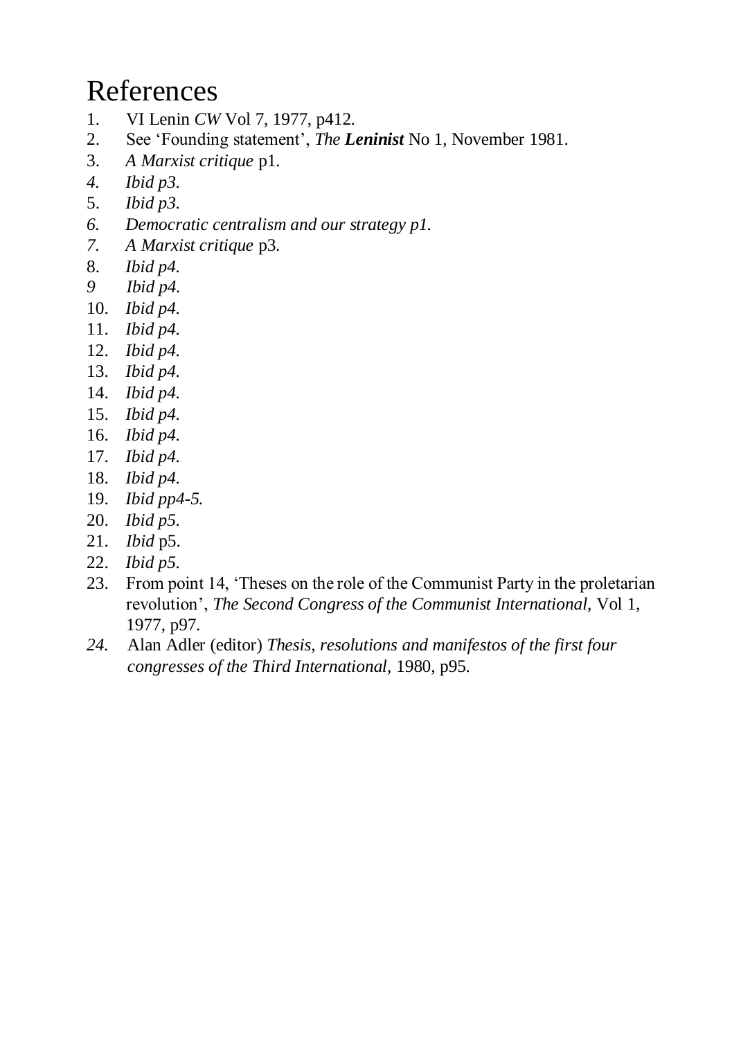# References

1. VI Lenin *CW* Vol 7, 1977, p412.
2. See 'Founding statement', *The **Leninist*** No 1, November 1981.
3. *A Marxist critique* p1.
4. *Ibid p3.*
5. *Ibid p3.*
6. *Democratic centralism and our strategy p1.*
7. *A Marxist critique* p3.
8. *Ibid p4.*
9. *Ibid p4.*
10. *Ibid p4.*
11. *Ibid p4.*
12. *Ibid p4.*
13. *Ibid p4.*
14. *Ibid p4.*
15. *Ibid p4.*
16. *Ibid p4.*
17. *Ibid p4.*
18. *Ibid p4.*
19. *Ibid pp4-5.*
20. *Ibid p5.*
21. *Ibid* p5.
22. *Ibid p5.*
23. From point 14, 'Theses on the role of the Communist Party in the proletarian revolution', *The Second Congress of the Communist International,* Vol 1, 1977, p97.
24. Alan Adler (editor) *Thesis, resolutions and manifestos of the first four congresses of the Third International,* 1980, p95.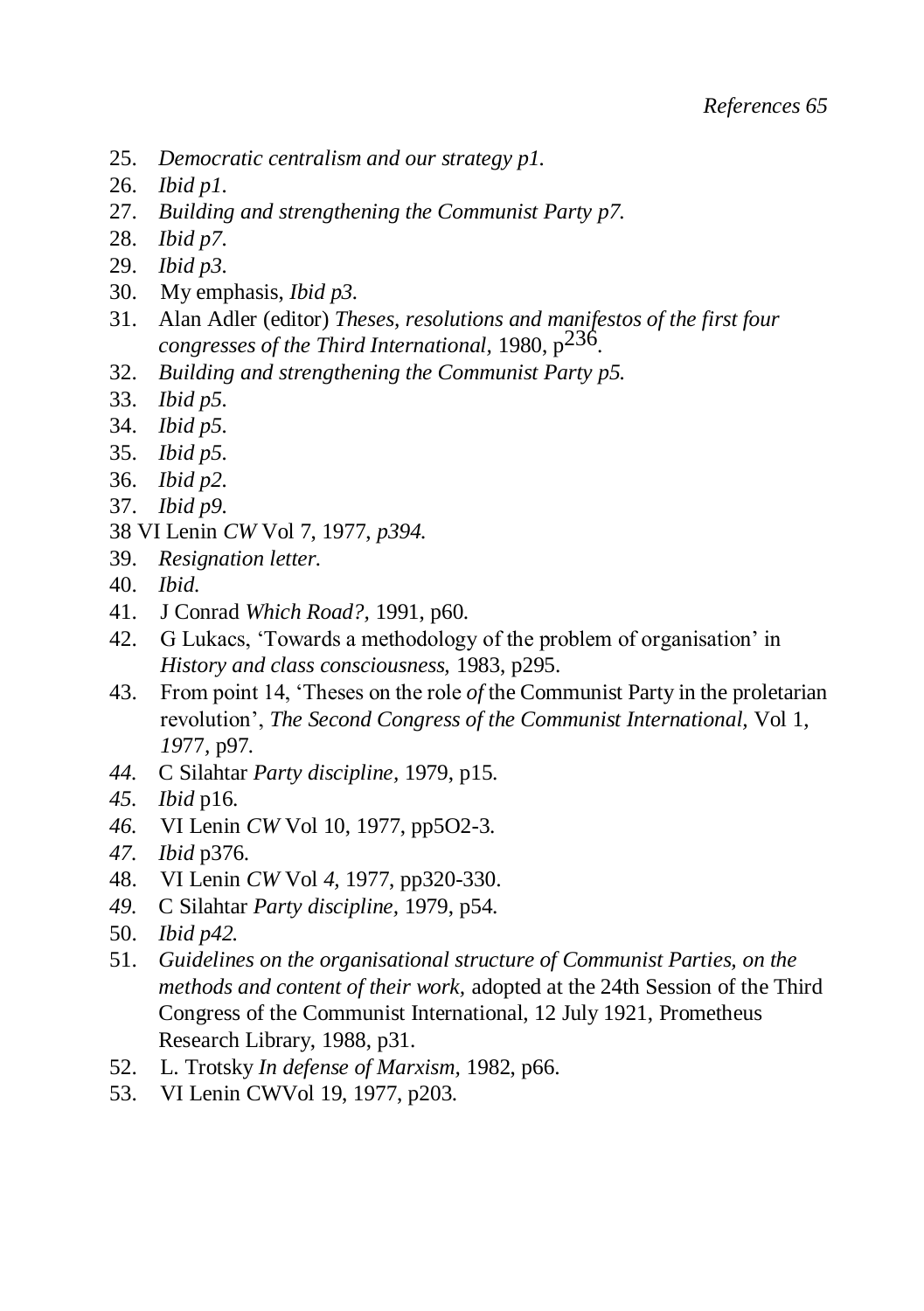25. *Democratic centralism and our strategy p1.*
26. *Ibid p1.*
27. *Building and strengthening the Communist Party p7.*
28. *Ibid p7.*
29. *Ibid p3.*
30. My emphasis, *Ibid p3.*
31. Alan Adler (editor) *Theses, resolutions and manifestos of the first four congresses of the Third International,* 1980, p236.
32. *Building and strengthening the Communist Party p5.*
33. *Ibid p5.*
34. *Ibid p5.*
35. *Ibid p5.*
36. *Ibid p2.*
37. *Ibid p9.*
38 VI Lenin *CW* Vol 7, 1977, *p394.*
39. *Resignation letter.*
40. *Ibid.*
41. J Conrad *Which Road?,* 1991, p60.
42. G Lukacs, 'Towards a methodology of the problem of organisation' in *History and class consciousness,* 1983, p295.
43. From point 14, 'Theses on the role *of* the Communist Party in the proletarian revolution', *The Second Congress of the Communist International,* Vol 1, *19*77, p97.
44. C Silahtar *Party discipline,* 1979, p15.
45. *Ibid* p16.
46. VI Lenin *CW* Vol 10, 1977, pp5O2-3.
47. *Ibid* p376.
48. VI Lenin *CW* Vol *4,* 1977, pp320-330.
49. C Silahtar *Party discipline,* 1979, p54.
50. *Ibid p42.*
51. *Guidelines on the organisational structure of Communist Parties, on the methods and content of their work,* adopted at the 24th Session of the Third Congress of the Communist International, 12 July 1921, Prometheus Research Library, 1988, p31.
52. L. Trotsky *In defense of Marxism,* 1982, p66.
53. VI Lenin CWVol 19, 1977, p203.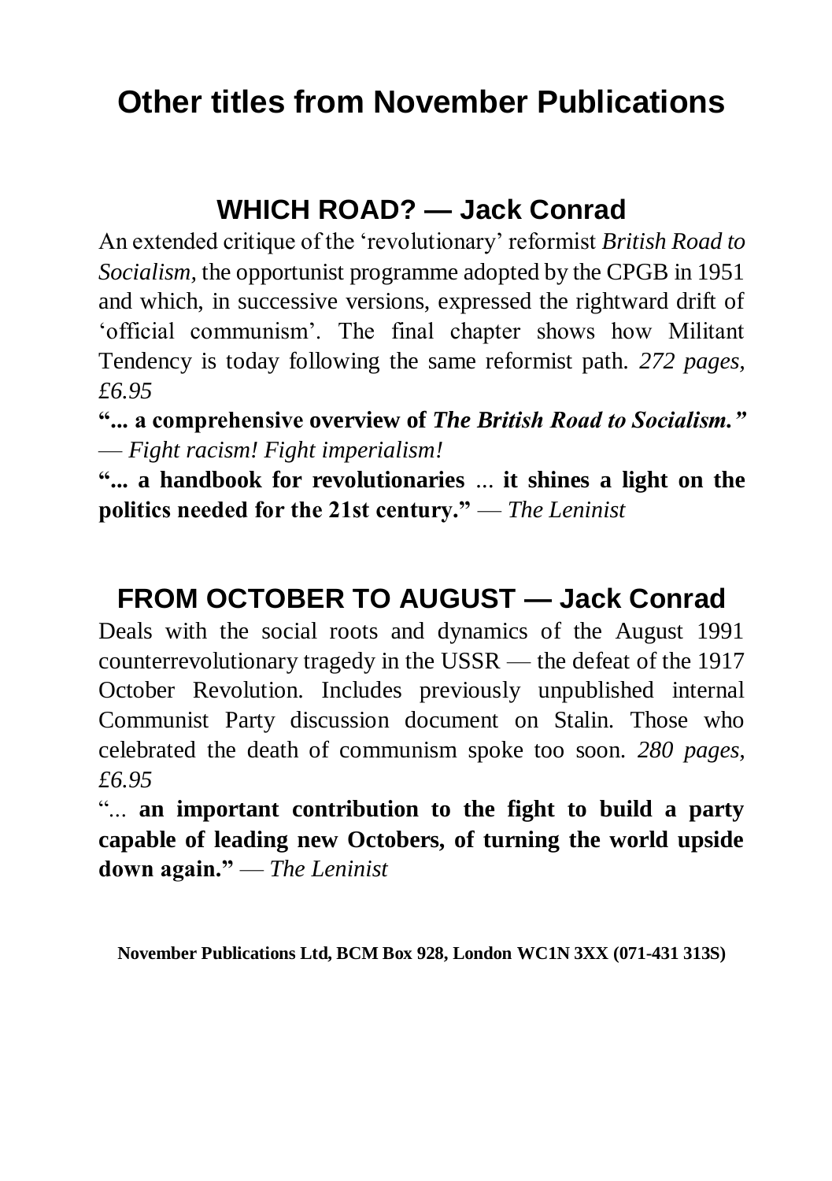# Other titles from November Publications

## WHICH ROAD? — Jack Conrad

An extended critique of the 'revolutionary' reformist *British Road to Socialism*, the opportunist programme adopted by the CPGB in 1951 and which, in successive versions, expressed the rightward drift of 'official communism'. The final chapter shows how Militant Tendency is today following the same reformist path. *272 pages, £6.95*

**"... a comprehensive overview of *The British Road to Socialism.*"** — *Fight racism! Fight imperialism!*

**"... a handbook for revolutionaries ... it shines a light on the politics needed for the 21st century."** — *The Leninist*

## FROM OCTOBER TO AUGUST — Jack Conrad

Deals with the social roots and dynamics of the August 1991 counterrevolutionary tragedy in the USSR — the defeat of the 1917 October Revolution. Includes previously unpublished internal Communist Party discussion document on Stalin. Those who celebrated the death of communism spoke too soon. *280 pages, £6.95*

"... **an important contribution to the fight to build a party capable of leading new Octobers, of turning the world upside down again."** — *The Leninist*

**November Publications Ltd, BCM Box 928, London WC1N 3XX (071-431 313S)**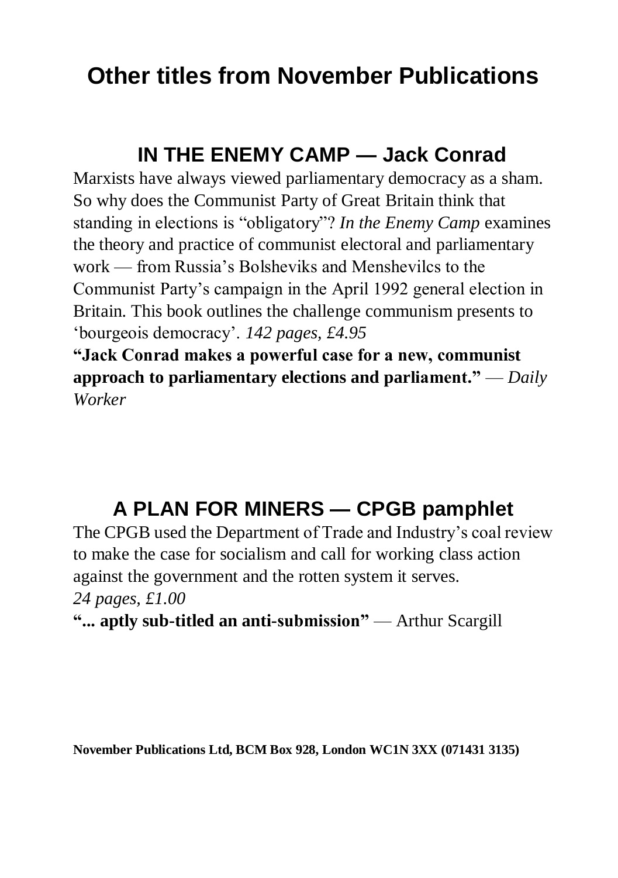# Other titles from November Publications

## IN THE ENEMY CAMP — Jack Conrad

Marxists have always viewed parliamentary democracy as a sham. So why does the Communist Party of Great Britain think that standing in elections is "obligatory"? *In the Enemy Camp* examines the theory and practice of communist electoral and parliamentary work — from Russia's Bolsheviks and Menshevilcs to the Communist Party's campaign in the April 1992 general election in Britain. This book outlines the challenge communism presents to 'bourgeois democracy'. *142 pages, £4.95*

**"Jack Conrad makes a powerful case for a new, communist approach to parliamentary elections and parliament."** — *Daily Worker*

## A PLAN FOR MINERS — CPGB pamphlet

The CPGB used the Department of Trade and Industry's coal review to make the case for socialism and call for working class action against the government and the rotten system it serves.
*24 pages, £1.00*

**"... aptly sub-titled an anti-submission"** — Arthur Scargill

**November Publications Ltd, BCM Box 928, London WC1N 3XX (071431 3135)**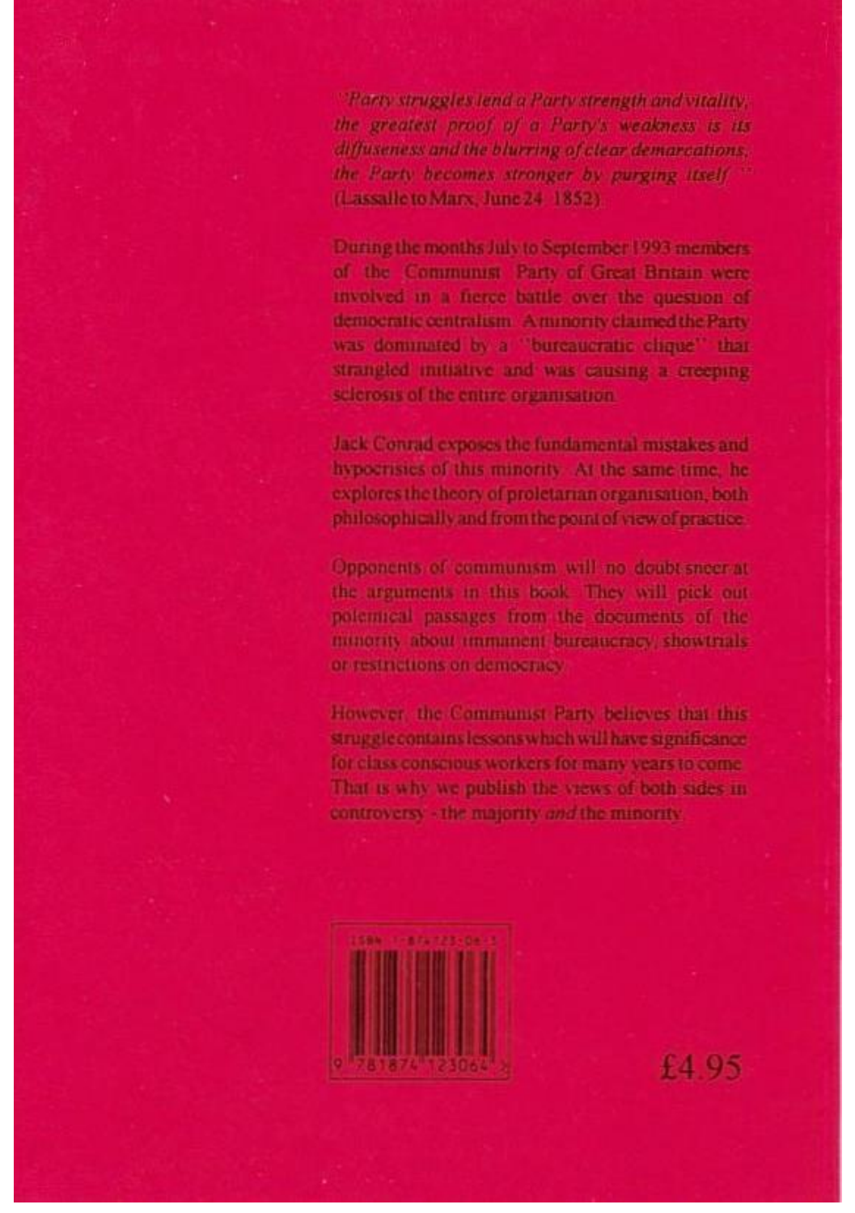*"Party struggles lend a Party strength and vitality, the greatest proof of a Party's weakness is its diffuseness and the blurring of clear demarcations, the Party becomes stronger by purging itself"* (Lassalle to Marx, June 24 1852).

During the months July to September 1993 members of the Communist Party of Great Britain were involved in a fierce battle over the question of democratic centralism. A minority claimed the Party was dominated by a "bureaucratic clique" that strangled initiative and was causing a creeping sclerosis of the entire organisation.

Jack Conrad exposes the fundamental mistakes and hypocrisies of this minority. At the same time, he explores the theory of proletarian organisation, both philosophically and from the point of view of practice.

Opponents of communism will no doubt sneer at the arguments in this book. They will pick out polemical passages from the documents of the minority about immanent bureaucracy, showtrials or restrictions on democracy.

However, the Communist Party believes that this struggle contains lessons which will have significance for class conscious workers for many years to come. That is why we publish the views of both sides in controversy - the majority *and* the minority.

ISBN 1-874123-06-5

9 781874 123064

£4.95